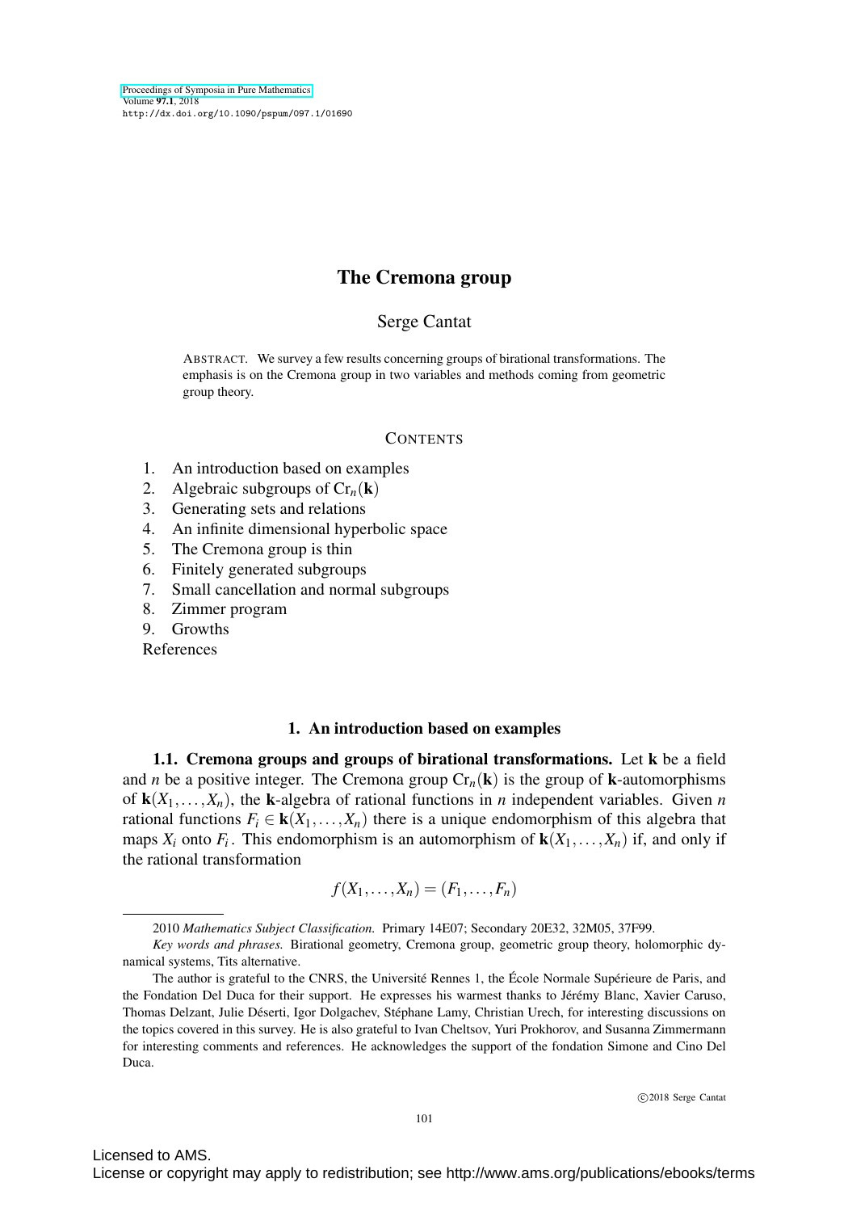# The Cremona group

Serge Cantat

ABSTRACT. We survey a few results concerning groups of birational transformations. The emphasis is on the Cremona group in two variables and methods coming from geometric group theory.

CONTENTS

1. An introduction based on examples
2. Algebraic subgroups of $\mathrm{Cr}_n(\mathbf{k})$
3. Generating sets and relations
4. An infinite dimensional hyperbolic space
5. The Cremona group is thin
6. Finitely generated subgroups
7. Small cancellation and normal subgroups
8. Zimmer program
9. Growths

References

## 1. An introduction based on examples

**1.1. Cremona groups and groups of birational transformations.** Let $\mathbf{k}$ be a field and $n$ be a positive integer. The Cremona group $\mathrm{Cr}_n(\mathbf{k})$ is the group of $\mathbf{k}$-automorphisms of $\mathbf{k}(X_1, \ldots, X_n)$, the $\mathbf{k}$-algebra of rational functions in $n$ independent variables. Given $n$ rational functions $F_i \in \mathbf{k}(X_1, \ldots, X_n)$ there is a unique endomorphism of this algebra that maps $X_i$ onto $F_i$. This endomorphism is an automorphism of $\mathbf{k}(X_1, \ldots, X_n)$ if, and only if the rational transformation

$$f(X_1, \ldots, X_n) = (F_1, \ldots, F_n)$$

2010 *Mathematics Subject Classification.* Primary 14E07; Secondary 20E32, 32M05, 37F99.

*Key words and phrases.* Birational geometry, Cremona group, geometric group theory, holomorphic dynamical systems, Tits alternative.

The author is grateful to the CNRS, the Université Rennes 1, the École Normale Supérieure de Paris, and the Fondation Del Duca for their support. He expresses his warmest thanks to Jérémy Blanc, Xavier Caruso, Thomas Delzant, Julie Déserti, Igor Dolgachev, Stéphane Lamy, Christian Urech, for interesting discussions on the topics covered in this survey. He is also grateful to Ivan Cheltsov, Yuri Prokhorov, and Susanna Zimmermann for interesting comments and references. He acknowledges the support of the fondation Simone and Cino Del Duca.

©2018 Serge Cantat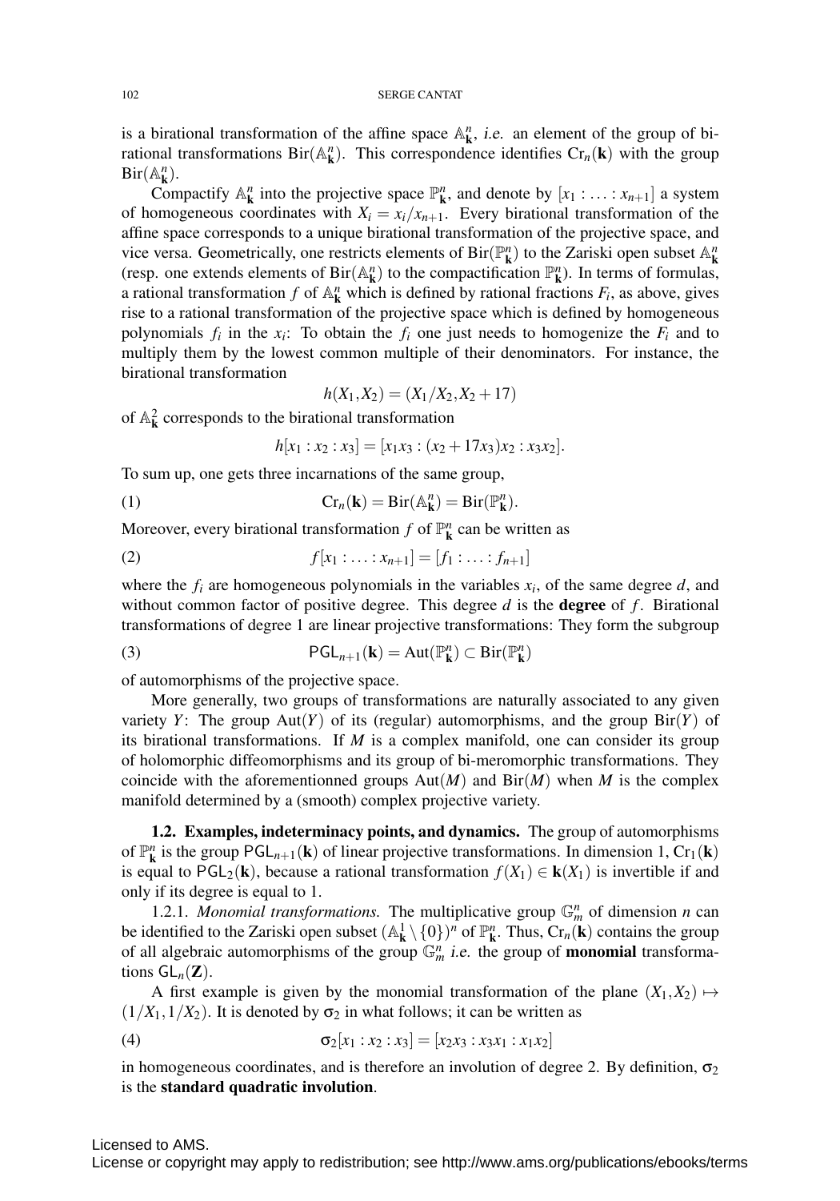is a birational transformation of the affine space $\mathbb{A}^n_{\mathbf{k}}$, *i.e.* an element of the group of birational transformations $\mathrm{Bir}(\mathbb{A}^n_{\mathbf{k}})$. This correspondence identifies $\mathrm{Cr}_n(\mathbf{k})$ with the group $\mathrm{Bir}(\mathbb{A}^n_{\mathbf{k}})$.

Compactify $\mathbb{A}^n_{\mathbf{k}}$ into the projective space $\mathbb{P}^n_{\mathbf{k}}$, and denote by $[x_1 : \ldots : x_{n+1}]$ a system of homogeneous coordinates with $X_i = x_i/x_{n+1}$. Every birational transformation of the affine space corresponds to a unique birational transformation of the projective space, and vice versa. Geometrically, one restricts elements of $\mathrm{Bir}(\mathbb{P}^n_{\mathbf{k}})$ to the Zariski open subset $\mathbb{A}^n_{\mathbf{k}}$ (resp. one extends elements of $\mathrm{Bir}(\mathbb{A}^n_{\mathbf{k}})$ to the compactification $\mathbb{P}^n_{\mathbf{k}}$). In terms of formulas, a rational transformation $f$ of $\mathbb{A}^n_{\mathbf{k}}$ which is defined by rational fractions $F_i$, as above, gives rise to a rational transformation of the projective space which is defined by homogeneous polynomials $f_i$ in the $x_i$: To obtain the $f_i$ one just needs to homogenize the $F_i$ and to multiply them by the lowest common multiple of their denominators. For instance, the birational transformation

$$h(X_1, X_2) = (X_1/X_2, X_2 + 17)$$

of $\mathbb{A}^2_{\mathbf{k}}$ corresponds to the birational transformation

$$h[x_1 : x_2 : x_3] = [x_1x_3 : (x_2 + 17x_3)x_2 : x_3x_2].$$

To sum up, one gets three incarnations of the same group,

$$\mathrm{Cr}_n(\mathbf{k}) = \mathrm{Bir}(\mathbb{A}^n_{\mathbf{k}}) = \mathrm{Bir}(\mathbb{P}^n_{\mathbf{k}}). \tag{1}$$

Moreover, every birational transformation $f$ of $\mathbb{P}^n_{\mathbf{k}}$ can be written as

$$f[x_1 : \ldots : x_{n+1}] = [f_1 : \ldots : f_{n+1}] \tag{2}$$

where the $f_i$ are homogeneous polynomials in the variables $x_i$, of the same degree $d$, and without common factor of positive degree. This degree $d$ is the **degree** of $f$. Birational transformations of degree 1 are linear projective transformations: They form the subgroup

$$\mathsf{PGL}_{n+1}(\mathbf{k}) = \mathrm{Aut}(\mathbb{P}^n_{\mathbf{k}}) \subset \mathrm{Bir}(\mathbb{P}^n_{\mathbf{k}}) \tag{3}$$

of automorphisms of the projective space.

More generally, two groups of transformations are naturally associated to any given variety $Y$: The group $\mathrm{Aut}(Y)$ of its (regular) automorphisms, and the group $\mathrm{Bir}(Y)$ of its birational transformations. If $M$ is a complex manifold, one can consider its group of holomorphic diffeomorphisms and its group of bi-meromorphic transformations. They coincide with the aforementionned groups $\mathrm{Aut}(M)$ and $\mathrm{Bir}(M)$ when $M$ is the complex manifold determined by a (smooth) complex projective variety.

**1.2. Examples, indeterminacy points, and dynamics.** The group of automorphisms of $\mathbb{P}^n_{\mathbf{k}}$ is the group $\mathsf{PGL}_{n+1}(\mathbf{k})$ of linear projective transformations. In dimension 1, $\mathrm{Cr}_1(\mathbf{k})$ is equal to $\mathsf{PGL}_2(\mathbf{k})$, because a rational transformation $f(X_1) \in \mathbf{k}(X_1)$ is invertible if and only if its degree is equal to 1.

1.2.1. *Monomial transformations.* The multiplicative group $\mathbb{G}^n_m$ of dimension $n$ can be identified to the Zariski open subset $(\mathbb{A}^1_{\mathbf{k}} \setminus \{0\})^n$ of $\mathbb{P}^n_{\mathbf{k}}$. Thus, $\mathrm{Cr}_n(\mathbf{k})$ contains the group of all algebraic automorphisms of the group $\mathbb{G}^n_m$ *i.e.* the group of **monomial** transformations $\mathsf{GL}_n(\mathbf{Z})$.

A first example is given by the monomial transformation of the plane $(X_1, X_2) \mapsto (1/X_1, 1/X_2)$. It is denoted by $\sigma_2$ in what follows; it can be written as

$$\sigma_2[x_1 : x_2 : x_3] = [x_2x_3 : x_3x_1 : x_1x_2] \tag{4}$$

in homogeneous coordinates, and is therefore an involution of degree 2. By definition, $\sigma_2$ is the **standard quadratic involution**.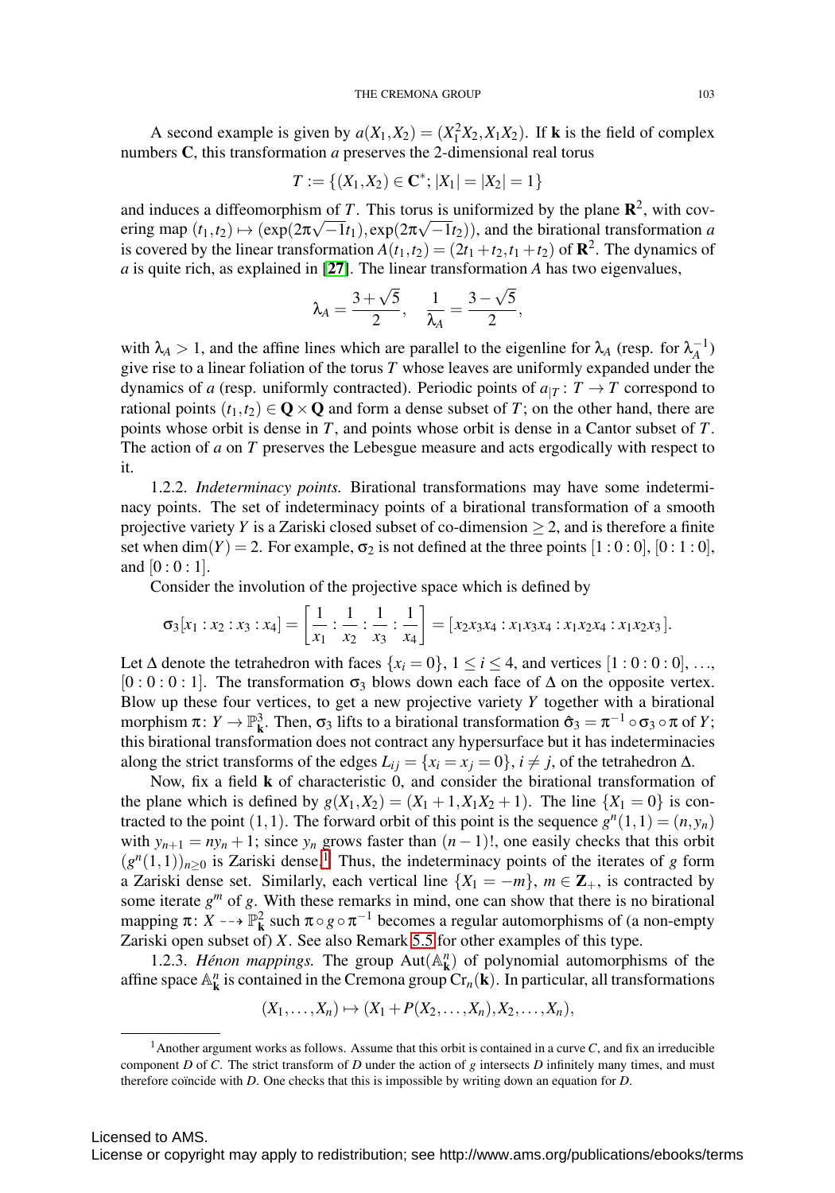A second example is given by $a(X_1,X_2) = (X_1^2 X_2, X_1 X_2)$. If $\mathbf{k}$ is the field of complex numbers $\mathbf{C}$, this transformation $a$ preserves the 2-dimensional real torus

$$T := \{(X_1,X_2) \in \mathbf{C}^*; |X_1| = |X_2| = 1\}$$

and induces a diffeomorphism of $T$. This torus is uniformized by the plane $\mathbf{R}^2$, with covering map $(t_1,t_2) \mapsto (\exp(2\pi\sqrt{-1}t_1), \exp(2\pi\sqrt{-1}t_2))$, and the birational transformation $a$ is covered by the linear transformation $A(t_1,t_2) = (2t_1 + t_2, t_1 + t_2)$ of $\mathbf{R}^2$. The dynamics of $a$ is quite rich, as explained in [27]. The linear transformation $A$ has two eigenvalues,

$$\lambda_A = \frac{3+\sqrt{5}}{2}, \quad \frac{1}{\lambda_A} = \frac{3-\sqrt{5}}{2},$$

with $\lambda_A > 1$, and the affine lines which are parallel to the eigenline for $\lambda_A$ (resp. for $\lambda_A^{-1}$) give rise to a linear foliation of the torus $T$ whose leaves are uniformly expanded under the dynamics of $a$ (resp. uniformly contracted). Periodic points of $a_{|T}\colon T \to T$ correspond to rational points $(t_1,t_2) \in \mathbf{Q} \times \mathbf{Q}$ and form a dense subset of $T$; on the other hand, there are points whose orbit is dense in $T$, and points whose orbit is dense in a Cantor subset of $T$. The action of $a$ on $T$ preserves the Lebesgue measure and acts ergodically with respect to it.

1.2.2. *Indeterminacy points.* Birational transformations may have some indeterminacy points. The set of indeterminacy points of a birational transformation of a smooth projective variety $Y$ is a Zariski closed subset of co-dimension $\geq 2$, and is therefore a finite set when $\dim(Y) = 2$. For example, $\sigma_2$ is not defined at the three points $[1:0:0]$, $[0:1:0]$, and $[0:0:1]$.

Consider the involution of the projective space which is defined by

$$\sigma_3[x_1 : x_2 : x_3 : x_4] = \left[\frac{1}{x_1} : \frac{1}{x_2} : \frac{1}{x_3} : \frac{1}{x_4}\right] = [x_2x_3x_4 : x_1x_3x_4 : x_1x_2x_4 : x_1x_2x_3].$$

Let $\Delta$ denote the tetrahedron with faces $\{x_i = 0\}$, $1 \leq i \leq 4$, and vertices $[1:0:0:0]$, ..., $[0:0:0:1]$. The transformation $\sigma_3$ blows down each face of $\Delta$ on the opposite vertex. Blow up these four vertices, to get a new projective variety $Y$ together with a birational morphism $\pi\colon Y \to \mathbb{P}^3_{\mathbf{k}}$. Then, $\sigma_3$ lifts to a birational transformation $\hat{\sigma}_3 = \pi^{-1} \circ \sigma_3 \circ \pi$ of $Y$; this birational transformation does not contract any hypersurface but it has indeterminacies along the strict transforms of the edges $L_{ij} = \{x_i = x_j = 0\}$, $i \neq j$, of the tetrahedron $\Delta$.

Now, fix a field $\mathbf{k}$ of characteristic 0, and consider the birational transformation of the plane which is defined by $g(X_1,X_2) = (X_1 + 1, X_1X_2 + 1)$. The line $\{X_1 = 0\}$ is contracted to the point $(1,1)$. The forward orbit of this point is the sequence $g^n(1,1) = (n, y_n)$ with $y_{n+1} = ny_n + 1$; since $y_n$ grows faster than $(n-1)!$, one easily checks that this orbit $(g^n(1,1))_{n \geq 0}$ is Zariski dense.[1] Thus, the indeterminacy points of the iterates of $g$ form a Zariski dense set. Similarly, each vertical line $\{X_1 = -m\}$, $m \in \mathbf{Z}_+$, is contracted by some iterate $g^m$ of $g$. With these remarks in mind, one can show that there is no birational mapping $\pi\colon X \dashrightarrow \mathbb{P}^2_{\mathbf{k}}$ such $\pi \circ g \circ \pi^{-1}$ becomes a regular automorphisms of (a non-empty Zariski open subset of) $X$. See also Remark 5.5 for other examples of this type.

1.2.3. *Hénon mappings.* The group $\mathrm{Aut}(\mathbb{A}^n_{\mathbf{k}})$ of polynomial automorphisms of the affine space $\mathbb{A}^n_{\mathbf{k}}$ is contained in the Cremona group $\mathrm{Cr}_n(\mathbf{k})$. In particular, all transformations

$$(X_1, \ldots, X_n) \mapsto (X_1 + P(X_2, \ldots, X_n), X_2, \ldots, X_n),$$

---

[1] Another argument works as follows. Assume that this orbit is contained in a curve $C$, and fix an irreducible component $D$ of $C$. The strict transform of $D$ under the action of $g$ intersects $D$ infinitely many times, and must therefore coïncide with $D$. One checks that this is impossible by writing down an equation for $D$.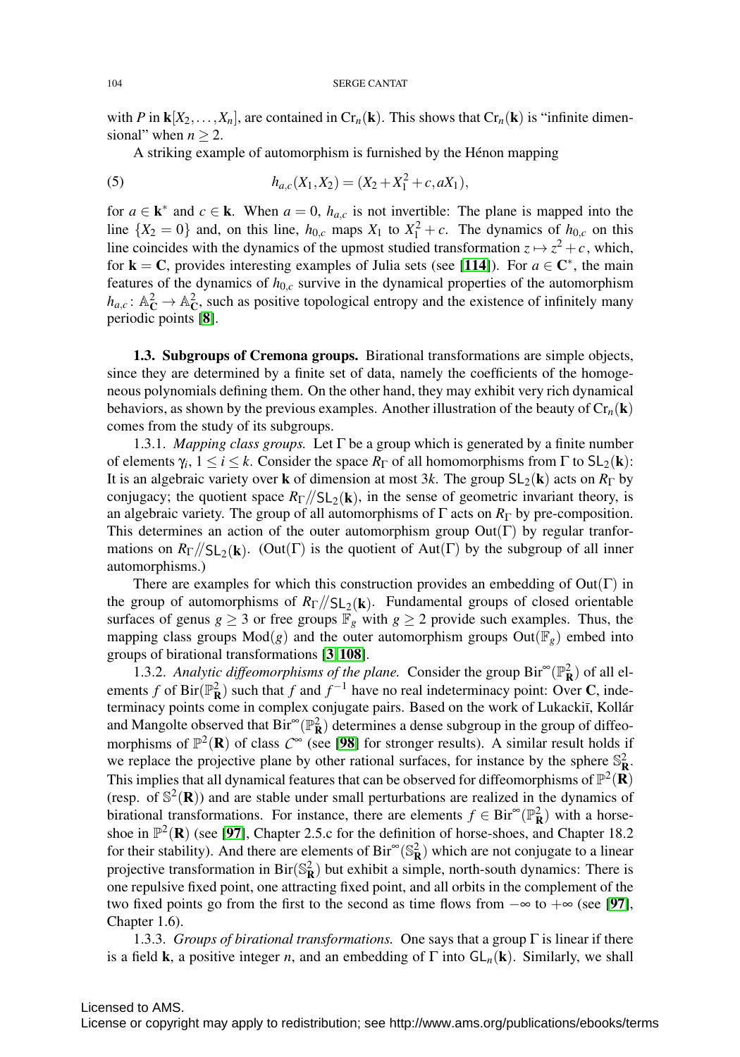with $P$ in $\mathbf{k}[X_2,\ldots,X_n]$, are contained in $\mathrm{Cr}_n(\mathbf{k})$. This shows that $\mathrm{Cr}_n(\mathbf{k})$ is "infinite dimensional" when $n \geq 2$.

A striking example of automorphism is furnished by the Hénon mapping

$$h_{a,c}(X_1,X_2) = (X_2 + X_1^2 + c, aX_1), \tag{5}$$

for $a \in \mathbf{k}^*$ and $c \in \mathbf{k}$. When $a = 0$, $h_{a,c}$ is not invertible: The plane is mapped into the line $\{X_2 = 0\}$ and, on this line, $h_{0,c}$ maps $X_1$ to $X_1^2 + c$. The dynamics of $h_{0,c}$ on this line coincides with the dynamics of the upmost studied transformation $z \mapsto z^2 + c$, which, for $\mathbf{k} = \mathbf{C}$, provides interesting examples of Julia sets (see [**114**]). For $a \in \mathbf{C}^*$, the main features of the dynamics of $h_{0,c}$ survive in the dynamical properties of the automorphism $h_{a,c}\colon \mathbb{A}^2_{\mathbf{C}} \to \mathbb{A}^2_{\mathbf{C}}$, such as positive topological entropy and the existence of infinitely many periodic points [**8**].

**1.3. Subgroups of Cremona groups.** Birational transformations are simple objects, since they are determined by a finite set of data, namely the coefficients of the homogeneous polynomials defining them. On the other hand, they may exhibit very rich dynamical behaviors, as shown by the previous examples. Another illustration of the beauty of $\mathrm{Cr}_n(\mathbf{k})$ comes from the study of its subgroups.

1.3.1. *Mapping class groups.* Let $\Gamma$ be a group which is generated by a finite number of elements $\gamma_i$, $1 \leq i \leq k$. Consider the space $R_\Gamma$ of all homomorphisms from $\Gamma$ to $\mathsf{SL}_2(\mathbf{k})$: It is an algebraic variety over $\mathbf{k}$ of dimension at most $3k$. The group $\mathsf{SL}_2(\mathbf{k})$ acts on $R_\Gamma$ by conjugacy; the quotient space $R_\Gamma/\!/\mathsf{SL}_2(\mathbf{k})$, in the sense of geometric invariant theory, is an algebraic variety. The group of all automorphisms of $\Gamma$ acts on $R_\Gamma$ by pre-composition. This determines an action of the outer automorphism group $\mathrm{Out}(\Gamma)$ by regular tranformations on $R_\Gamma/\!/\mathsf{SL}_2(\mathbf{k})$. ($\mathrm{Out}(\Gamma)$ is the quotient of $\mathrm{Aut}(\Gamma)$ by the subgroup of all inner automorphisms.)

There are examples for which this construction provides an embedding of $\mathrm{Out}(\Gamma)$ in the group of automorphisms of $R_\Gamma/\!/\mathsf{SL}_2(\mathbf{k})$. Fundamental groups of closed orientable surfaces of genus $g \geq 3$ or free groups $\mathbb{F}_g$ with $g \geq 2$ provide such examples. Thus, the mapping class groups $\mathrm{Mod}(g)$ and the outer automorphism groups $\mathrm{Out}(\mathbb{F}_g)$ embed into groups of birational transformations [**3**,**108**].

1.3.2. *Analytic diffeomorphisms of the plane.* Consider the group $\mathrm{Bir}^\infty(\mathbb{P}^2_{\mathbf{R}})$ of all elements $f$ of $\mathrm{Bir}(\mathbb{P}^2_{\mathbf{R}})$ such that $f$ and $f^{-1}$ have no real indeterminacy point: Over $\mathbf{C}$, indeterminacy points come in complex conjugate pairs. Based on the work of Lukackiī, Kollár and Mangolte observed that $\mathrm{Bir}^\infty(\mathbb{P}^2_{\mathbf{R}})$ determines a dense subgroup in the group of diffeomorphisms of $\mathbb{P}^2(\mathbf{R})$ of class $C^\infty$ (see [**98**] for stronger results). A similar result holds if we replace the projective plane by other rational surfaces, for instance by the sphere $\mathbb{S}^2_{\mathbf{R}}$. This implies that all dynamical features that can be observed for diffeomorphisms of $\mathbb{P}^2(\mathbf{R})$ (resp. of $\mathbb{S}^2(\mathbf{R})$) and are stable under small perturbations are realized in the dynamics of birational transformations. For instance, there are elements $f \in \mathrm{Bir}^\infty(\mathbb{P}^2_{\mathbf{R}})$ with a horseshoe in $\mathbb{P}^2(\mathbf{R})$ (see [**97**], Chapter 2.5.c for the definition of horse-shoes, and Chapter 18.2 for their stability). And there are elements of $\mathrm{Bir}^\infty(\mathbb{S}^2_{\mathbf{R}})$ which are not conjugate to a linear projective transformation in $\mathrm{Bir}(\mathbb{S}^2_{\mathbf{R}})$ but exhibit a simple, north-south dynamics: There is one repulsive fixed point, one attracting fixed point, and all orbits in the complement of the two fixed points go from the first to the second as time flows from $-\infty$ to $+\infty$ (see [**97**], Chapter 1.6).

1.3.3. *Groups of birational transformations.* One says that a group $\Gamma$ is linear if there is a field $\mathbf{k}$, a positive integer $n$, and an embedding of $\Gamma$ into $\mathsf{GL}_n(\mathbf{k})$. Similarly, we shall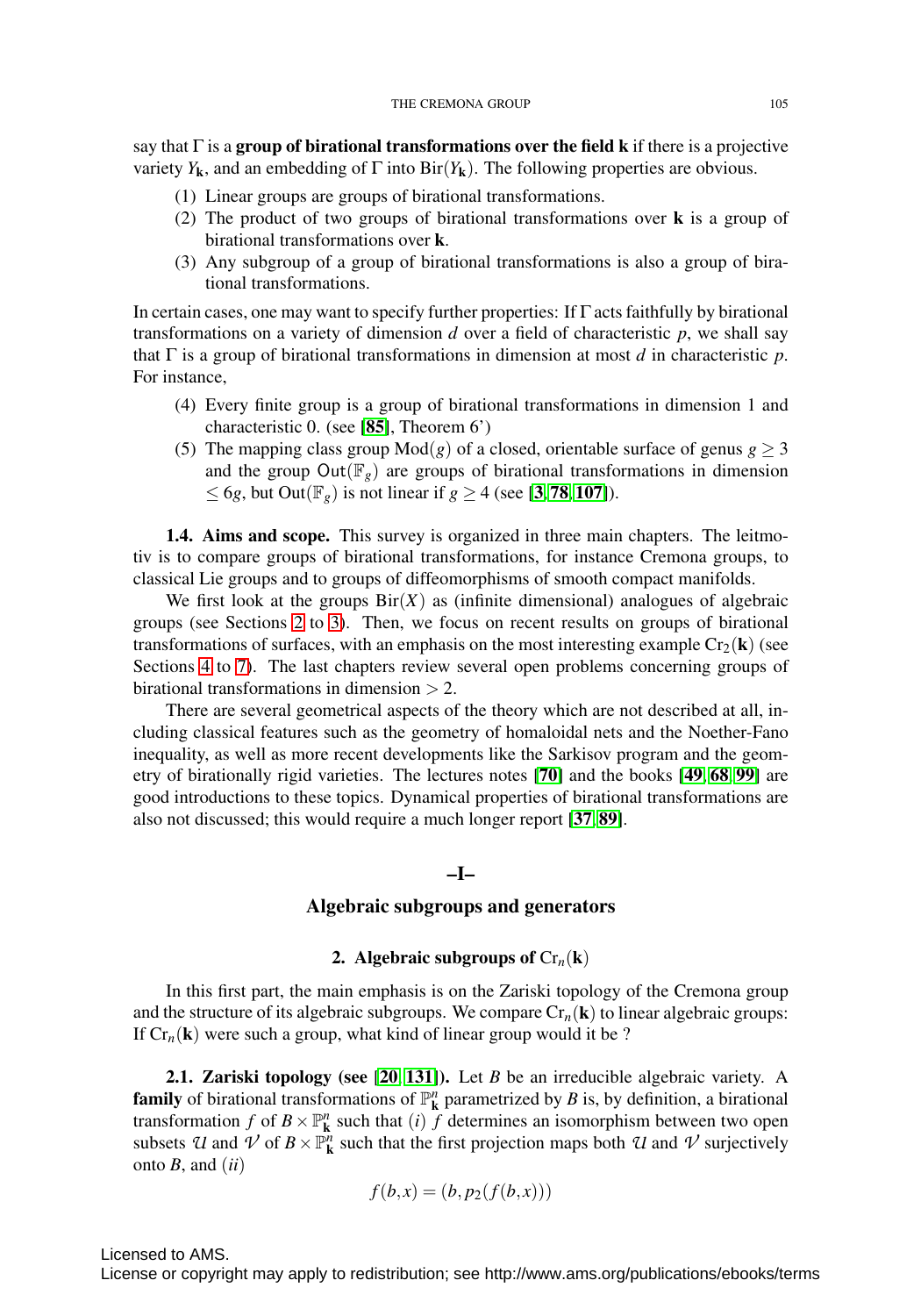say that $\Gamma$ is a **group of birational transformations over the field k** if there is a projective variety $Y_{\mathbf{k}}$, and an embedding of $\Gamma$ into $\mathrm{Bir}(Y_{\mathbf{k}})$. The following properties are obvious.

1. Linear groups are groups of birational transformations.
2. The product of two groups of birational transformations over **k** is a group of birational transformations over **k**.
3. Any subgroup of a group of birational transformations is also a group of birational transformations.

In certain cases, one may want to specify further properties: If $\Gamma$ acts faithfully by birational transformations on a variety of dimension $d$ over a field of characteristic $p$, we shall say that $\Gamma$ is a group of birational transformations in dimension at most $d$ in characteristic $p$. For instance,

4. Every finite group is a group of birational transformations in dimension 1 and characteristic 0. (see [85], Theorem 6')
5. The mapping class group $\mathrm{Mod}(g)$ of a closed, orientable surface of genus $g \geq 3$ and the group $\mathsf{Out}(\mathbb{F}_g)$ are groups of birational transformations in dimension $\leq 6g$, but $\mathrm{Out}(\mathbb{F}_g)$ is not linear if $g \geq 4$ (see [3, 78, 107]).

**1.4. Aims and scope.** This survey is organized in three main chapters. The leitmotiv is to compare groups of birational transformations, for instance Cremona groups, to classical Lie groups and to groups of diffeomorphisms of smooth compact manifolds.

We first look at the groups $\mathrm{Bir}(X)$ as (infinite dimensional) analogues of algebraic groups (see Sections 2 to 3). Then, we focus on recent results on groups of birational transformations of surfaces, with an emphasis on the most interesting example $\mathrm{Cr}_2(\mathbf{k})$ (see Sections 4 to 7). The last chapters review several open problems concerning groups of birational transformations in dimension $> 2$.

There are several geometrical aspects of the theory which are not described at all, including classical features such as the geometry of homaloidal nets and the Noether-Fano inequality, as well as more recent developments like the Sarkisov program and the geometry of birationally rigid varieties. The lectures notes [70] and the books [49, 68, 99] are good introductions to these topics. Dynamical properties of birational transformations are also not discussed; this would require a much longer report [37, 89].

# –I–

# Algebraic subgroups and generators

## 2. Algebraic subgroups of $\mathrm{Cr}_n(\mathbf{k})$

In this first part, the main emphasis is on the Zariski topology of the Cremona group and the structure of its algebraic subgroups. We compare $\mathrm{Cr}_n(\mathbf{k})$ to linear algebraic groups: If $\mathrm{Cr}_n(\mathbf{k})$ were such a group, what kind of linear group would it be ?

**2.1. Zariski topology (see [20, 131]).** Let $B$ be an irreducible algebraic variety. A **family** of birational transformations of $\mathbb{P}^n_{\mathbf{k}}$ parametrized by $B$ is, by definition, a birational transformation $f$ of $B \times \mathbb{P}^n_{\mathbf{k}}$ such that $(i)$ $f$ determines an isomorphism between two open subsets $\mathcal{U}$ and $\mathcal{V}$ of $B \times \mathbb{P}^n_{\mathbf{k}}$ such that the first projection maps both $\mathcal{U}$ and $\mathcal{V}$ surjectively onto $B$, and $(ii)$

$$f(b,x) = (b, p_2(f(b,x)))$$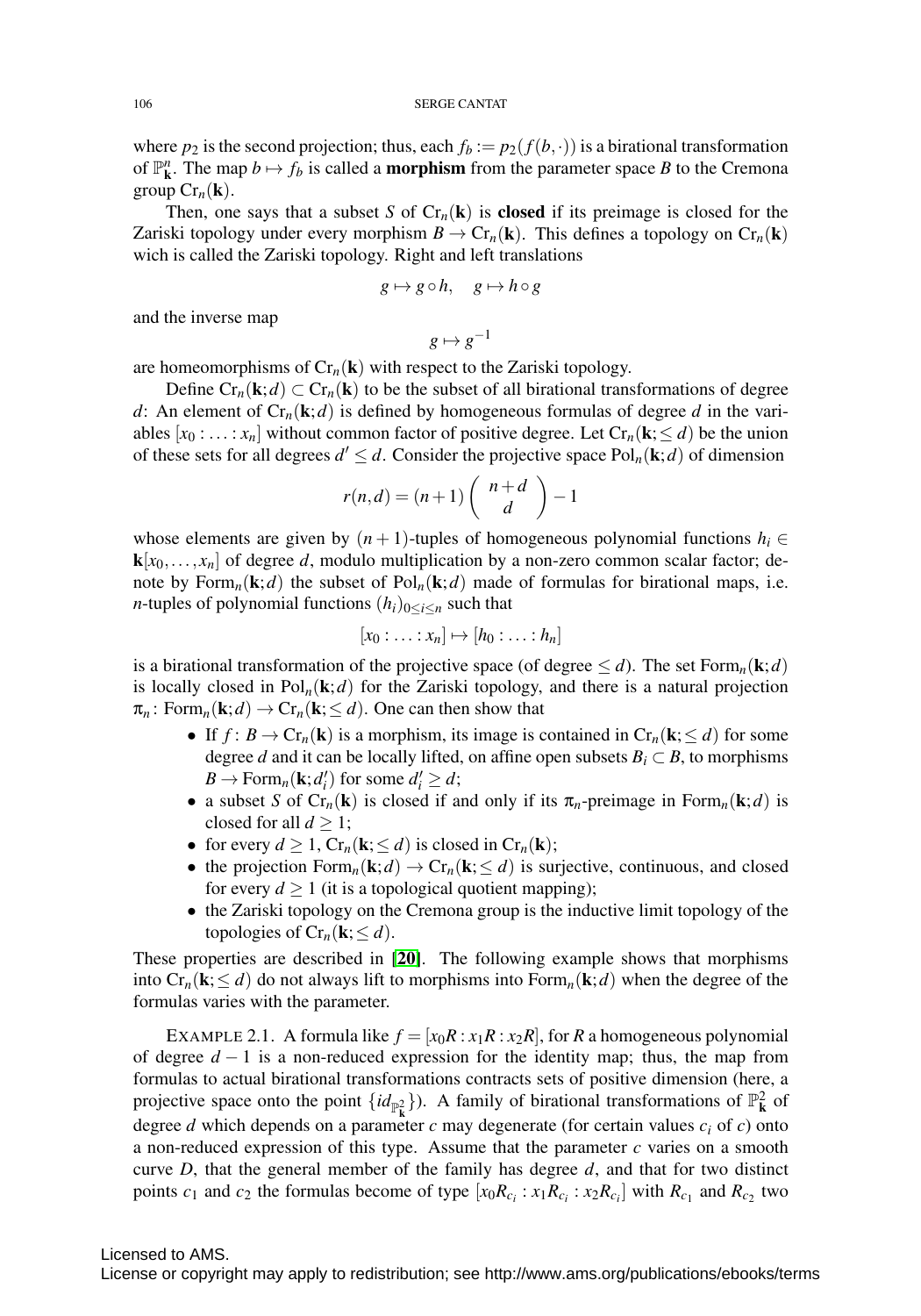where $p_2$ is the second projection; thus, each $f_b := p_2(f(b,\cdot))$ is a birational transformation of $\mathbb{P}^n_{\mathbf{k}}$. The map $b \mapsto f_b$ is called a **morphism** from the parameter space $B$ to the Cremona group $\mathrm{Cr}_n(\mathbf{k})$.

Then, one says that a subset $S$ of $\mathrm{Cr}_n(\mathbf{k})$ is **closed** if its preimage is closed for the Zariski topology under every morphism $B \to \mathrm{Cr}_n(\mathbf{k})$. This defines a topology on $\mathrm{Cr}_n(\mathbf{k})$ wich is called the Zariski topology. Right and left translations

$$g \mapsto g \circ h, \quad g \mapsto h \circ g$$

and the inverse map

$$g \mapsto g^{-1}$$

are homeomorphisms of $\mathrm{Cr}_n(\mathbf{k})$ with respect to the Zariski topology.

Define $\mathrm{Cr}_n(\mathbf{k};d) \subset \mathrm{Cr}_n(\mathbf{k})$ to be the subset of all birational transformations of degree $d$: An element of $\mathrm{Cr}_n(\mathbf{k};d)$ is defined by homogeneous formulas of degree $d$ in the variables $[x_0 : \ldots : x_n]$ without common factor of positive degree. Let $\mathrm{Cr}_n(\mathbf{k};\leq d)$ be the union of these sets for all degrees $d' \leq d$. Consider the projective space $\mathrm{Pol}_n(\mathbf{k};d)$ of dimension

$$r(n,d) = (n+1)\left(\begin{array}{c} n+d \\ d \end{array}\right) - 1$$

whose elements are given by $(n+1)$-tuples of homogeneous polynomial functions $h_i \in \mathbf{k}[x_0,\ldots,x_n]$ of degree $d$, modulo multiplication by a non-zero common scalar factor; denote by $\mathrm{Form}_n(\mathbf{k};d)$ the subset of $\mathrm{Pol}_n(\mathbf{k};d)$ made of formulas for birational maps, i.e. $n$-tuples of polynomial functions $(h_i)_{0\leq i\leq n}$ such that

$$[x_0 : \ldots : x_n] \mapsto [h_0 : \ldots : h_n]$$

is a birational transformation of the projective space (of degree $\leq d$). The set $\mathrm{Form}_n(\mathbf{k};d)$ is locally closed in $\mathrm{Pol}_n(\mathbf{k};d)$ for the Zariski topology, and there is a natural projection $\pi_n \colon \mathrm{Form}_n(\mathbf{k};d) \to \mathrm{Cr}_n(\mathbf{k};\leq d)$. One can then show that

- If $f \colon B \to \mathrm{Cr}_n(\mathbf{k})$ is a morphism, its image is contained in $\mathrm{Cr}_n(\mathbf{k};\leq d)$ for some degree $d$ and it can be locally lifted, on affine open subsets $B_i \subset B$, to morphisms $B \to \mathrm{Form}_n(\mathbf{k};d'_i)$ for some $d'_i \geq d$;
- a subset $S$ of $\mathrm{Cr}_n(\mathbf{k})$ is closed if and only if its $\pi_n$-preimage in $\mathrm{Form}_n(\mathbf{k};d)$ is closed for all $d \geq 1$;
- for every $d \geq 1$, $\mathrm{Cr}_n(\mathbf{k};\leq d)$ is closed in $\mathrm{Cr}_n(\mathbf{k})$;
- the projection $\mathrm{Form}_n(\mathbf{k};d) \to \mathrm{Cr}_n(\mathbf{k};\leq d)$ is surjective, continuous, and closed for every $d \geq 1$ (it is a topological quotient mapping);
- the Zariski topology on the Cremona group is the inductive limit topology of the topologies of $\mathrm{Cr}_n(\mathbf{k};\leq d)$.

These properties are described in [20]. The following example shows that morphisms into $\mathrm{Cr}_n(\mathbf{k};\leq d)$ do not always lift to morphisms into $\mathrm{Form}_n(\mathbf{k};d)$ when the degree of the formulas varies with the parameter.

EXAMPLE 2.1. A formula like $f = [x_0R : x_1R : x_2R]$, for $R$ a homogeneous polynomial of degree $d-1$ is a non-reduced expression for the identity map; thus, the map from formulas to actual birational transformations contracts sets of positive dimension (here, a projective space onto the point $\{id_{\mathbb{P}^2_{\mathbf{k}}}\}$). A family of birational transformations of $\mathbb{P}^2_{\mathbf{k}}$ of degree $d$ which depends on a parameter $c$ may degenerate (for certain values $c_i$ of $c$) onto a non-reduced expression of this type. Assume that the parameter $c$ varies on a smooth curve $D$, that the general member of the family has degree $d$, and that for two distinct points $c_1$ and $c_2$ the formulas become of type $[x_0R_{c_i} : x_1R_{c_i} : x_2R_{c_i}]$ with $R_{c_1}$ and $R_{c_2}$ two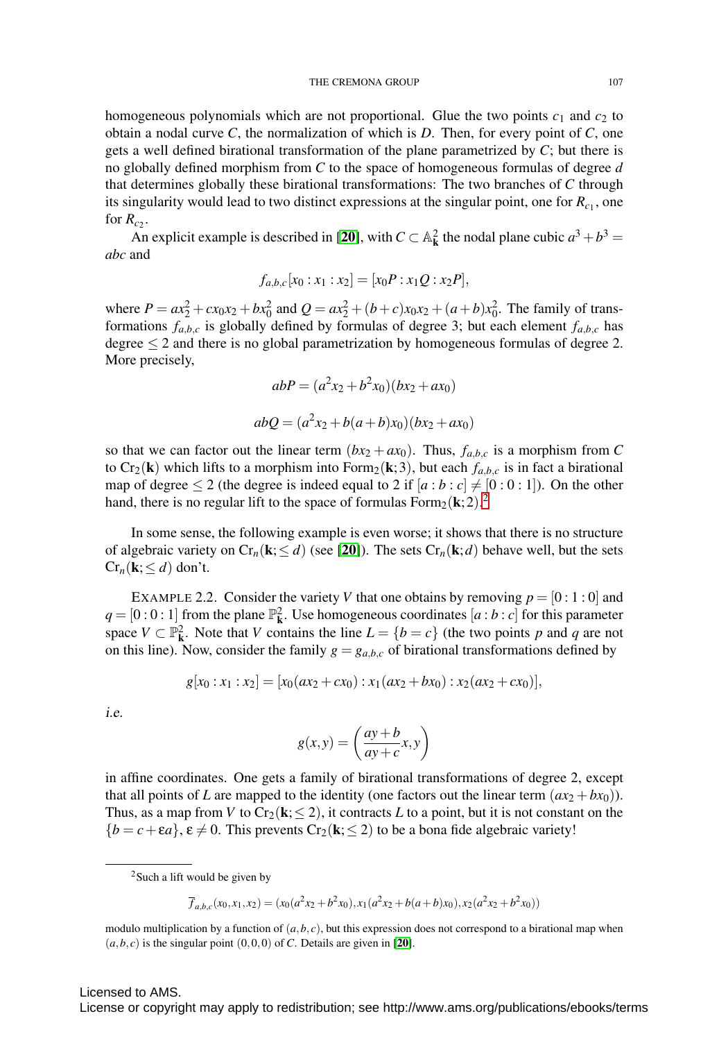homogeneous polynomials which are not proportional. Glue the two points $c_1$ and $c_2$ to obtain a nodal curve $C$, the normalization of which is $D$. Then, for every point of $C$, one gets a well defined birational transformation of the plane parametrized by $C$; but there is no globally defined morphism from $C$ to the space of homogeneous formulas of degree $d$ that determines globally these birational transformations: The two branches of $C$ through its singularity would lead to two distinct expressions at the singular point, one for $R_{c_1}$, one for $R_{c_2}$.

An explicit example is described in [20], with $C \subset \mathbb{A}^2_{\mathbf{k}}$ the nodal plane cubic $a^3 + b^3 = abc$ and

$$f_{a,b,c}[x_0 : x_1 : x_2] = [x_0 P : x_1 Q : x_2 P],$$

where $P = ax_2^2 + cx_0x_2 + bx_0^2$ and $Q = ax_2^2 + (b+c)x_0x_2 + (a+b)x_0^2$. The family of transformations $f_{a,b,c}$ is globally defined by formulas of degree 3; but each element $f_{a,b,c}$ has degree $\leq 2$ and there is no global parametrization by homogeneous formulas of degree 2. More precisely,

$$abP = (a^2x_2 + b^2x_0)(bx_2 + ax_0)$$

$$abQ = (a^2x_2 + b(a+b)x_0)(bx_2 + ax_0)$$

so that we can factor out the linear term $(bx_2 + ax_0)$. Thus, $f_{a,b,c}$ is a morphism from $C$ to $\mathrm{Cr}_2(\mathbf{k})$ which lifts to a morphism into $\mathrm{Form}_2(\mathbf{k};3)$, but each $f_{a,b,c}$ is in fact a birational map of degree $\leq 2$ (the degree is indeed equal to 2 if $[a:b:c] \neq [0:0:1]$). On the other hand, there is no regular lift to the space of formulas $\mathrm{Form}_2(\mathbf{k};2)$.[2]

In some sense, the following example is even worse; it shows that there is no structure of algebraic variety on $\mathrm{Cr}_n(\mathbf{k};\leq d)$ (see [20]). The sets $\mathrm{Cr}_n(\mathbf{k};d)$ behave well, but the sets $\mathrm{Cr}_n(\mathbf{k};\leq d)$ don't.

EXAMPLE 2.2. Consider the variety $V$ that one obtains by removing $p = [0:1:0]$ and $q = [0:0:1]$ from the plane $\mathbb{P}^2_{\mathbf{k}}$. Use homogeneous coordinates $[a:b:c]$ for this parameter space $V \subset \mathbb{P}^2_{\mathbf{k}}$. Note that $V$ contains the line $L = \{b = c\}$ (the two points $p$ and $q$ are not on this line). Now, consider the family $g = g_{a,b,c}$ of birational transformations defined by

$$g[x_0 : x_1 : x_2] = [x_0(ax_2 + cx_0) : x_1(ax_2 + bx_0) : x_2(ax_2 + cx_0)],$$

i.e.

$$g(x,y) = \left(\frac{ay+b}{ay+c}x, y\right)$$

in affine coordinates. One gets a family of birational transformations of degree 2, except that all points of $L$ are mapped to the identity (one factors out the linear term $(ax_2 + bx_0)$). Thus, as a map from $V$ to $\mathrm{Cr}_2(\mathbf{k};\leq 2)$, it contracts $L$ to a point, but it is not constant on the $\{b = c + \varepsilon a\}$, $\varepsilon \neq 0$. This prevents $\mathrm{Cr}_2(\mathbf{k};\leq 2)$ to be a bona fide algebraic variety!

---

[2] Such a lift would be given by

$$\overline{f}_{a,b,c}(x_0, x_1, x_2) = (x_0(a^2x_2 + b^2x_0), x_1(a^2x_2 + b(a+b)x_0), x_2(a^2x_2 + b^2x_0))$$

modulo multiplication by a function of $(a,b,c)$, but this expression does not correspond to a birational map when $(a,b,c)$ is the singular point $(0,0,0)$ of $C$. Details are given in [20].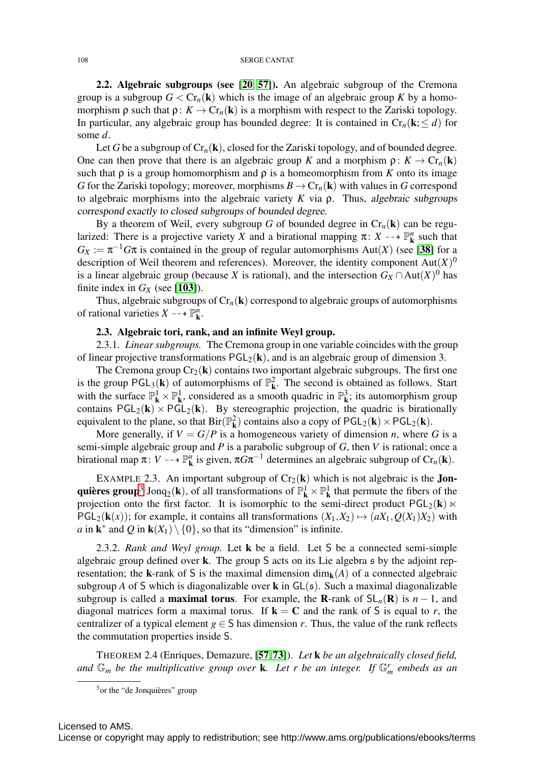**2.2. Algebraic subgroups (see [20, 57]).** An algebraic subgroup of the Cremona group is a subgroup $G < \mathrm{Cr}_n(\mathbf{k})$ which is the image of an algebraic group $K$ by a homomorphism $\rho$ such that $\rho\colon K \to \mathrm{Cr}_n(\mathbf{k})$ is a morphism with respect to the Zariski topology. In particular, any algebraic group has bounded degree: It is contained in $\mathrm{Cr}_n(\mathbf{k}; \leq d)$ for some $d$.

Let $G$ be a subgroup of $\mathrm{Cr}_n(\mathbf{k})$, closed for the Zariski topology, and of bounded degree. One can then prove that there is an algebraic group $K$ and a morphism $\rho\colon K \to \mathrm{Cr}_n(\mathbf{k})$ such that $\rho$ is a group homomorphism and $\rho$ is a homeomorphism from $K$ onto its image $G$ for the Zariski topology; moreover, morphisms $B \to \mathrm{Cr}_n(\mathbf{k})$ with values in $G$ correspond to algebraic morphisms into the algebraic variety $K$ via $\rho$. Thus, *algebraic subgroups correspond exactly to closed subgroups of bounded degree.*

By a theorem of Weil, every subgroup $G$ of bounded degree in $\mathrm{Cr}_n(\mathbf{k})$ can be regularized: There is a projective variety $X$ and a birational mapping $\pi\colon X \dashrightarrow \mathbb{P}^n_{\mathbf{k}}$ such that $G_X := \pi^{-1}G\pi$ is contained in the group of regular automorphisms $\mathrm{Aut}(X)$ (see [38] for a description of Weil theorem and references). Moreover, the identity component $\mathrm{Aut}(X)^0$ is a linear algebraic group (because $X$ is rational), and the intersection $G_X \cap \mathrm{Aut}(X)^0$ has finite index in $G_X$ (see [103]).

Thus, algebraic subgroups of $\mathrm{Cr}_n(\mathbf{k})$ correspond to algebraic groups of automorphisms of rational varieties $X \dashrightarrow \mathbb{P}^n_{\mathbf{k}}$.

**2.3. Algebraic tori, rank, and an infinite Weyl group.**

2.3.1. *Linear subgroups.* The Cremona group in one variable coincides with the group of linear projective transformations $\mathsf{PGL}_2(\mathbf{k})$, and is an algebraic group of dimension 3.

The Cremona group $\mathrm{Cr}_2(\mathbf{k})$ contains two important algebraic subgroups. The first one is the group $\mathsf{PGL}_3(\mathbf{k})$ of automorphisms of $\mathbb{P}^2_{\mathbf{k}}$. The second is obtained as follows. Start with the surface $\mathbb{P}^1_{\mathbf{k}} \times \mathbb{P}^1_{\mathbf{k}}$, considered as a smooth quadric in $\mathbb{P}^3_{\mathbf{k}}$; its automorphism group contains $\mathsf{PGL}_2(\mathbf{k}) \times \mathsf{PGL}_2(\mathbf{k})$. By stereographic projection, the quadric is birationally equivalent to the plane, so that $\mathrm{Bir}(\mathbb{P}^2_{\mathbf{k}})$ contains also a copy of $\mathsf{PGL}_2(\mathbf{k}) \times \mathsf{PGL}_2(\mathbf{k})$.

More generally, if $V = G/P$ is a homogeneous variety of dimension $n$, where $G$ is a semi-simple algebraic group and $P$ is a parabolic subgroup of $G$, then $V$ is rational; once a birational map $\pi\colon V \dashrightarrow \mathbb{P}^n_{\mathbf{k}}$ is given, $\pi G \pi^{-1}$ determines an algebraic subgroup of $\mathrm{Cr}_n(\mathbf{k})$.

EXAMPLE 2.3. An important subgroup of $\mathrm{Cr}_2(\mathbf{k})$ which is not algebraic is the **Jonquières group**[3] $\mathrm{Jonq}_2(\mathbf{k})$, of all transformations of $\mathbb{P}^1_{\mathbf{k}} \times \mathbb{P}^1_{\mathbf{k}}$ that permute the fibers of the projection onto the first factor. It is isomorphic to the semi-direct product $\mathsf{PGL}_2(\mathbf{k}) \ltimes \mathsf{PGL}_2(\mathbf{k}(x))$; for example, it contains all transformations $(X_1, X_2) \mapsto (aX_1, Q(X_1)X_2)$ with $a$ in $\mathbf{k}^*$ and $Q$ in $\mathbf{k}(X_1) \setminus \{0\}$, so that its "dimension" is infinite.

2.3.2. *Rank and Weyl group.* Let $\mathbf{k}$ be a field. Let $\mathsf{S}$ be a connected semi-simple algebraic group defined over $\mathbf{k}$. The group $\mathsf{S}$ acts on its Lie algebra $\mathfrak{s}$ by the adjoint representation; the $\mathbf{k}$-rank of $\mathsf{S}$ is the maximal dimension $\dim_{\mathbf{k}}(A)$ of a connected algebraic subgroup $A$ of $\mathsf{S}$ which is diagonalizable over $\mathbf{k}$ in $\mathsf{GL}(\mathfrak{s})$. Such a maximal diagonalizable subgroup is called a **maximal torus**. For example, the $\mathbf{R}$-rank of $\mathsf{SL}_n(\mathbf{R})$ is $n-1$, and diagonal matrices form a maximal torus. If $\mathbf{k} = \mathbf{C}$ and the rank of $\mathsf{S}$ is equal to $r$, the centralizer of a typical element $g \in \mathsf{S}$ has dimension $r$. Thus, the value of the rank reflects the commutation properties inside $\mathsf{S}$.

THEOREM 2.4 (Enriques, Demazure, [57, 73]). *Let $\mathbf{k}$ be an algebraically closed field, and $\mathbb{G}_m$ be the multiplicative group over $\mathbf{k}$. Let $r$ be an integer. If $\mathbb{G}_m^r$ embeds as an*

---

[3] or the "de Jonquières" group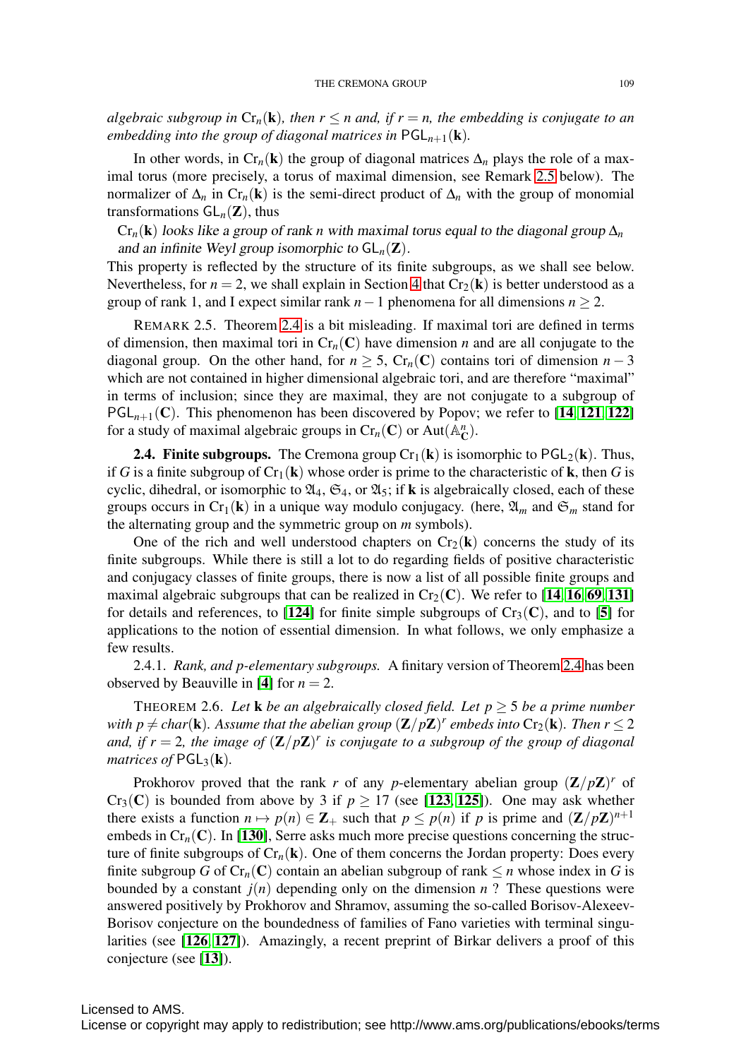*algebraic subgroup in* $\mathrm{Cr}_n(\mathbf{k})$*, then* $r \leq n$ *and, if* $r = n$*, the embedding is conjugate to an embedding into the group of diagonal matrices in* $\mathsf{PGL}_{n+1}(\mathbf{k})$*.*

In other words, in $\mathrm{Cr}_n(\mathbf{k})$ the group of diagonal matrices $\Delta_n$ plays the role of a maximal torus (more precisely, a torus of maximal dimension, see Remark 2.5 below). The normalizer of $\Delta_n$ in $\mathrm{Cr}_n(\mathbf{k})$ is the semi-direct product of $\Delta_n$ with the group of monomial transformations $\mathsf{GL}_n(\mathbf{Z})$, thus

$\mathrm{Cr}_n(\mathbf{k})$ looks like a group of rank $n$ with maximal torus equal to the diagonal group $\Delta_n$ and an infinite Weyl group isomorphic to $\mathsf{GL}_n(\mathbf{Z})$.

This property is reflected by the structure of its finite subgroups, as we shall see below. Nevertheless, for $n = 2$, we shall explain in Section 4 that $\mathrm{Cr}_2(\mathbf{k})$ is better understood as a group of rank 1, and I expect similar rank $n-1$ phenomena for all dimensions $n \geq 2$.

REMARK 2.5. Theorem 2.4 is a bit misleading. If maximal tori are defined in terms of dimension, then maximal tori in $\mathrm{Cr}_n(\mathbf{C})$ have dimension $n$ and are all conjugate to the diagonal group. On the other hand, for $n \geq 5$, $\mathrm{Cr}_n(\mathbf{C})$ contains tori of dimension $n-3$ which are not contained in higher dimensional algebraic tori, and are therefore "maximal" in terms of inclusion; since they are maximal, they are not conjugate to a subgroup of $\mathsf{PGL}_{n+1}(\mathbf{C})$. This phenomenon has been discovered by Popov; we refer to [**14**, **121**, **122**] for a study of maximal algebraic groups in $\mathrm{Cr}_n(\mathbf{C})$ or $\mathrm{Aut}(\mathbb{A}^n_{\mathbf{C}})$.

**2.4. Finite subgroups.** The Cremona group $\mathrm{Cr}_1(\mathbf{k})$ is isomorphic to $\mathsf{PGL}_2(\mathbf{k})$. Thus, if $G$ is a finite subgroup of $\mathrm{Cr}_1(\mathbf{k})$ whose order is prime to the characteristic of $\mathbf{k}$, then $G$ is cyclic, dihedral, or isomorphic to $\mathfrak{A}_4$, $\mathfrak{S}_4$, or $\mathfrak{A}_5$; if $\mathbf{k}$ is algebraically closed, each of these groups occurs in $\mathrm{Cr}_1(\mathbf{k})$ in a unique way modulo conjugacy. (here, $\mathfrak{A}_m$ and $\mathfrak{S}_m$ stand for the alternating group and the symmetric group on $m$ symbols).

One of the rich and well understood chapters on $\mathrm{Cr}_2(\mathbf{k})$ concerns the study of its finite subgroups. While there is still a lot to do regarding fields of positive characteristic and conjugacy classes of finite groups, there is now a list of all possible finite groups and maximal algebraic subgroups that can be realized in $\mathrm{Cr}_2(\mathbf{C})$. We refer to [**14**, **16**, **69**, **131**] for details and references, to [**124**] for finite simple subgroups of $\mathrm{Cr}_3(\mathbf{C})$, and to [**5**] for applications to the notion of essential dimension. In what follows, we only emphasize a few results.

2.4.1. *Rank, and p-elementary subgroups.* A finitary version of Theorem 2.4 has been observed by Beauville in [**4**] for $n = 2$.

THEOREM 2.6. *Let* $\mathbf{k}$ *be an algebraically closed field. Let* $p \geq 5$ *be a prime number with* $p \neq char(\mathbf{k})$*. Assume that the abelian group* $(\mathbf{Z}/p\mathbf{Z})^r$ *embeds into* $\mathrm{Cr}_2(\mathbf{k})$*. Then* $r \leq 2$ *and, if* $r = 2$*, the image of* $(\mathbf{Z}/p\mathbf{Z})^r$ *is conjugate to a subgroup of the group of diagonal matrices of* $\mathsf{PGL}_3(\mathbf{k})$*.*

Prokhorov proved that the rank $r$ of any $p$-elementary abelian group $(\mathbf{Z}/p\mathbf{Z})^r$ of $\mathrm{Cr}_3(\mathbf{C})$ is bounded from above by 3 if $p \geq 17$ (see [**123**, **125**]). One may ask whether there exists a function $n \mapsto p(n) \in \mathbf{Z}_+$ such that $p \leq p(n)$ if $p$ is prime and $(\mathbf{Z}/p\mathbf{Z})^{n+1}$ embeds in $\mathrm{Cr}_n(\mathbf{C})$. In [**130**], Serre asks much more precise questions concerning the structure of finite subgroups of $\mathrm{Cr}_n(\mathbf{k})$. One of them concerns the Jordan property: Does every finite subgroup $G$ of $\mathrm{Cr}_n(\mathbf{C})$ contain an abelian subgroup of rank $\leq n$ whose index in $G$ is bounded by a constant $j(n)$ depending only on the dimension $n$ ? These questions were answered positively by Prokhorov and Shramov, assuming the so-called Borisov-Alexeev-Borisov conjecture on the boundedness of families of Fano varieties with terminal singularities (see [**126**, **127**]). Amazingly, a recent preprint of Birkar delivers a proof of this conjecture (see [**13**]).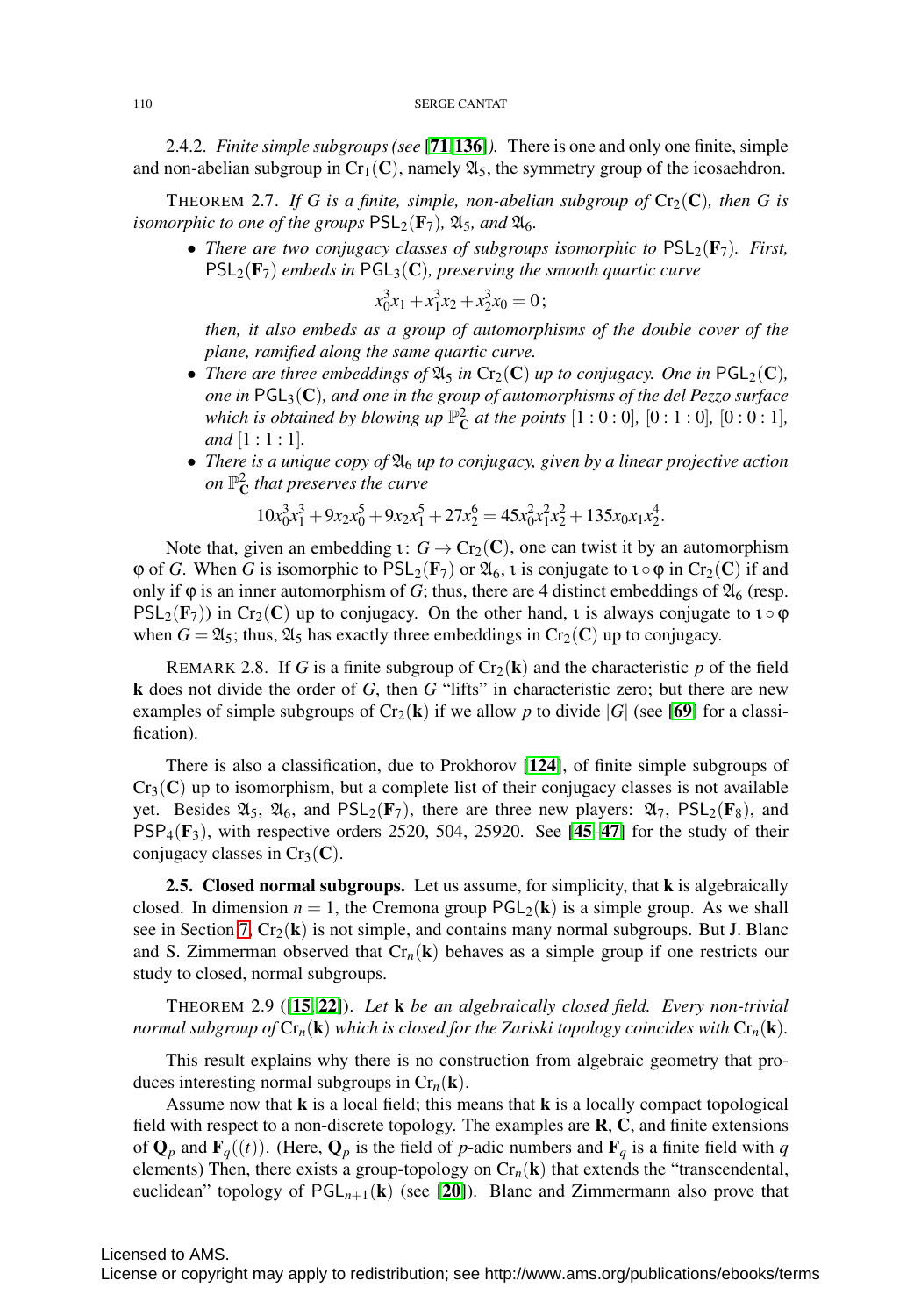2.4.2. *Finite simple subgroups (see [71, 136]).* There is one and only one finite, simple and non-abelian subgroup in $\mathrm{Cr}_1(\mathbf{C})$, namely $\mathfrak{A}_5$, the symmetry group of the icosaehdron.

THEOREM 2.7. *If $G$ is a finite, simple, non-abelian subgroup of $\mathrm{Cr}_2(\mathbf{C})$, then $G$ is isomorphic to one of the groups $\mathsf{PSL}_2(\mathbf{F}_7)$, $\mathfrak{A}_5$, and $\mathfrak{A}_6$.*

- *There are two conjugacy classes of subgroups isomorphic to $\mathsf{PSL}_2(\mathbf{F}_7)$. First, $\mathsf{PSL}_2(\mathbf{F}_7)$ embeds in $\mathsf{PGL}_3(\mathbf{C})$, preserving the smooth quartic curve*
$$x_0^3x_1 + x_1^3x_2 + x_2^3x_0 = 0;$$
*then, it also embeds as a group of automorphisms of the double cover of the plane, ramified along the same quartic curve.*
- *There are three embeddings of $\mathfrak{A}_5$ in $\mathrm{Cr}_2(\mathbf{C})$ up to conjugacy. One in $\mathsf{PGL}_2(\mathbf{C})$, one in $\mathsf{PGL}_3(\mathbf{C})$, and one in the group of automorphisms of the del Pezzo surface which is obtained by blowing up $\mathbb{P}^2_{\mathbf{C}}$ at the points $[1:0:0]$, $[0:1:0]$, $[0:0:1]$, and $[1:1:1]$.*
- *There is a unique copy of $\mathfrak{A}_6$ up to conjugacy, given by a linear projective action on $\mathbb{P}^2_{\mathbf{C}}$ that preserves the curve*
$$10x_0^3x_1^3 + 9x_2x_0^5 + 9x_2x_1^5 + 27x_2^6 = 45x_0^2x_1^2x_2^2 + 135x_0x_1x_2^4.$$

Note that, given an embedding $\iota\colon G \to \mathrm{Cr}_2(\mathbf{C})$, one can twist it by an automorphism $\varphi$ of $G$. When $G$ is isomorphic to $\mathsf{PSL}_2(\mathbf{F}_7)$ or $\mathfrak{A}_6$, $\iota$ is conjugate to $\iota\circ\varphi$ in $\mathrm{Cr}_2(\mathbf{C})$ if and only if $\varphi$ is an inner automorphism of $G$; thus, there are 4 distinct embeddings of $\mathfrak{A}_6$ (resp. $\mathsf{PSL}_2(\mathbf{F}_7)$) in $\mathrm{Cr}_2(\mathbf{C})$ up to conjugacy. On the other hand, $\iota$ is always conjugate to $\iota\circ\varphi$ when $G = \mathfrak{A}_5$; thus, $\mathfrak{A}_5$ has exactly three embeddings in $\mathrm{Cr}_2(\mathbf{C})$ up to conjugacy.

REMARK 2.8. If $G$ is a finite subgroup of $\mathrm{Cr}_2(\mathbf{k})$ and the characteristic $p$ of the field $\mathbf{k}$ does not divide the order of $G$, then $G$ "lifts" in characteristic zero; but there are new examples of simple subgroups of $\mathrm{Cr}_2(\mathbf{k})$ if we allow $p$ to divide $|G|$ (see [69] for a classification).

There is also a classification, due to Prokhorov [124], of finite simple subgroups of $\mathrm{Cr}_3(\mathbf{C})$ up to isomorphism, but a complete list of their conjugacy classes is not available yet. Besides $\mathfrak{A}_5$, $\mathfrak{A}_6$, and $\mathsf{PSL}_2(\mathbf{F}_7)$, there are three new players: $\mathfrak{A}_7$, $\mathsf{PSL}_2(\mathbf{F}_8)$, and $\mathsf{PSP}_4(\mathbf{F}_3)$, with respective orders 2520, 504, 25920. See [45–47] for the study of their conjugacy classes in $\mathrm{Cr}_3(\mathbf{C})$.

**2.5. Closed normal subgroups.** Let us assume, for simplicity, that $\mathbf{k}$ is algebraically closed. In dimension $n = 1$, the Cremona group $\mathsf{PGL}_2(\mathbf{k})$ is a simple group. As we shall see in Section 7, $\mathrm{Cr}_2(\mathbf{k})$ is not simple, and contains many normal subgroups. But J. Blanc and S. Zimmerman observed that $\mathrm{Cr}_n(\mathbf{k})$ behaves as a simple group if one restricts our study to closed, normal subgroups.

THEOREM 2.9 ([15, 22]). *Let $\mathbf{k}$ be an algebraically closed field. Every non-trivial normal subgroup of $\mathrm{Cr}_n(\mathbf{k})$ which is closed for the Zariski topology coincides with $\mathrm{Cr}_n(\mathbf{k})$.*

This result explains why there is no construction from algebraic geometry that produces interesting normal subgroups in $\mathrm{Cr}_n(\mathbf{k})$.

Assume now that $\mathbf{k}$ is a local field; this means that $\mathbf{k}$ is a locally compact topological field with respect to a non-discrete topology. The examples are $\mathbf{R}$, $\mathbf{C}$, and finite extensions of $\mathbf{Q}_p$ and $\mathbf{F}_q((t))$. (Here, $\mathbf{Q}_p$ is the field of $p$-adic numbers and $\mathbf{F}_q$ is a finite field with $q$ elements) Then, there exists a group-topology on $\mathrm{Cr}_n(\mathbf{k})$ that extends the "transcendental, euclidean" topology of $\mathsf{PGL}_{n+1}(\mathbf{k})$ (see [20]). Blanc and Zimmermann also prove that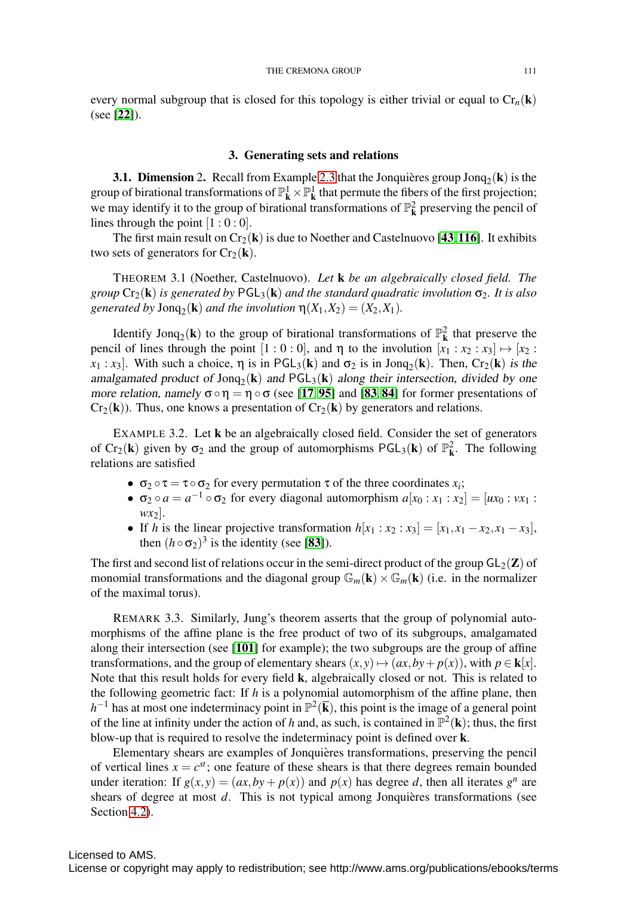every normal subgroup that is closed for this topology is either trivial or equal to $\mathrm{Cr}_n(\mathbf{k})$ (see [22]).

## 3. Generating sets and relations

**3.1. Dimension 2.** Recall from Example 2.3 that the Jonquières group $\mathrm{Jonq}_2(\mathbf{k})$ is the group of birational transformations of $\mathbb{P}^1_{\mathbf{k}} \times \mathbb{P}^1_{\mathbf{k}}$ that permute the fibers of the first projection; we may identify it to the group of birational transformations of $\mathbb{P}^2_{\mathbf{k}}$ preserving the pencil of lines through the point $[1:0:0]$.

The first main result on $\mathrm{Cr}_2(\mathbf{k})$ is due to Noether and Castelnuovo [43, 116]. It exhibits two sets of generators for $\mathrm{Cr}_2(\mathbf{k})$.

THEOREM 3.1 (Noether, Castelnuovo). *Let* $\mathbf{k}$ *be an algebraically closed field. The group* $\mathrm{Cr}_2(\mathbf{k})$ *is generated by* $\mathsf{PGL}_3(\mathbf{k})$ *and the standard quadratic involution* $\sigma_2$. *It is also generated by* $\mathrm{Jonq}_2(\mathbf{k})$ *and the involution* $\eta(X_1,X_2) = (X_2,X_1)$.

Identify $\mathrm{Jonq}_2(\mathbf{k})$ to the group of birational transformations of $\mathbb{P}^2_{\mathbf{k}}$ that preserve the pencil of lines through the point $[1:0:0]$, and $\eta$ to the involution $[x_1:x_2:x_3] \mapsto [x_2:x_1:x_3]$. With such a choice, $\eta$ is in $\mathsf{PGL}_3(\mathbf{k})$ and $\sigma_2$ is in $\mathrm{Jonq}_2(\mathbf{k})$. Then, $\mathrm{Cr}_2(\mathbf{k})$ *is the amalgamated product of* $\mathrm{Jonq}_2(\mathbf{k})$ *and* $\mathsf{PGL}_3(\mathbf{k})$ *along their intersection, divided by one more relation, namely* $\sigma \circ \eta = \eta \circ \sigma$ (see [17, 95] and [83, 84] for former presentations of $\mathrm{Cr}_2(\mathbf{k})$). Thus, one knows a presentation of $\mathrm{Cr}_2(\mathbf{k})$ by generators and relations.

EXAMPLE 3.2. Let $\mathbf{k}$ be an algebraically closed field. Consider the set of generators of $\mathrm{Cr}_2(\mathbf{k})$ given by $\sigma_2$ and the group of automorphisms $\mathsf{PGL}_3(\mathbf{k})$ of $\mathbb{P}^2_{\mathbf{k}}$. The following relations are satisfied

- $\sigma_2 \circ \tau = \tau \circ \sigma_2$ for every permutation $\tau$ of the three coordinates $x_i$;
- $\sigma_2 \circ a = a^{-1} \circ \sigma_2$ for every diagonal automorphism $a[x_0:x_1:x_2] = [ux_0:vx_1:wx_2]$.
- If $h$ is the linear projective transformation $h[x_1:x_2:x_3] = [x_1, x_1 - x_2, x_1 - x_3]$, then $(h \circ \sigma_2)^3$ is the identity (see [83]).

The first and second list of relations occur in the semi-direct product of the group $\mathsf{GL}_2(\mathbf{Z})$ of monomial transformations and the diagonal group $\mathbb{G}_m(\mathbf{k}) \times \mathbb{G}_m(\mathbf{k})$ (i.e. in the normalizer of the maximal torus).

REMARK 3.3. Similarly, Jung's theorem asserts that the group of polynomial automorphisms of the affine plane is the free product of two of its subgroups, amalgamated along their intersection (see [101] for example); the two subgroups are the group of affine transformations, and the group of elementary shears $(x,y) \mapsto (ax, by + p(x))$, with $p \in \mathbf{k}[x]$. Note that this result holds for every field $\mathbf{k}$, algebraically closed or not. This is related to the following geometric fact: If $h$ is a polynomial automorphism of the affine plane, then $h^{-1}$ has at most one indeterminacy point in $\mathbb{P}^2(\overline{\mathbf{k}})$, this point is the image of a general point of the line at infinity under the action of $h$ and, as such, is contained in $\mathbb{P}^2(\mathbf{k})$; thus, the first blow-up that is required to resolve the indeterminacy point is defined over $\mathbf{k}$.

Elementary shears are examples of Jonquières transformations, preserving the pencil of vertical lines $x = c^{st}$; one feature of these shears is that there degrees remain bounded under iteration: If $g(x,y) = (ax, by + p(x))$ and $p(x)$ has degree $d$, then all iterates $g^n$ are shears of degree at most $d$. This is not typical among Jonquières transformations (see Section 4.2).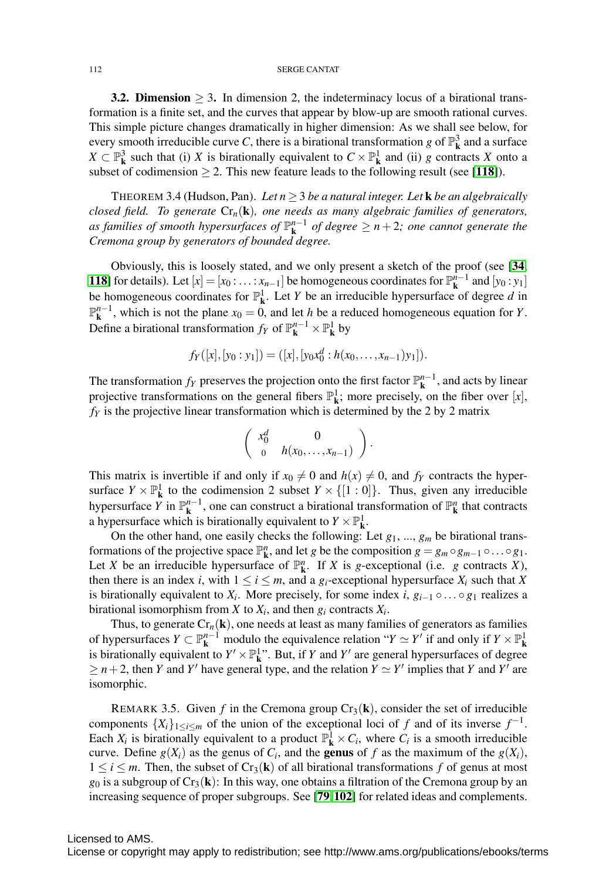**3.2. Dimension $\geq 3$.** In dimension 2, the indeterminacy locus of a birational transformation is a finite set, and the curves that appear by blow-up are smooth rational curves. This simple picture changes dramatically in higher dimension: As we shall see below, for every smooth irreducible curve $C$, there is a birational transformation $g$ of $\mathbb{P}^3_{\mathbf{k}}$ and a surface $X \subset \mathbb{P}^3_{\mathbf{k}}$ such that (i) $X$ is birationally equivalent to $C \times \mathbb{P}^1_{\mathbf{k}}$ and (ii) $g$ contracts $X$ onto a subset of codimension $\geq 2$. This new feature leads to the following result (see [**118**]).

THEOREM 3.4 (Hudson, Pan). *Let $n \geq 3$ be a natural integer. Let $\mathbf{k}$ be an algebraically closed field. To generate $\mathrm{Cr}_n(\mathbf{k})$, one needs as many algebraic families of generators, as families of smooth hypersurfaces of $\mathbb{P}^{n-1}_{\mathbf{k}}$ of degree $\geq n+2$; one cannot generate the Cremona group by generators of bounded degree.*

Obviously, this is loosely stated, and we only present a sketch of the proof (see [**34**, **118**] for details). Let $[x] = [x_0 : \ldots : x_{n-1}]$ be homogeneous coordinates for $\mathbb{P}^{n-1}_{\mathbf{k}}$ and $[y_0 : y_1]$ be homogeneous coordinates for $\mathbb{P}^1_{\mathbf{k}}$. Let $Y$ be an irreducible hypersurface of degree $d$ in $\mathbb{P}^{n-1}_{\mathbf{k}}$, which is not the plane $x_0 = 0$, and let $h$ be a reduced homogeneous equation for $Y$. Define a birational transformation $f_Y$ of $\mathbb{P}^{n-1}_{\mathbf{k}} \times \mathbb{P}^1_{\mathbf{k}}$ by

$$f_Y([x], [y_0 : y_1]) = ([x], [y_0 x_0^d : h(x_0, \ldots, x_{n-1}) y_1]).$$

The transformation $f_Y$ preserves the projection onto the first factor $\mathbb{P}^{n-1}_{\mathbf{k}}$, and acts by linear projective transformations on the general fibers $\mathbb{P}^1_{\mathbf{k}}$; more precisely, on the fiber over $[x]$, $f_Y$ is the projective linear transformation which is determined by the 2 by 2 matrix

$$\left( \begin{array}{cc} x_0^d & 0 \\ 0 & h(x_0, \ldots, x_{n-1}) \end{array} \right).$$

This matrix is invertible if and only if $x_0 \neq 0$ and $h(x) \neq 0$, and $f_Y$ contracts the hypersurface $Y \times \mathbb{P}^1_{\mathbf{k}}$ to the codimension 2 subset $Y \times \{[1:0]\}$. Thus, given any irreducible hypersurface $Y$ in $\mathbb{P}^{n-1}_{\mathbf{k}}$, one can construct a birational transformation of $\mathbb{P}^n_{\mathbf{k}}$ that contracts a hypersurface which is birationally equivalent to $Y \times \mathbb{P}^1_{\mathbf{k}}$.

On the other hand, one easily checks the following: Let $g_1$, ..., $g_m$ be birational transformations of the projective space $\mathbb{P}^n_{\mathbf{k}}$, and let $g$ be the composition $g = g_m \circ g_{m-1} \circ \ldots \circ g_1$. Let $X$ be an irreducible hypersurface of $\mathbb{P}^n_{\mathbf{k}}$. If $X$ is $g$-exceptional (i.e. $g$ contracts $X$), then there is an index $i$, with $1 \leq i \leq m$, and a $g_i$-exceptional hypersurface $X_i$ such that $X$ is birationally equivalent to $X_i$. More precisely, for some index $i$, $g_{i-1} \circ \ldots \circ g_1$ realizes a birational isomorphism from $X$ to $X_i$, and then $g_i$ contracts $X_i$.

Thus, to generate $\mathrm{Cr}_n(\mathbf{k})$, one needs at least as many families of generators as families of hypersurfaces $Y \subset \mathbb{P}^{n-1}_{\mathbf{k}}$ modulo the equivalence relation "$Y \simeq Y'$ if and only if $Y \times \mathbb{P}^1_{\mathbf{k}}$ is birationally equivalent to $Y' \times \mathbb{P}^1_{\mathbf{k}}$". But, if $Y$ and $Y'$ are general hypersurfaces of degree $\geq n+2$, then $Y$ and $Y'$ have general type, and the relation $Y \simeq Y'$ implies that $Y$ and $Y'$ are isomorphic.

REMARK 3.5. Given $f$ in the Cremona group $\mathrm{Cr}_3(\mathbf{k})$, consider the set of irreducible components $\{X_i\}_{1 \leq i \leq m}$ of the union of the exceptional loci of $f$ and of its inverse $f^{-1}$. Each $X_i$ is birationally equivalent to a product $\mathbb{P}^1_{\mathbf{k}} \times C_i$, where $C_i$ is a smooth irreducible curve. Define $g(X_i)$ as the genus of $C_i$, and the **genus** of $f$ as the maximum of the $g(X_i)$, $1 \leq i \leq m$. Then, the subset of $\mathrm{Cr}_3(\mathbf{k})$ of all birational transformations $f$ of genus at most $g_0$ is a subgroup of $\mathrm{Cr}_3(\mathbf{k})$: In this way, one obtains a filtration of the Cremona group by an increasing sequence of proper subgroups. See [**79**, **102**] for related ideas and complements.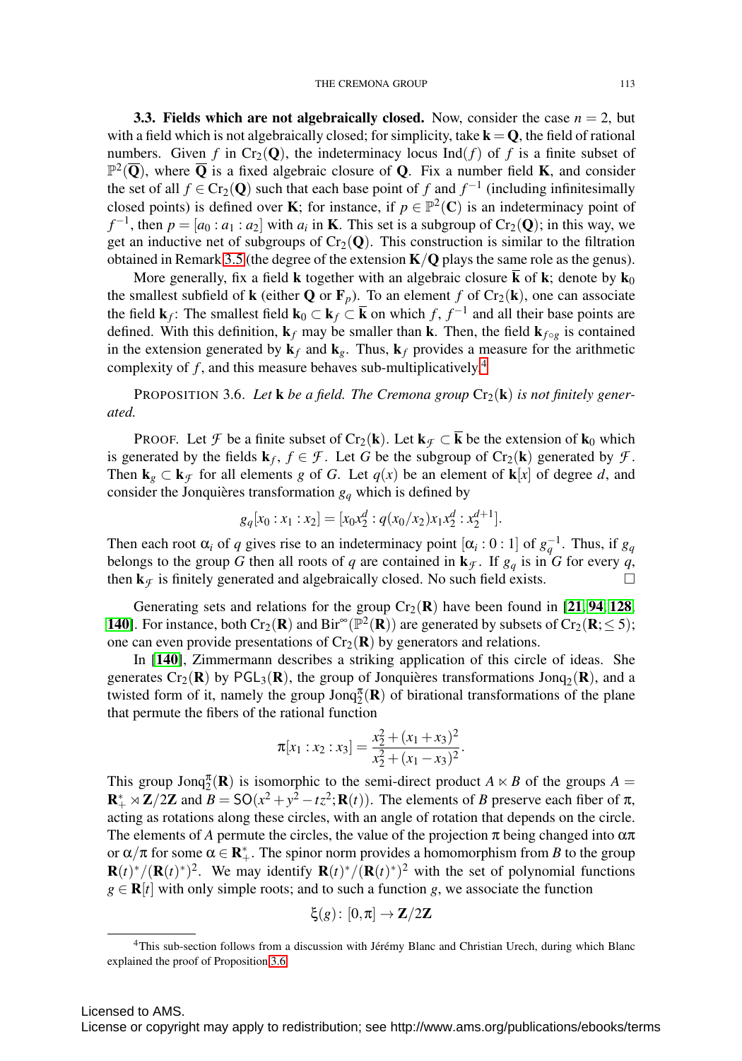**3.3. Fields which are not algebraically closed.** Now, consider the case $n = 2$, but with a field which is not algebraically closed; for simplicity, take $\mathbf{k} = \mathbf{Q}$, the field of rational numbers. Given $f$ in $\mathrm{Cr}_2(\mathbf{Q})$, the indeterminacy locus $\mathrm{Ind}(f)$ of $f$ is a finite subset of $\mathbb{P}^2(\overline{\mathbf{Q}})$, where $\overline{\mathbf{Q}}$ is a fixed algebraic closure of $\mathbf{Q}$. Fix a number field $\mathbf{K}$, and consider the set of all $f \in \mathrm{Cr}_2(\mathbf{Q})$ such that each base point of $f$ and $f^{-1}$ (including infinitesimally closed points) is defined over $\mathbf{K}$; for instance, if $p \in \mathbb{P}^2(\mathbf{C})$ is an indeterminacy point of $f^{-1}$, then $p = [a_0 : a_1 : a_2]$ with $a_i$ in $\mathbf{K}$. This set is a subgroup of $\mathrm{Cr}_2(\mathbf{Q})$; in this way, we get an inductive net of subgroups of $\mathrm{Cr}_2(\mathbf{Q})$. This construction is similar to the filtration obtained in Remark 3.5 (the degree of the extension $\mathbf{K}/\mathbf{Q}$ plays the same role as the genus).

More generally, fix a field $\mathbf{k}$ together with an algebraic closure $\overline{\mathbf{k}}$ of $\mathbf{k}$; denote by $\mathbf{k}_0$ the smallest subfield of $\mathbf{k}$ (either $\mathbf{Q}$ or $\mathbf{F}_p$). To an element $f$ of $\mathrm{Cr}_2(\mathbf{k})$, one can associate the field $\mathbf{k}_f$: The smallest field $\mathbf{k}_0 \subset \mathbf{k}_f \subset \overline{\mathbf{k}}$ on which $f$, $f^{-1}$ and all their base points are defined. With this definition, $\mathbf{k}_f$ may be smaller than $\mathbf{k}$. Then, the field $\mathbf{k}_{f\circ g}$ is contained in the extension generated by $\mathbf{k}_f$ and $\mathbf{k}_g$. Thus, $\mathbf{k}_f$ provides a measure for the arithmetic complexity of $f$, and this measure behaves sub-multiplicatively.[4]

PROPOSITION 3.6. *Let $\mathbf{k}$ be a field. The Cremona group $\mathrm{Cr}_2(\mathbf{k})$ is not finitely generated.*

PROOF. Let $\mathcal{F}$ be a finite subset of $\mathrm{Cr}_2(\mathbf{k})$. Let $\mathbf{k}_{\mathcal{F}} \subset \overline{\mathbf{k}}$ be the extension of $\mathbf{k}_0$ which is generated by the fields $\mathbf{k}_f$, $f \in \mathcal{F}$. Let $G$ be the subgroup of $\mathrm{Cr}_2(\mathbf{k})$ generated by $\mathcal{F}$. Then $\mathbf{k}_g \subset \mathbf{k}_{\mathcal{F}}$ for all elements $g$ of $G$. Let $q(x)$ be an element of $\mathbf{k}[x]$ of degree $d$, and consider the Jonquières transformation $g_q$ which is defined by

$$g_q[x_0 : x_1 : x_2] = [x_0 x_2^d : q(x_0/x_2) x_1 x_2^d : x_2^{d+1}].$$

Then each root $\alpha_i$ of $q$ gives rise to an indeterminacy point $[\alpha_i : 0 : 1]$ of $g_q^{-1}$. Thus, if $g_q$ belongs to the group $G$ then all roots of $q$ are contained in $\mathbf{k}_{\mathcal{F}}$. If $g_q$ is in $G$ for every $q$, then $\mathbf{k}_{\mathcal{F}}$ is finitely generated and algebraically closed. No such field exists. $\square$

Generating sets and relations for the group $\mathrm{Cr}_2(\mathbf{R})$ have been found in [**21**, **94**, **128**, **140**]. For instance, both $\mathrm{Cr}_2(\mathbf{R})$ and $\mathrm{Bir}^\infty(\mathbb{P}^2(\mathbf{R}))$ are generated by subsets of $\mathrm{Cr}_2(\mathbf{R}; \leq 5)$; one can even provide presentations of $\mathrm{Cr}_2(\mathbf{R})$ by generators and relations.

In [**140**], Zimmermann describes a striking application of this circle of ideas. She generates $\mathrm{Cr}_2(\mathbf{R})$ by $\mathsf{PGL}_3(\mathbf{R})$, the group of Jonquières transformations $\mathrm{Jonq}_2(\mathbf{R})$, and a twisted form of it, namely the group $\mathrm{Jonq}_2^\pi(\mathbf{R})$ of birational transformations of the plane that permute the fibers of the rational function

$$\pi[x_1 : x_2 : x_3] = \frac{x_2^2 + (x_1 + x_3)^2}{x_2^2 + (x_1 - x_3)^2}.$$

This group $\mathrm{Jonq}_2^\pi(\mathbf{R})$ is isomorphic to the semi-direct product $A \ltimes B$ of the groups $A = \mathbf{R}_+^* \rtimes \mathbf{Z}/2\mathbf{Z}$ and $B = \mathsf{SO}(x^2 + y^2 - tz^2; \mathbf{R}(t))$. The elements of $B$ preserve each fiber of $\pi$, acting as rotations along these circles, with an angle of rotation that depends on the circle. The elements of $A$ permute the circles, the value of the projection $\pi$ being changed into $\alpha\pi$ or $\alpha/\pi$ for some $\alpha \in \mathbf{R}_+^*$. The spinor norm provides a homomorphism from $B$ to the group $\mathbf{R}(t)^*/(\mathbf{R}(t)^*)^2$. We may identify $\mathbf{R}(t)^*/(\mathbf{R}(t)^*)^2$ with the set of polynomial functions $g \in \mathbf{R}[t]$ with only simple roots; and to such a function $g$, we associate the function

$$\xi(g) \colon [0, \pi] \to \mathbf{Z}/2\mathbf{Z}$$

[4] This sub-section follows from a discussion with Jérémy Blanc and Christian Urech, during which Blanc explained the proof of Proposition 3.6.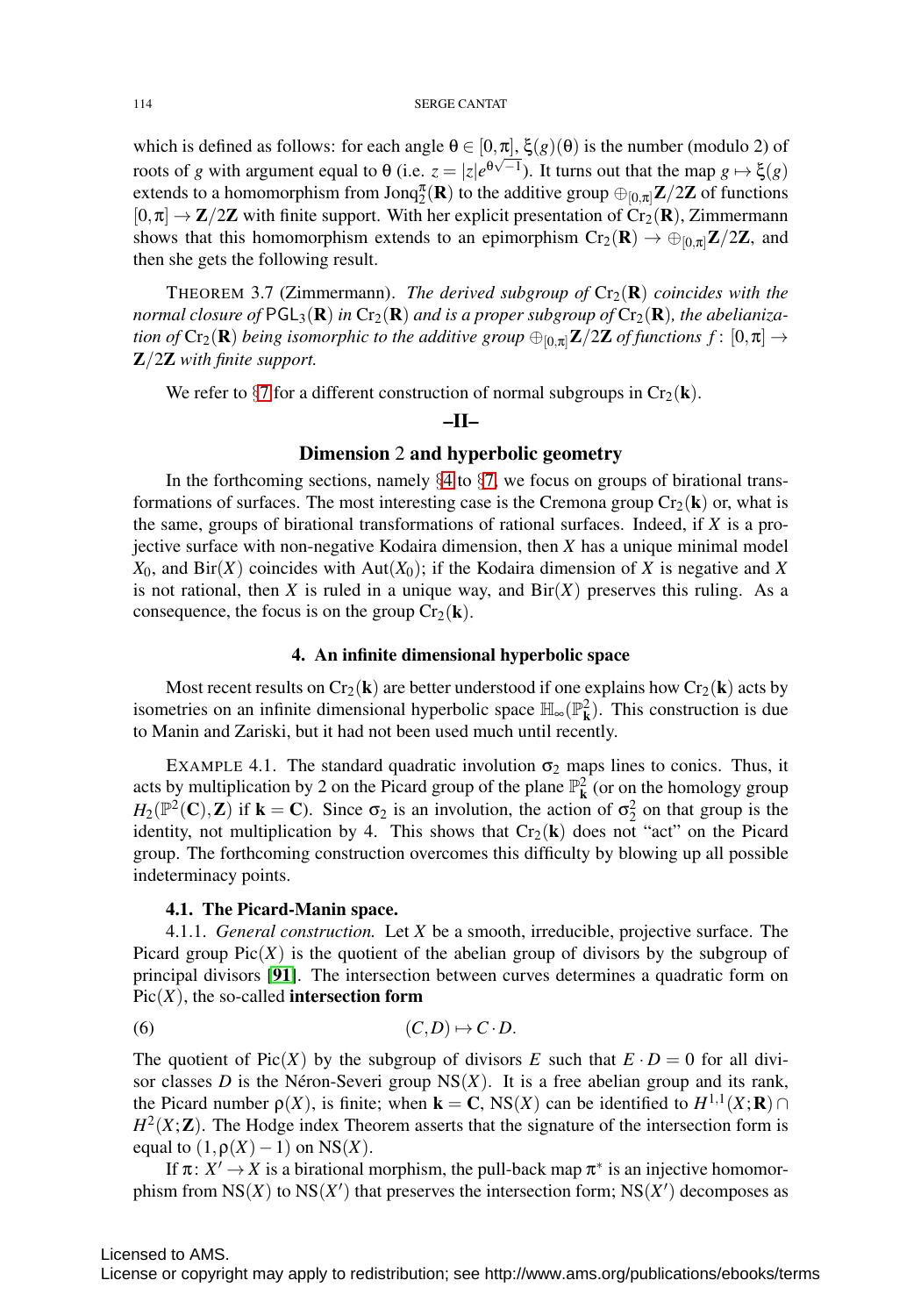which is defined as follows: for each angle $\theta \in [0,\pi]$, $\xi(g)(\theta)$ is the number (modulo 2) of roots of $g$ with argument equal to $\theta$ (i.e. $z = |z|e^{\theta\sqrt{-1}}$). It turns out that the map $g \mapsto \xi(g)$ extends to a homomorphism from $\mathrm{Jonq}_2^{\pi}(\mathbf{R})$ to the additive group $\oplus_{[0,\pi]}\mathbf{Z}/2\mathbf{Z}$ of functions $[0,\pi] \to \mathbf{Z}/2\mathbf{Z}$ with finite support. With her explicit presentation of $\mathrm{Cr}_2(\mathbf{R})$, Zimmermann shows that this homomorphism extends to an epimorphism $\mathrm{Cr}_2(\mathbf{R}) \to \oplus_{[0,\pi]}\mathbf{Z}/2\mathbf{Z}$, and then she gets the following result.

THEOREM 3.7 (Zimmermann). *The derived subgroup of $\mathrm{Cr}_2(\mathbf{R})$ coincides with the normal closure of $\mathsf{PGL}_3(\mathbf{R})$ in $\mathrm{Cr}_2(\mathbf{R})$ and is a proper subgroup of $\mathrm{Cr}_2(\mathbf{R})$, the abelianization of $\mathrm{Cr}_2(\mathbf{R})$ being isomorphic to the additive group $\oplus_{[0,\pi]}\mathbf{Z}/2\mathbf{Z}$ of functions $f\colon [0,\pi] \to \mathbf{Z}/2\mathbf{Z}$ with finite support.*

We refer to §7 for a different construction of normal subgroups in $\mathrm{Cr}_2(\mathbf{k})$.

## –II–

## Dimension 2 and hyperbolic geometry

In the forthcoming sections, namely §4 to §7, we focus on groups of birational transformations of surfaces. The most interesting case is the Cremona group $\mathrm{Cr}_2(\mathbf{k})$ or, what is the same, groups of birational transformations of rational surfaces. Indeed, if $X$ is a projective surface with non-negative Kodaira dimension, then $X$ has a unique minimal model $X_0$, and $\mathrm{Bir}(X)$ coincides with $\mathrm{Aut}(X_0)$; if the Kodaira dimension of $X$ is negative and $X$ is not rational, then $X$ is ruled in a unique way, and $\mathrm{Bir}(X)$ preserves this ruling. As a consequence, the focus is on the group $\mathrm{Cr}_2(\mathbf{k})$.

### 4. An infinite dimensional hyperbolic space

Most recent results on $\mathrm{Cr}_2(\mathbf{k})$ are better understood if one explains how $\mathrm{Cr}_2(\mathbf{k})$ acts by isometries on an infinite dimensional hyperbolic space $\mathbb{H}_\infty(\mathbb{P}^2_{\mathbf{k}})$. This construction is due to Manin and Zariski, but it had not been used much until recently.

EXAMPLE 4.1. The standard quadratic involution $\sigma_2$ maps lines to conics. Thus, it acts by multiplication by 2 on the Picard group of the plane $\mathbb{P}^2_{\mathbf{k}}$ (or on the homology group $H_2(\mathbb{P}^2(\mathbf{C}),\mathbf{Z})$ if $\mathbf{k} = \mathbf{C}$). Since $\sigma_2$ is an involution, the action of $\sigma_2^2$ on that group is the identity, not multiplication by 4. This shows that $\mathrm{Cr}_2(\mathbf{k})$ does not "act" on the Picard group. The forthcoming construction overcomes this difficulty by blowing up all possible indeterminacy points.

#### 4.1. The Picard-Manin space.

4.1.1. *General construction.* Let $X$ be a smooth, irreducible, projective surface. The Picard group $\mathrm{Pic}(X)$ is the quotient of the abelian group of divisors by the subgroup of principal divisors [91]. The intersection between curves determines a quadratic form on $\mathrm{Pic}(X)$, the so-called **intersection form**

$$(C,D) \mapsto C \cdot D. \tag{6}$$

The quotient of $\mathrm{Pic}(X)$ by the subgroup of divisors $E$ such that $E \cdot D = 0$ for all divisor classes $D$ is the Néron-Severi group $\mathrm{NS}(X)$. It is a free abelian group and its rank, the Picard number $\rho(X)$, is finite; when $\mathbf{k} = \mathbf{C}$, $\mathrm{NS}(X)$ can be identified to $H^{1,1}(X;\mathbf{R}) \cap H^2(X;\mathbf{Z})$. The Hodge index Theorem asserts that the signature of the intersection form is equal to $(1,\rho(X)-1)$ on $\mathrm{NS}(X)$.

If $\pi\colon X' \to X$ is a birational morphism, the pull-back map $\pi^*$ is an injective homomorphism from $\mathrm{NS}(X)$ to $\mathrm{NS}(X')$ that preserves the intersection form; $\mathrm{NS}(X')$ decomposes as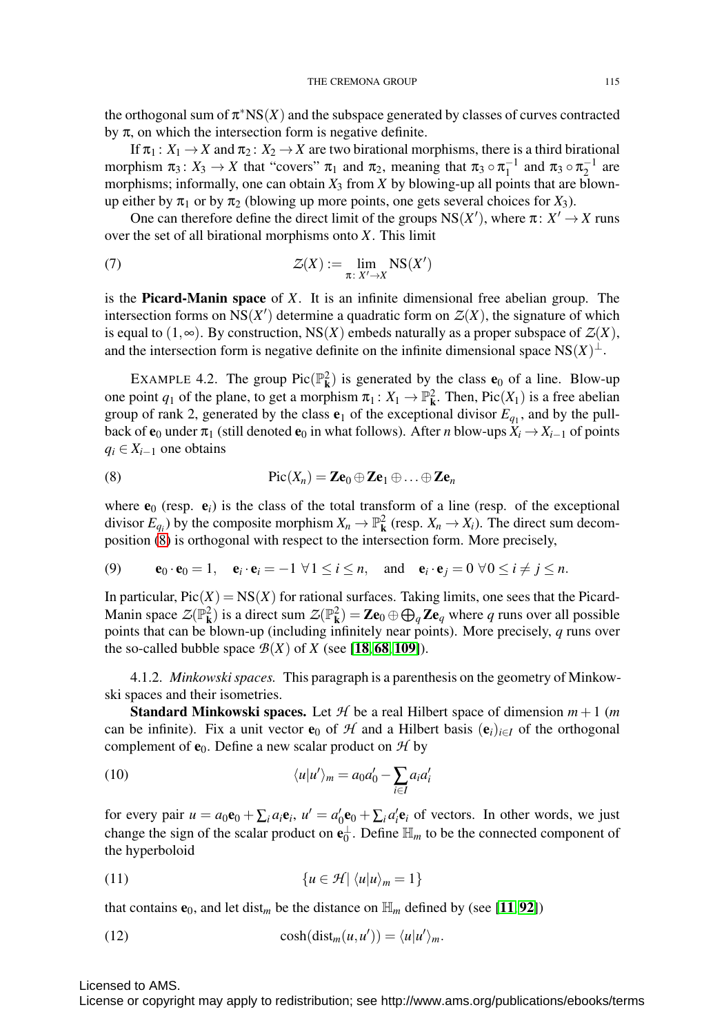the orthogonal sum of $\pi^*\mathrm{NS}(X)$ and the subspace generated by classes of curves contracted by $\pi$, on which the intersection form is negative definite.

If $\pi_1 \colon X_1 \to X$ and $\pi_2 \colon X_2 \to X$ are two birational morphisms, there is a third birational morphism $\pi_3 \colon X_3 \to X$ that "covers" $\pi_1$ and $\pi_2$, meaning that $\pi_3 \circ \pi_1^{-1}$ and $\pi_3 \circ \pi_2^{-1}$ are morphisms; informally, one can obtain $X_3$ from $X$ by blowing-up all points that are blown-up either by $\pi_1$ or by $\pi_2$ (blowing up more points, one gets several choices for $X_3$).

One can therefore define the direct limit of the groups $\mathrm{NS}(X')$, where $\pi \colon X' \to X$ runs over the set of all birational morphisms onto $X$. This limit

$$\mathcal{Z}(X) := \lim_{\pi \colon X' \to X} \mathrm{NS}(X') \tag{7}$$

is the **Picard-Manin space** of $X$. It is an infinite dimensional free abelian group. The intersection forms on $\mathrm{NS}(X')$ determine a quadratic form on $\mathcal{Z}(X)$, the signature of which is equal to $(1, \infty)$. By construction, $\mathrm{NS}(X)$ embeds naturally as a proper subspace of $\mathcal{Z}(X)$, and the intersection form is negative definite on the infinite dimensional space $\mathrm{NS}(X)^\perp$.

EXAMPLE 4.2. The group $\mathrm{Pic}(\mathbb{P}^2_{\mathbf{k}})$ is generated by the class $\mathbf{e}_0$ of a line. Blow-up one point $q_1$ of the plane, to get a morphism $\pi_1 \colon X_1 \to \mathbb{P}^2_{\mathbf{k}}$. Then, $\mathrm{Pic}(X_1)$ is a free abelian group of rank 2, generated by the class $\mathbf{e}_1$ of the exceptional divisor $E_{q_1}$, and by the pull-back of $\mathbf{e}_0$ under $\pi_1$ (still denoted $\mathbf{e}_0$ in what follows). After $n$ blow-ups $X_i \to X_{i-1}$ of points $q_i \in X_{i-1}$ one obtains

$$\mathrm{Pic}(X_n) = \mathbf{Z}\mathbf{e}_0 \oplus \mathbf{Z}\mathbf{e}_1 \oplus \ldots \oplus \mathbf{Z}\mathbf{e}_n \tag{8}$$

where $\mathbf{e}_0$ (resp. $\mathbf{e}_i$) is the class of the total transform of a line (resp. of the exceptional divisor $E_{q_i}$) by the composite morphism $X_n \to \mathbb{P}^2_{\mathbf{k}}$ (resp. $X_n \to X_i$). The direct sum decomposition (8) is orthogonal with respect to the intersection form. More precisely,

$$\mathbf{e}_0 \cdot \mathbf{e}_0 = 1, \quad \mathbf{e}_i \cdot \mathbf{e}_i = -1 \ \forall 1 \leq i \leq n, \quad \text{and} \quad \mathbf{e}_i \cdot \mathbf{e}_j = 0 \ \forall 0 \leq i \neq j \leq n. \tag{9}$$

In particular, $\mathrm{Pic}(X) = \mathrm{NS}(X)$ for rational surfaces. Taking limits, one sees that the Picard-Manin space $\mathcal{Z}(\mathbb{P}^2_{\mathbf{k}})$ is a direct sum $\mathcal{Z}(\mathbb{P}^2_{\mathbf{k}}) = \mathbf{Z}\mathbf{e}_0 \oplus \bigoplus_q \mathbf{Z}\mathbf{e}_q$ where $q$ runs over all possible points that can be blown-up (including infinitely near points). More precisely, $q$ runs over the so-called bubble space $\mathcal{B}(X)$ of $X$ (see [**18**, **68**, **109**]).

4.1.2. *Minkowski spaces.* This paragraph is a parenthesis on the geometry of Minkowski spaces and their isometries.

**Standard Minkowski spaces.** Let $\mathcal{H}$ be a real Hilbert space of dimension $m+1$ ($m$ can be infinite). Fix a unit vector $\mathbf{e}_0$ of $\mathcal{H}$ and a Hilbert basis $(\mathbf{e}_i)_{i \in I}$ of the orthogonal complement of $\mathbf{e}_0$. Define a new scalar product on $\mathcal{H}$ by

$$\langle u | u' \rangle_m = a_0 a_0' - \sum_{i \in I} a_i a_i' \tag{10}$$

for every pair $u = a_0\mathbf{e}_0 + \sum_i a_i \mathbf{e}_i$, $u' = a_0'\mathbf{e}_0 + \sum_i a_i'\mathbf{e}_i$ of vectors. In other words, we just change the sign of the scalar product on $\mathbf{e}_0^\perp$. Define $\mathbb{H}_m$ to be the connected component of the hyperboloid

$$\{u \in \mathcal{H} \mid \langle u | u \rangle_m = 1\} \tag{11}$$

that contains $\mathbf{e}_0$, and let $\mathrm{dist}_m$ be the distance on $\mathbb{H}_m$ defined by (see [**11**, **92**])

$$\cosh(\mathrm{dist}_m(u, u')) = \langle u | u' \rangle_m. \tag{12}$$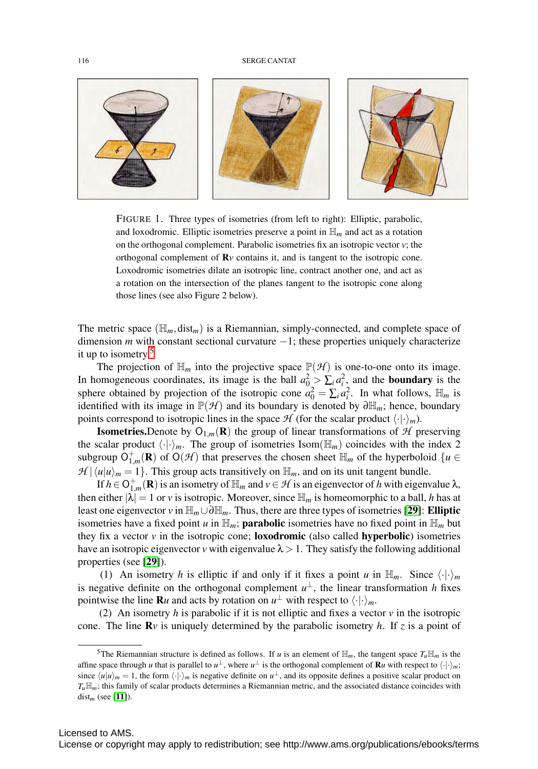FIGURE 1. Three types of isometries (from left to right): Elliptic, parabolic, and loxodromic. Elliptic isometries preserve a point in $\mathbb{H}_m$ and act as a rotation on the orthogonal complement. Parabolic isometries fix an isotropic vector $v$; the orthogonal complement of $\mathbf{R}v$ contains it, and is tangent to the isotropic cone. Loxodromic isometries dilate an isotropic line, contract another one, and act as a rotation on the intersection of the planes tangent to the isotropic cone along those lines (see also Figure 2 below).

The metric space $(\mathbb{H}_m, \mathrm{dist}_m)$ is a Riemannian, simply-connected, and complete space of dimension $m$ with constant sectional curvature $-1$; these properties uniquely characterize it up to isometry.[5]

The projection of $\mathbb{H}_m$ into the projective space $\mathbb{P}(\mathcal{H})$ is one-to-one onto its image. In homogeneous coordinates, its image is the ball $a_0^2 > \sum_i a_i^2$, and the **boundary** is the sphere obtained by projection of the isotropic cone $a_0^2 = \sum_i a_i^2$. In what follows, $\mathbb{H}_m$ is identified with its image in $\mathbb{P}(\mathcal{H})$ and its boundary is denoted by $\partial\mathbb{H}_m$; hence, boundary points correspond to isotropic lines in the space $\mathcal{H}$ (for the scalar product $\langle\cdot|\cdot\rangle_m$).

**Isometries.** Denote by $\mathsf{O}_{1,m}(\mathbf{R})$ the group of linear transformations of $\mathcal{H}$ preserving the scalar product $\langle\cdot|\cdot\rangle_m$. The group of isometries $\mathrm{Isom}(\mathbb{H}_m)$ coincides with the index 2 subgroup $\mathsf{O}^+_{1,m}(\mathbf{R})$ of $\mathsf{O}(\mathcal{H})$ that preserves the chosen sheet $\mathbb{H}_m$ of the hyperboloid $\{u \in \mathcal{H} \mid \langle u|u\rangle_m = 1\}$. This group acts transitively on $\mathbb{H}_m$, and on its unit tangent bundle.

If $h \in \mathsf{O}^+_{1,m}(\mathbf{R})$ is an isometry of $\mathbb{H}_m$ and $v \in \mathcal{H}$ is an eigenvector of $h$ with eigenvalue $\lambda$, then either $|\lambda| = 1$ or $v$ is isotropic. Moreover, since $\mathbb{H}_m$ is homeomorphic to a ball, $h$ has at least one eigenvector $v$ in $\mathbb{H}_m \cup \partial\mathbb{H}_m$. Thus, there are three types of isometries [29]: **Elliptic** isometries have a fixed point $u$ in $\mathbb{H}_m$; **parabolic** isometries have no fixed point in $\mathbb{H}_m$ but they fix a vector $v$ in the isotropic cone; **loxodromic** (also called **hyperbolic**) isometries have an isotropic eigenvector $v$ with eigenvalue $\lambda > 1$. They satisfy the following additional properties (see [29]).

(1) An isometry $h$ is elliptic if and only if it fixes a point $u$ in $\mathbb{H}_m$. Since $\langle\cdot|\cdot\rangle_m$ is negative definite on the orthogonal complement $u^\perp$, the linear transformation $h$ fixes pointwise the line $\mathbf{R}u$ and acts by rotation on $u^\perp$ with respect to $\langle\cdot|\cdot\rangle_m$.

(2) An isometry $h$ is parabolic if it is not elliptic and fixes a vector $v$ in the isotropic cone. The line $\mathbf{R}v$ is uniquely determined by the parabolic isometry $h$. If $z$ is a point of

[5] The Riemannian structure is defined as follows. If $u$ is an element of $\mathbb{H}_m$, the tangent space $T_u\mathbb{H}_m$ is the affine space through $u$ that is parallel to $u^\perp$, where $u^\perp$ is the orthogonal complement of $\mathbf{R}u$ with respect to $\langle\cdot|\cdot\rangle_m$; since $\langle u|u\rangle_m = 1$, the form $\langle\cdot|\cdot\rangle_m$ is negative definite on $u^\perp$, and its opposite defines a positive scalar product on $T_u\mathbb{H}_m$; this family of scalar products determines a Riemannian metric, and the associated distance coincides with $\mathrm{dist}_m$ (see [11]).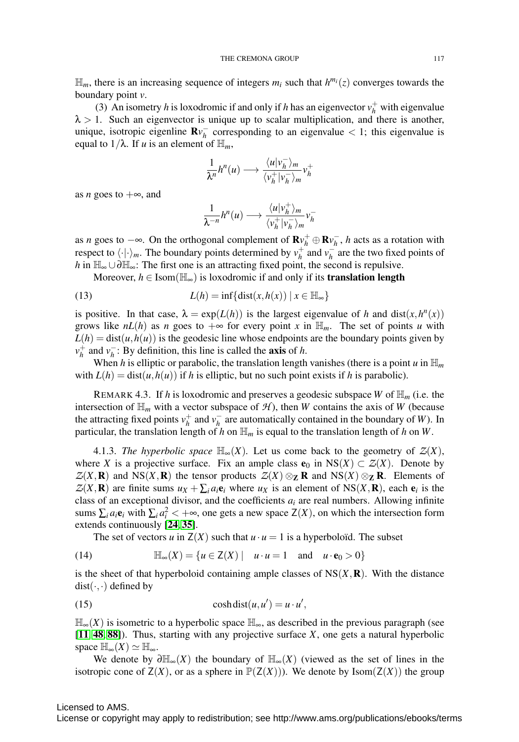$\mathbb{H}_m$, there is an increasing sequence of integers $m_i$ such that $h^{m_i}(z)$ converges towards the boundary point $v$.

(3) An isometry $h$ is loxodromic if and only if $h$ has an eigenvector $v_h^+$ with eigenvalue $\lambda > 1$. Such an eigenvector is unique up to scalar multiplication, and there is another, unique, isotropic eigenline $\mathbf{R}v_h^-$ corresponding to an eigenvalue $< 1$; this eigenvalue is equal to $1/\lambda$. If $u$ is an element of $\mathbb{H}_m$,

$$\frac{1}{\lambda^n}h^n(u) \longrightarrow \frac{\langle u|v_h^-\rangle_m}{\langle v_h^+|v_h^-\rangle_m}v_h^+$$

as $n$ goes to $+\infty$, and

$$\frac{1}{\lambda^{-n}}h^n(u) \longrightarrow \frac{\langle u|v_h^+\rangle_m}{\langle v_h^+|v_h^-\rangle_m}v_h^-$$

as $n$ goes to $-\infty$. On the orthogonal complement of $\mathbf{R}v_h^+ \oplus \mathbf{R}v_h^-$, $h$ acts as a rotation with respect to $\langle\cdot|\cdot\rangle_m$. The boundary points determined by $v_h^+$ and $v_h^-$ are the two fixed points of $h$ in $\mathbb{H}_\infty \cup \partial\mathbb{H}_\infty$: The first one is an attracting fixed point, the second is repulsive.

Moreover, $h \in \mathrm{Isom}(\mathbb{H}_\infty)$ is loxodromic if and only if its **translation length**

$$L(h) = \inf\{\mathrm{dist}(x, h(x)) \mid x \in \mathbb{H}_\infty\} \tag{13}$$

is positive. In that case, $\lambda = \exp(L(h))$ is the largest eigenvalue of $h$ and $\mathrm{dist}(x, h^n(x))$ grows like $nL(h)$ as $n$ goes to $+\infty$ for every point $x$ in $\mathbb{H}_m$. The set of points $u$ with $L(h) = \mathrm{dist}(u, h(u))$ is the geodesic line whose endpoints are the boundary points given by $v_h^+$ and $v_h^-$: By definition, this line is called the **axis** of $h$.

When $h$ is elliptic or parabolic, the translation length vanishes (there is a point $u$ in $\mathbb{H}_m$ with $L(h) = \mathrm{dist}(u, h(u))$ if $h$ is elliptic, but no such point exists if $h$ is parabolic).

REMARK 4.3. If $h$ is loxodromic and preserves a geodesic subspace $W$ of $\mathbb{H}_m$ (i.e. the intersection of $\mathbb{H}_m$ with a vector subspace of $\mathcal{H}$), then $W$ contains the axis of $W$ (because the attracting fixed points $v_h^+$ and $v_h^-$ are automatically contained in the boundary of $W$). In particular, the translation length of $h$ on $\mathbb{H}_m$ is equal to the translation length of $h$ on $W$.

4.1.3. *The hyperbolic space* $\mathbb{H}_\infty(X)$. Let us come back to the geometry of $\mathcal{Z}(X)$, where $X$ is a projective surface. Fix an ample class $\mathbf{e}_0$ in $\mathrm{NS}(X) \subset \mathcal{Z}(X)$. Denote by $\mathcal{Z}(X, \mathbf{R})$ and $\mathrm{NS}(X, \mathbf{R})$ the tensor products $\mathcal{Z}(X) \otimes_{\mathbf{Z}} \mathbf{R}$ and $\mathrm{NS}(X) \otimes_{\mathbf{Z}} \mathbf{R}$. Elements of $\mathcal{Z}(X, \mathbf{R})$ are finite sums $u_X + \sum_i a_i \mathbf{e}_i$ where $u_X$ is an element of $\mathrm{NS}(X, \mathbf{R})$, each $\mathbf{e}_i$ is the class of an exceptional divisor, and the coefficients $a_i$ are real numbers. Allowing infinite sums $\sum_i a_i \mathbf{e}_i$ with $\sum_i a_i^2 < +\infty$, one gets a new space $\mathsf{Z}(X)$, on which the intersection form extends continuously [24, 35].

The set of vectors $u$ in $\mathsf{Z}(X)$ such that $u \cdot u = 1$ is a hyperboloïd. The subset

$$\mathbb{H}_\infty(X) = \{u \in \mathsf{Z}(X) \mid \quad u \cdot u = 1 \quad \text{and} \quad u \cdot \mathbf{e}_0 > 0\} \tag{14}$$

is the sheet of that hyperboloid containing ample classes of $\mathrm{NS}(X, \mathbf{R})$. With the distance $\mathrm{dist}(\cdot,\cdot)$ defined by

$$\cosh \mathrm{dist}(u, u') = u \cdot u', \tag{15}$$

$\mathbb{H}_\infty(X)$ is isometric to a hyperbolic space $\mathbb{H}_\infty$, as described in the previous paragraph (see [11, 48, 88]). Thus, starting with any projective surface $X$, one gets a natural hyperbolic space $\mathbb{H}_\infty(X) \simeq \mathbb{H}_\infty$.

We denote by $\partial\mathbb{H}_\infty(X)$ the boundary of $\mathbb{H}_\infty(X)$ (viewed as the set of lines in the isotropic cone of $\mathsf{Z}(X)$, or as a sphere in $\mathbb{P}(\mathsf{Z}(X))$). We denote by $\mathrm{Isom}(\mathsf{Z}(X))$ the group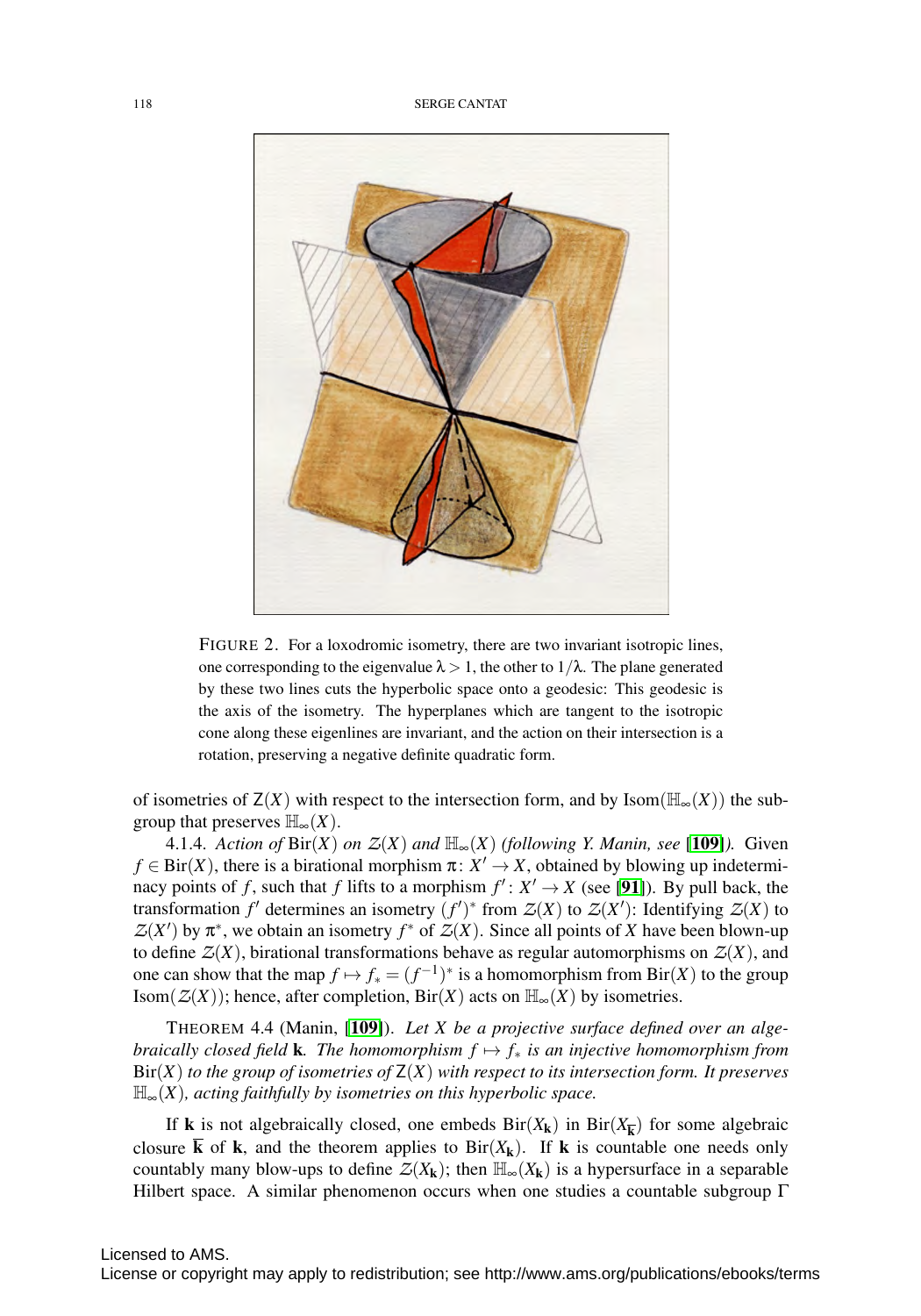FIGURE 2. For a loxodromic isometry, there are two invariant isotropic lines, one corresponding to the eigenvalue $\lambda > 1$, the other to $1/\lambda$. The plane generated by these two lines cuts the hyperbolic space onto a geodesic: This geodesic is the axis of the isometry. The hyperplanes which are tangent to the isotropic cone along these eigenlines are invariant, and the action on their intersection is a rotation, preserving a negative definite quadratic form.

of isometries of $\mathsf{Z}(X)$ with respect to the intersection form, and by $\mathrm{Isom}(\mathbb{H}_\infty(X))$ the subgroup that preserves $\mathbb{H}_\infty(X)$.

4.1.4. *Action of* $\mathrm{Bir}(X)$ *on* $\mathcal{Z}(X)$ *and* $\mathbb{H}_\infty(X)$ *(following Y. Manin, see* [**109**]*).* Given $f \in \mathrm{Bir}(X)$, there is a birational morphism $\pi\colon X' \to X$, obtained by blowing up indeterminacy points of $f$, such that $f$ lifts to a morphism $f'\colon X' \to X$ (see [**91**]). By pull back, the transformation $f'$ determines an isometry $(f')^*$ from $\mathcal{Z}(X)$ to $\mathcal{Z}(X')$: Identifying $\mathcal{Z}(X)$ to $\mathcal{Z}(X')$ by $\pi^*$, we obtain an isometry $f^*$ of $\mathcal{Z}(X)$. Since all points of $X$ have been blown-up to define $\mathcal{Z}(X)$, birational transformations behave as regular automorphisms on $\mathcal{Z}(X)$, and one can show that the map $f \mapsto f_* = (f^{-1})^*$ is a homomorphism from $\mathrm{Bir}(X)$ to the group $\mathrm{Isom}(\mathcal{Z}(X))$; hence, after completion, $\mathrm{Bir}(X)$ acts on $\mathbb{H}_\infty(X)$ by isometries.

THEOREM 4.4 (Manin, [**109**]). *Let $X$ be a projective surface defined over an algebraically closed field* $\mathbf{k}$*. The homomorphism $f \mapsto f_*$ is an injective homomorphism from* $\mathrm{Bir}(X)$ *to the group of isometries of* $\mathsf{Z}(X)$ *with respect to its intersection form. It preserves* $\mathbb{H}_\infty(X)$*, acting faithfully by isometries on this hyperbolic space.*

If $\mathbf{k}$ is not algebraically closed, one embeds $\mathrm{Bir}(X_{\mathbf{k}})$ in $\mathrm{Bir}(X_{\overline{\mathbf{k}}})$ for some algebraic closure $\overline{\mathbf{k}}$ of $\mathbf{k}$, and the theorem applies to $\mathrm{Bir}(X_{\mathbf{k}})$. If $\mathbf{k}$ is countable one needs only countably many blow-ups to define $\mathcal{Z}(X_{\mathbf{k}})$; then $\mathbb{H}_\infty(X_{\mathbf{k}})$ is a hypersurface in a separable Hilbert space. A similar phenomenon occurs when one studies a countable subgroup $\Gamma$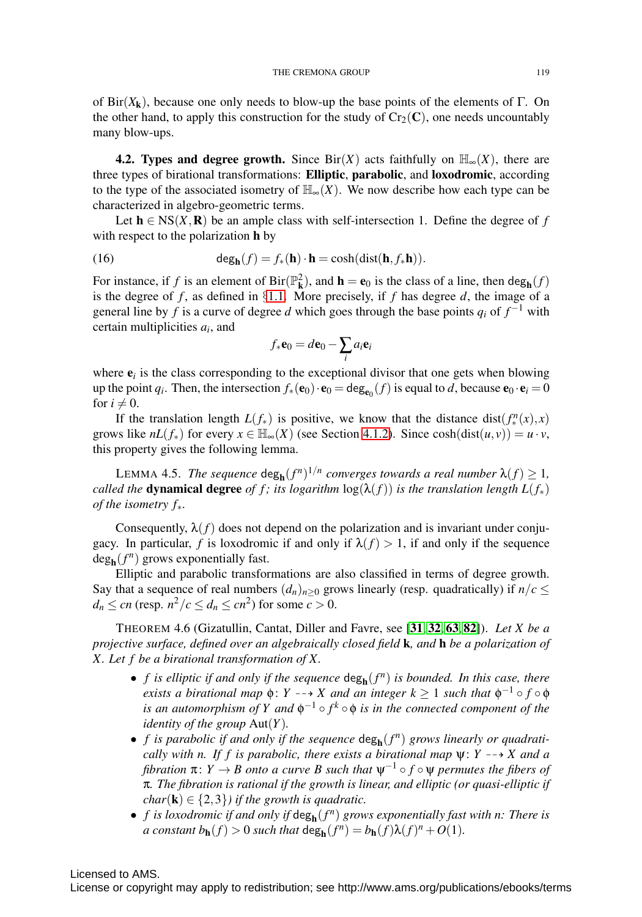of $\mathrm{Bir}(X_{\mathbf{k}})$, because one only needs to blow-up the base points of the elements of $\Gamma$. On the other hand, to apply this construction for the study of $\mathrm{Cr}_2(\mathbf{C})$, one needs uncountably many blow-ups.

**4.2. Types and degree growth.** Since $\mathrm{Bir}(X)$ acts faithfully on $\mathbb{H}_\infty(X)$, there are three types of birational transformations: **Elliptic**, **parabolic**, and **loxodromic**, according to the type of the associated isometry of $\mathbb{H}_\infty(X)$. We now describe how each type can be characterized in algebro-geometric terms.

Let $\mathbf{h} \in \mathrm{NS}(X, \mathbf{R})$ be an ample class with self-intersection 1. Define the degree of $f$ with respect to the polarization $\mathbf{h}$ by

$$\deg_{\mathbf{h}}(f) = f_*(\mathbf{h}) \cdot \mathbf{h} = \cosh(\mathrm{dist}(\mathbf{h}, f_*\mathbf{h})). \tag{16}$$

For instance, if $f$ is an element of $\mathrm{Bir}(\mathbb{P}^2_{\mathbf{k}})$, and $\mathbf{h} = \mathbf{e}_0$ is the class of a line, then $\deg_{\mathbf{h}}(f)$ is the degree of $f$, as defined in §1.1. More precisely, if $f$ has degree $d$, the image of a general line by $f$ is a curve of degree $d$ which goes through the base points $q_i$ of $f^{-1}$ with certain multiplicities $a_i$, and

$$f_*\mathbf{e}_0 = d\mathbf{e}_0 - \sum_i a_i \mathbf{e}_i$$

where $\mathbf{e}_i$ is the class corresponding to the exceptional divisor that one gets when blowing up the point $q_i$. Then, the intersection $f_*(\mathbf{e}_0) \cdot \mathbf{e}_0 = \deg_{\mathbf{e}_0}(f)$ is equal to $d$, because $\mathbf{e}_0 \cdot \mathbf{e}_i = 0$ for $i \neq 0$.

If the translation length $L(f_*)$ is positive, we know that the distance $\mathrm{dist}(f_*^n(x), x)$ grows like $nL(f_*)$ for every $x \in \mathbb{H}_\infty(X)$ (see Section 4.1.2). Since $\cosh(\mathrm{dist}(u, v)) = u \cdot v$, this property gives the following lemma.

LEMMA 4.5. *The sequence $\deg_{\mathbf{h}}(f^n)^{1/n}$ converges towards a real number $\lambda(f) \geq 1$, called the* **dynamical degree** *of $f$; its logarithm $\log(\lambda(f))$ is the translation length $L(f_*)$ of the isometry $f_*$.*

Consequently, $\lambda(f)$ does not depend on the polarization and is invariant under conjugacy. In particular, $f$ is loxodromic if and only if $\lambda(f) > 1$, if and only if the sequence $\deg_{\mathbf{h}}(f^n)$ grows exponentially fast.

Elliptic and parabolic transformations are also classified in terms of degree growth. Say that a sequence of real numbers $(d_n)_{n \geq 0}$ grows linearly (resp. quadratically) if $n/c \leq d_n \leq cn$ (resp. $n^2/c \leq d_n \leq cn^2$) for some $c > 0$.

THEOREM 4.6 (Gizatullin, Cantat, Diller and Favre, see [31, 32, 63, 82]). *Let $X$ be a projective surface, defined over an algebraically closed field $\mathbf{k}$, and $\mathbf{h}$ be a polarization of $X$. Let $f$ be a birational transformation of $X$.*

- *$f$ is elliptic if and only if the sequence $\deg_{\mathbf{h}}(f^n)$ is bounded. In this case, there exists a birational map $\phi \colon Y \dashrightarrow X$ and an integer $k \geq 1$ such that $\phi^{-1} \circ f \circ \phi$ is an automorphism of $Y$ and $\phi^{-1} \circ f^k \circ \phi$ is in the connected component of the identity of the group $\mathrm{Aut}(Y)$.*
- *$f$ is parabolic if and only if the sequence $\deg_{\mathbf{h}}(f^n)$ grows linearly or quadratically with $n$. If $f$ is parabolic, there exists a birational map $\psi \colon Y \dashrightarrow X$ and a fibration $\pi \colon Y \to B$ onto a curve $B$ such that $\psi^{-1} \circ f \circ \psi$ permutes the fibers of $\pi$. The fibration is rational if the growth is linear, and elliptic (or quasi-elliptic if $char(\mathbf{k}) \in \{2, 3\}$) if the growth is quadratic.*
- *$f$ is loxodromic if and only if $\deg_{\mathbf{h}}(f^n)$ grows exponentially fast with $n$: There is a constant $b_{\mathbf{h}}(f) > 0$ such that $\deg_{\mathbf{h}}(f^n) = b_{\mathbf{h}}(f)\lambda(f)^n + O(1)$.*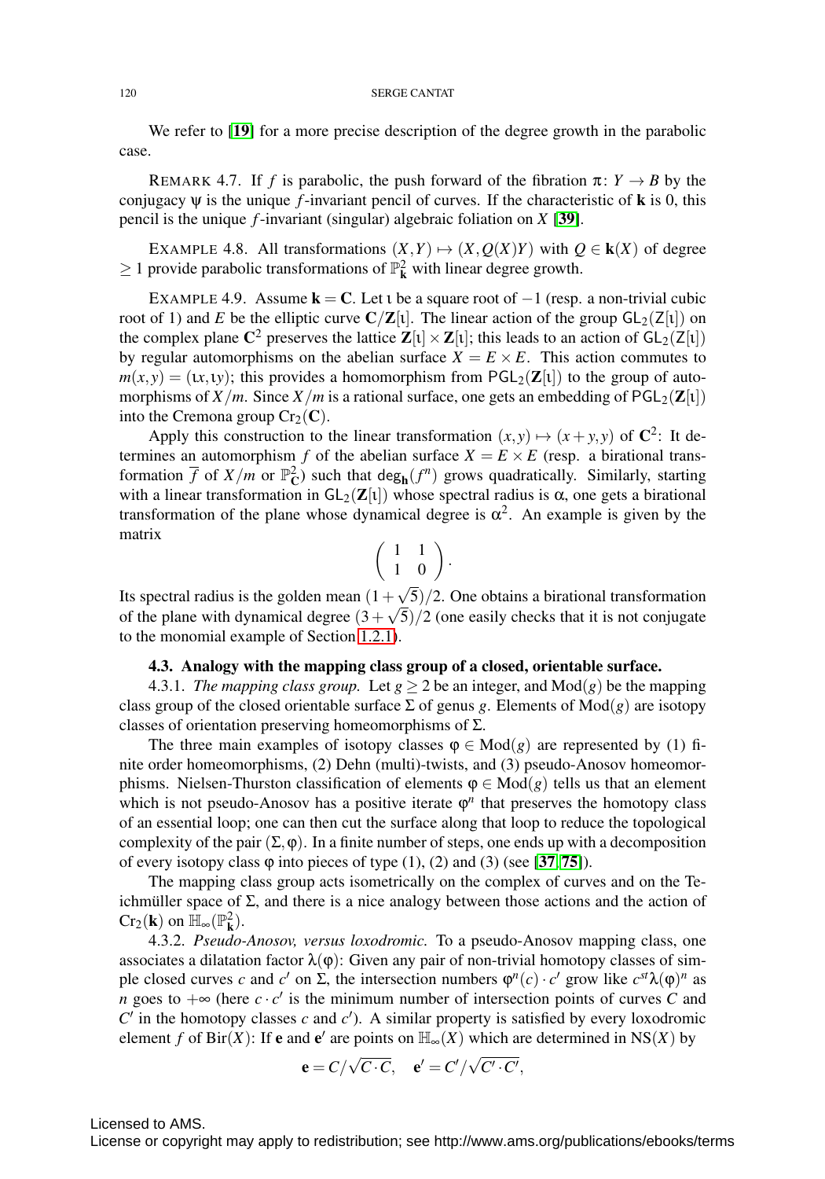We refer to [**19**] for a more precise description of the degree growth in the parabolic case.

REMARK 4.7. If $f$ is parabolic, the push forward of the fibration $\pi\colon Y \to B$ by the conjugacy $\psi$ is the unique $f$-invariant pencil of curves. If the characteristic of $\mathbf{k}$ is 0, this pencil is the unique $f$-invariant (singular) algebraic foliation on $X$ [**39**].

EXAMPLE 4.8. All transformations $(X,Y) \mapsto (X, Q(X)Y)$ with $Q \in \mathbf{k}(X)$ of degree $\geq 1$ provide parabolic transformations of $\mathbb{P}^2_{\mathbf{k}}$ with linear degree growth.

EXAMPLE 4.9. Assume $\mathbf{k} = \mathbf{C}$. Let $\iota$ be a square root of $-1$ (resp. a non-trivial cubic root of 1) and $E$ be the elliptic curve $\mathbf{C}/\mathbf{Z}[\iota]$. The linear action of the group $\mathsf{GL}_2(\mathsf{Z}[\iota])$ on the complex plane $\mathbf{C}^2$ preserves the lattice $\mathbf{Z}[\iota] \times \mathbf{Z}[\iota]$; this leads to an action of $\mathsf{GL}_2(\mathsf{Z}[\iota])$ by regular automorphisms on the abelian surface $X = E \times E$. This action commutes to $m(x,y) = (\iota x, \iota y)$; this provides a homomorphism from $\mathsf{PGL}_2(\mathbf{Z}[\iota])$ to the group of automorphisms of $X/m$. Since $X/m$ is a rational surface, one gets an embedding of $\mathsf{PGL}_2(\mathbf{Z}[\iota])$ into the Cremona group $\mathrm{Cr}_2(\mathbf{C})$.

Apply this construction to the linear transformation $(x,y) \mapsto (x+y, y)$ of $\mathbf{C}^2$: It determines an automorphism $f$ of the abelian surface $X = E \times E$ (resp. a birational transformation $\overline{f}$ of $X/m$ or $\mathbb{P}^2_{\mathbf{C}}$) such that $\deg_{\mathbf{h}}(f^n)$ grows quadratically. Similarly, starting with a linear transformation in $\mathsf{GL}_2(\mathbf{Z}[\iota])$ whose spectral radius is $\alpha$, one gets a birational transformation of the plane whose dynamical degree is $\alpha^2$. An example is given by the matrix

$$\begin{pmatrix} 1 & 1 \\ 1 & 0 \end{pmatrix}.$$

Its spectral radius is the golden mean $(1+\sqrt{5})/2$. One obtains a birational transformation of the plane with dynamical degree $(3+\sqrt{5})/2$ (one easily checks that it is not conjugate to the monomial example of Section 1.2.1).

### 4.3. Analogy with the mapping class group of a closed, orientable surface.

4.3.1. *The mapping class group.* Let $g \geq 2$ be an integer, and $\mathrm{Mod}(g)$ be the mapping class group of the closed orientable surface $\Sigma$ of genus $g$. Elements of $\mathrm{Mod}(g)$ are isotopy classes of orientation preserving homeomorphisms of $\Sigma$.

The three main examples of isotopy classes $\varphi \in \mathrm{Mod}(g)$ are represented by (1) finite order homeomorphisms, (2) Dehn (multi)-twists, and (3) pseudo-Anosov homeomorphisms. Nielsen-Thurston classification of elements $\varphi \in \mathrm{Mod}(g)$ tells us that an element which is not pseudo-Anosov has a positive iterate $\varphi^n$ that preserves the homotopy class of an essential loop; one can then cut the surface along that loop to reduce the topological complexity of the pair $(\Sigma, \varphi)$. In a finite number of steps, one ends up with a decomposition of every isotopy class $\varphi$ into pieces of type (1), (2) and (3) (see [**37**, **75**]).

The mapping class group acts isometrically on the complex of curves and on the Teichmüller space of $\Sigma$, and there is a nice analogy between those actions and the action of $\mathrm{Cr}_2(\mathbf{k})$ on $\mathbb{H}_\infty(\mathbb{P}^2_{\mathbf{k}})$.

4.3.2. *Pseudo-Anosov, versus loxodromic.* To a pseudo-Anosov mapping class, one associates a dilatation factor $\lambda(\varphi)$: Given any pair of non-trivial homotopy classes of simple closed curves $c$ and $c'$ on $\Sigma$, the intersection numbers $\varphi^n(c)\cdot c'$ grow like $c^{st}\lambda(\varphi)^n$ as $n$ goes to $+\infty$ (here $c \cdot c'$ is the minimum number of intersection points of curves $C$ and $C'$ in the homotopy classes $c$ and $c'$). A similar property is satisfied by every loxodromic element $f$ of $\mathrm{Bir}(X)$: If $\mathbf{e}$ and $\mathbf{e}'$ are points on $\mathbb{H}_\infty(X)$ which are determined in $\mathrm{NS}(X)$ by

$$\mathbf{e} = C/\sqrt{C\cdot C}, \quad \mathbf{e}' = C'/\sqrt{C'\cdot C'},$$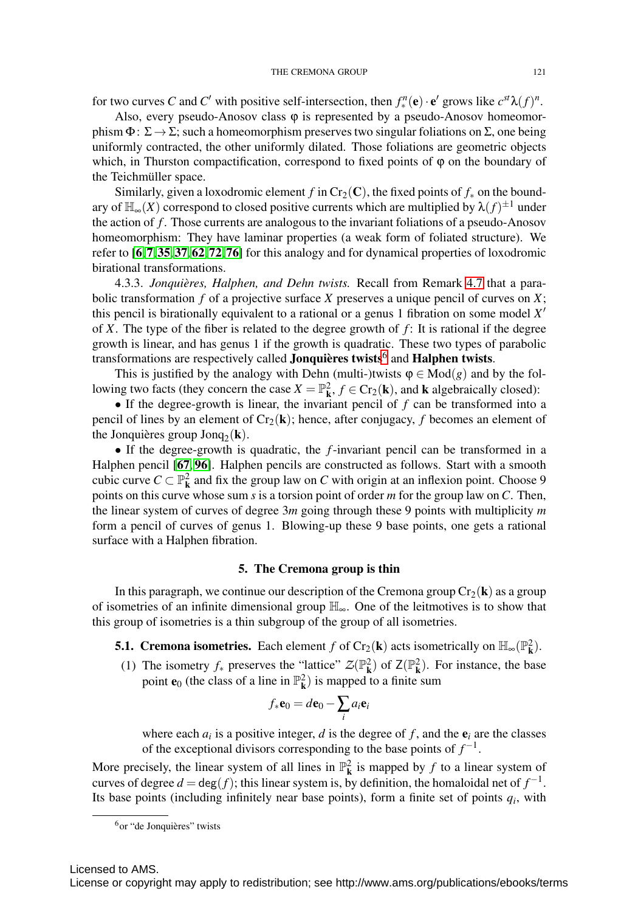for two curves $C$ and $C'$ with positive self-intersection, then $f_*^n(\mathbf{e}) \cdot \mathbf{e}'$ grows like $c^{st}\lambda(f)^n$.

Also, every pseudo-Anosov class $\varphi$ is represented by a pseudo-Anosov homeomorphism $\Phi\colon \Sigma \to \Sigma$; such a homeomorphism preserves two singular foliations on $\Sigma$, one being uniformly contracted, the other uniformly dilated. Those foliations are geometric objects which, in Thurston compactification, correspond to fixed points of $\varphi$ on the boundary of the Teichmüller space.

Similarly, given a loxodromic element $f$ in $\mathrm{Cr}_2(\mathbf{C})$, the fixed points of $f_*$ on the boundary of $\mathbb{H}_\infty(X)$ correspond to closed positive currents which are multiplied by $\lambda(f)^{\pm 1}$ under the action of $f$. Those currents are analogous to the invariant foliations of a pseudo-Anosov homeomorphism: They have laminar properties (a weak form of foliated structure). We refer to [6, 7, 35, 37, 62, 72, 76] for this analogy and for dynamical properties of loxodromic birational transformations.

4.3.3. *Jonquières, Halphen, and Dehn twists.* Recall from Remark 4.7 that a parabolic transformation $f$ of a projective surface $X$ preserves a unique pencil of curves on $X$; this pencil is birationally equivalent to a rational or a genus 1 fibration on some model $X'$ of $X$. The type of the fiber is related to the degree growth of $f$: It is rational if the degree growth is linear, and has genus 1 if the growth is quadratic. These two types of parabolic transformations are respectively called **Jonquières twists**[6] and **Halphen twists**.

This is justified by the analogy with Dehn (multi-)twists $\varphi \in \mathrm{Mod}(g)$ and by the following two facts (they concern the case $X = \mathbb{P}^2_{\mathbf{k}}$, $f \in \mathrm{Cr}_2(\mathbf{k})$, and $\mathbf{k}$ algebraically closed):

- If the degree-growth is linear, the invariant pencil of $f$ can be transformed into a pencil of lines by an element of $\mathrm{Cr}_2(\mathbf{k})$; hence, after conjugacy, $f$ becomes an element of the Jonquières group $\mathrm{Jonq}_2(\mathbf{k})$.
- If the degree-growth is quadratic, the $f$-invariant pencil can be transformed in a Halphen pencil [67, 96]. Halphen pencils are constructed as follows. Start with a smooth cubic curve $C \subset \mathbb{P}^2_{\mathbf{k}}$ and fix the group law on $C$ with origin at an inflexion point. Choose 9 points on this curve whose sum $s$ is a torsion point of order $m$ for the group law on $C$. Then, the linear system of curves of degree $3m$ going through these 9 points with multiplicity $m$ form a pencil of curves of genus 1. Blowing-up these 9 base points, one gets a rational surface with a Halphen fibration.

## 5. The Cremona group is thin

In this paragraph, we continue our description of the Cremona group $\mathrm{Cr}_2(\mathbf{k})$ as a group of isometries of an infinite dimensional group $\mathbb{H}_\infty$. One of the leitmotives is to show that this group of isometries is a thin subgroup of the group of all isometries.

**5.1. Cremona isometries.** Each element $f$ of $\mathrm{Cr}_2(\mathbf{k})$ acts isometrically on $\mathbb{H}_\infty(\mathbb{P}^2_{\mathbf{k}})$.

(1) The isometry $f_*$ preserves the "lattice" $\mathcal{Z}(\mathbb{P}^2_{\mathbf{k}})$ of $\mathsf{Z}(\mathbb{P}^2_{\mathbf{k}})$. For instance, the base point $\mathbf{e}_0$ (the class of a line in $\mathbb{P}^2_{\mathbf{k}}$) is mapped to a finite sum

$$f_*\mathbf{e}_0 = d\mathbf{e}_0 - \sum_i a_i \mathbf{e}_i$$

where each $a_i$ is a positive integer, $d$ is the degree of $f$, and the $\mathbf{e}_i$ are the classes of the exceptional divisors corresponding to the base points of $f^{-1}$.

More precisely, the linear system of all lines in $\mathbb{P}^2_{\mathbf{k}}$ is mapped by $f$ to a linear system of curves of degree $d = \deg(f)$; this linear system is, by definition, the homaloidal net of $f^{-1}$. Its base points (including infinitely near base points), form a finite set of points $q_i$, with

[6] or "de Jonquières" twists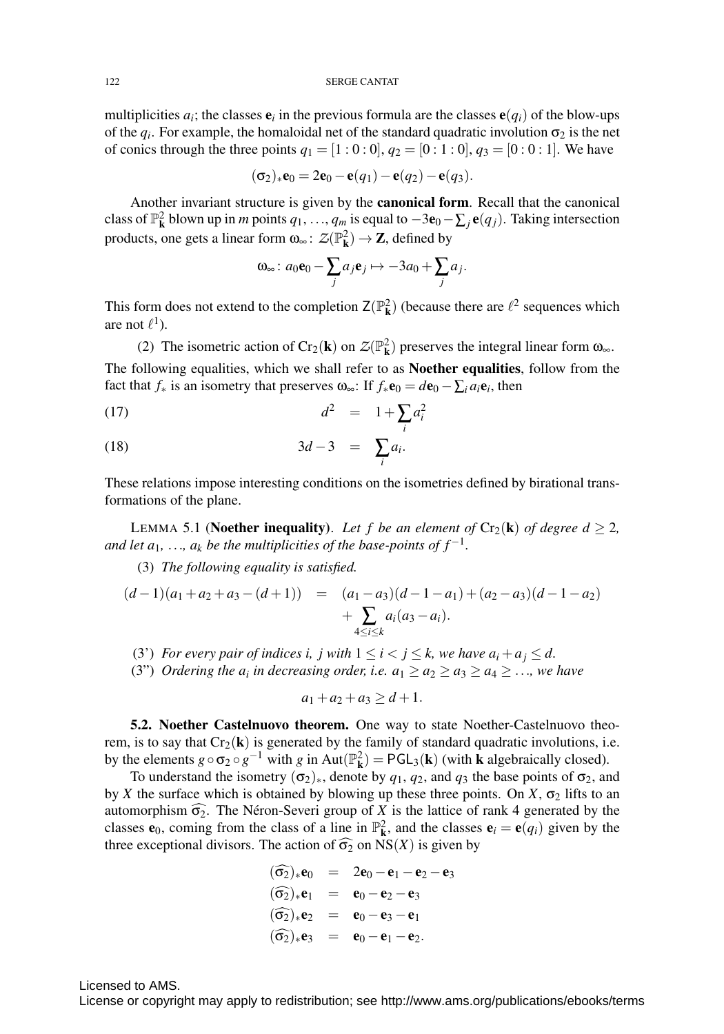multiplicities $a_i$; the classes $\mathbf{e}_i$ in the previous formula are the classes $\mathbf{e}(q_i)$ of the blow-ups of the $q_i$. For example, the homaloidal net of the standard quadratic involution $\sigma_2$ is the net of conics through the three points $q_1 = [1:0:0]$, $q_2 = [0:1:0]$, $q_3 = [0:0:1]$. We have

$$(\sigma_2)_*\mathbf{e}_0 = 2\mathbf{e}_0 - \mathbf{e}(q_1) - \mathbf{e}(q_2) - \mathbf{e}(q_3).$$

Another invariant structure is given by the **canonical form**. Recall that the canonical class of $\mathbb{P}^2_{\mathbf{k}}$ blown up in $m$ points $q_1, \ldots, q_m$ is equal to $-3\mathbf{e}_0 - \sum_j \mathbf{e}(q_j)$. Taking intersection products, one gets a linear form $\omega_\infty \colon \mathcal{Z}(\mathbb{P}^2_{\mathbf{k}}) \to \mathbf{Z}$, defined by

$$\omega_\infty \colon a_0\mathbf{e}_0 - \sum_j a_j\mathbf{e}_j \mapsto -3a_0 + \sum_j a_j.$$

This form does not extend to the completion $\mathsf{Z}(\mathbb{P}^2_{\mathbf{k}})$ (because there are $\ell^2$ sequences which are not $\ell^1$).

(2) The isometric action of $\mathrm{Cr}_2(\mathbf{k})$ on $\mathcal{Z}(\mathbb{P}^2_{\mathbf{k}})$ preserves the integral linear form $\omega_\infty$.

The following equalities, which we shall refer to as **Noether equalities**, follow from the fact that $f_*$ is an isometry that preserves $\omega_\infty$: If $f_*\mathbf{e}_0 = d\mathbf{e}_0 - \sum_i a_i\mathbf{e}_i$, then

$$d^2 = 1 + \sum_i a_i^2 \tag{17}$$

$$3d - 3 = \sum_i a_i. \tag{18}$$

These relations impose interesting conditions on the isometries defined by birational transformations of the plane.

LEMMA 5.1 (**Noether inequality**). *Let $f$ be an element of $\mathrm{Cr}_2(\mathbf{k})$ of degree $d \geq 2$, and let $a_1, \ldots, a_k$ be the multiplicities of the base-points of $f^{-1}$.*

(3) *The following equality is satisfied.*

$$\begin{aligned}(d-1)(a_1 + a_2 + a_3 - (d+1)) &= (a_1 - a_3)(d - 1 - a_1) + (a_2 - a_3)(d - 1 - a_2) \\ &\quad + \sum_{4 \leq i \leq k} a_i(a_3 - a_i).\end{aligned}$$

(3') *For every pair of indices $i$, $j$ with $1 \leq i < j \leq k$, we have $a_i + a_j \leq d$.*

(3'') *Ordering the $a_i$ in decreasing order, i.e. $a_1 \geq a_2 \geq a_3 \geq a_4 \geq \ldots$, we have*

$$a_1 + a_2 + a_3 \geq d + 1.$$

**5.2. Noether Castelnuovo theorem.** One way to state Noether-Castelnuovo theorem, is to say that $\mathrm{Cr}_2(\mathbf{k})$ is generated by the family of standard quadratic involutions, i.e. by the elements $g \circ \sigma_2 \circ g^{-1}$ with $g$ in $\mathrm{Aut}(\mathbb{P}^2_{\mathbf{k}}) = \mathsf{PGL}_3(\mathbf{k})$ (with $\mathbf{k}$ algebraically closed).

To understand the isometry $(\sigma_2)_*$, denote by $q_1$, $q_2$, and $q_3$ the base points of $\sigma_2$, and by $X$ the surface which is obtained by blowing up these three points. On $X$, $\sigma_2$ lifts to an automorphism $\widehat{\sigma_2}$. The Néron-Severi group of $X$ is the lattice of rank 4 generated by the classes $\mathbf{e}_0$, coming from the class of a line in $\mathbb{P}^2_{\mathbf{k}}$, and the classes $\mathbf{e}_i = \mathbf{e}(q_i)$ given by the three exceptional divisors. The action of $\widehat{\sigma_2}$ on $\mathrm{NS}(X)$ is given by

$$\begin{aligned}(\widehat{\sigma_2})_*\mathbf{e}_0 &= 2\mathbf{e}_0 - \mathbf{e}_1 - \mathbf{e}_2 - \mathbf{e}_3 \\ (\widehat{\sigma_2})_*\mathbf{e}_1 &= \mathbf{e}_0 - \mathbf{e}_2 - \mathbf{e}_3 \\ (\widehat{\sigma_2})_*\mathbf{e}_2 &= \mathbf{e}_0 - \mathbf{e}_3 - \mathbf{e}_1 \\ (\widehat{\sigma_2})_*\mathbf{e}_3 &= \mathbf{e}_0 - \mathbf{e}_1 - \mathbf{e}_2.\end{aligned}$$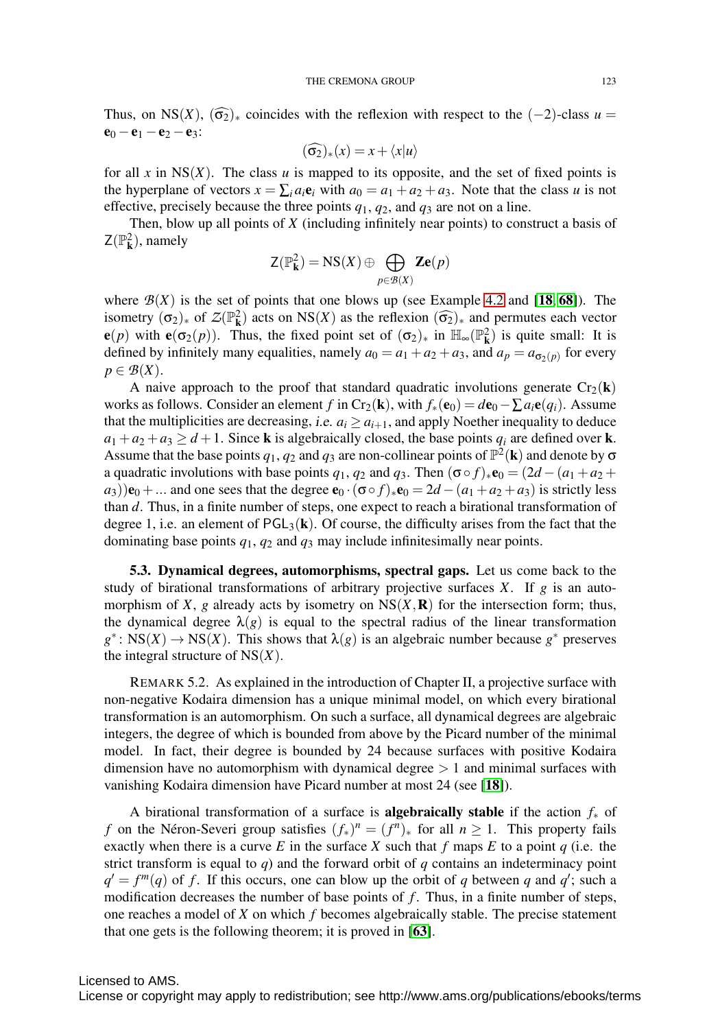Thus, on $\mathrm{NS}(X)$, $(\widehat{\sigma_2})_*$ coincides with the reflexion with respect to the $(-2)$-class $u = \mathbf{e}_0 - \mathbf{e}_1 - \mathbf{e}_2 - \mathbf{e}_3$:

$$(\widehat{\sigma_2})_*(x) = x + \langle x|u\rangle$$

for all $x$ in $\mathrm{NS}(X)$. The class $u$ is mapped to its opposite, and the set of fixed points is the hyperplane of vectors $x = \sum_i a_i \mathbf{e}_i$ with $a_0 = a_1 + a_2 + a_3$. Note that the class $u$ is not effective, precisely because the three points $q_1$, $q_2$, and $q_3$ are not on a line.

Then, blow up all points of $X$ (including infinitely near points) to construct a basis of $\mathsf{Z}(\mathbb{P}^2_{\mathbf{k}})$, namely

$$\mathsf{Z}(\mathbb{P}^2_{\mathbf{k}}) = \mathrm{NS}(X) \oplus \bigoplus_{p \in \mathcal{B}(X)} \mathbf{Z}\mathbf{e}(p)$$

where $\mathcal{B}(X)$ is the set of points that one blows up (see Example 4.2 and [18, 68]). The isometry $(\sigma_2)_*$ of $\mathcal{Z}(\mathbb{P}^2_{\mathbf{k}})$ acts on $\mathrm{NS}(X)$ as the reflexion $(\widehat{\sigma_2})_*$ and permutes each vector $\mathbf{e}(p)$ with $\mathbf{e}(\sigma_2(p))$. Thus, the fixed point set of $(\sigma_2)_*$ in $\mathbb{H}_\infty(\mathbb{P}^2_{\mathbf{k}})$ is quite small: It is defined by infinitely many equalities, namely $a_0 = a_1 + a_2 + a_3$, and $a_p = a_{\sigma_2(p)}$ for every $p \in \mathcal{B}(X)$.

A naive approach to the proof that standard quadratic involutions generate $\mathrm{Cr}_2(\mathbf{k})$ works as follows. Consider an element $f$ in $\mathrm{Cr}_2(\mathbf{k})$, with $f_*(\mathbf{e}_0) = d\mathbf{e}_0 - \sum a_i \mathbf{e}(q_i)$. Assume that the multiplicities are decreasing, i.e. $a_i \geq a_{i+1}$, and apply Noether inequality to deduce $a_1 + a_2 + a_3 \geq d + 1$. Since $\mathbf{k}$ is algebraically closed, the base points $q_i$ are defined over $\mathbf{k}$. Assume that the base points $q_1$, $q_2$ and $q_3$ are non-collinear points of $\mathbb{P}^2(\mathbf{k})$ and denote by $\sigma$ a quadratic involutions with base points $q_1$, $q_2$ and $q_3$. Then $(\sigma \circ f)_* \mathbf{e}_0 = (2d - (a_1 + a_2 + a_3))\mathbf{e}_0 + \ldots$ and one sees that the degree $\mathbf{e}_0 \cdot (\sigma \circ f)_* \mathbf{e}_0 = 2d - (a_1 + a_2 + a_3)$ is strictly less than $d$. Thus, in a finite number of steps, one expect to reach a birational transformation of degree 1, i.e. an element of $\mathsf{PGL}_3(\mathbf{k})$. Of course, the difficulty arises from the fact that the dominating base points $q_1$, $q_2$ and $q_3$ may include infinitesimally near points.

**5.3. Dynamical degrees, automorphisms, spectral gaps.** Let us come back to the study of birational transformations of arbitrary projective surfaces $X$. If $g$ is an automorphism of $X$, $g$ already acts by isometry on $\mathrm{NS}(X, \mathbf{R})$ for the intersection form; thus, the dynamical degree $\lambda(g)$ is equal to the spectral radius of the linear transformation $g^* \colon \mathrm{NS}(X) \to \mathrm{NS}(X)$. This shows that $\lambda(g)$ is an algebraic number because $g^*$ preserves the integral structure of $\mathrm{NS}(X)$.

REMARK 5.2. As explained in the introduction of Chapter II, a projective surface with non-negative Kodaira dimension has a unique minimal model, on which every birational transformation is an automorphism. On such a surface, all dynamical degrees are algebraic integers, the degree of which is bounded from above by the Picard number of the minimal model. In fact, their degree is bounded by 24 because surfaces with positive Kodaira dimension have no automorphism with dynamical degree $> 1$ and minimal surfaces with vanishing Kodaira dimension have Picard number at most 24 (see [18]).

A birational transformation of a surface is **algebraically stable** if the action $f_*$ of $f$ on the Néron-Severi group satisfies $(f_*)^n = (f^n)_*$ for all $n \geq 1$. This property fails exactly when there is a curve $E$ in the surface $X$ such that $f$ maps $E$ to a point $q$ (i.e. the strict transform is equal to $q$) and the forward orbit of $q$ contains an indeterminacy point $q' = f^m(q)$ of $f$. If this occurs, one can blow up the orbit of $q$ between $q$ and $q'$; such a modification decreases the number of base points of $f$. Thus, in a finite number of steps, one reaches a model of $X$ on which $f$ becomes algebraically stable. The precise statement that one gets is the following theorem; it is proved in [63].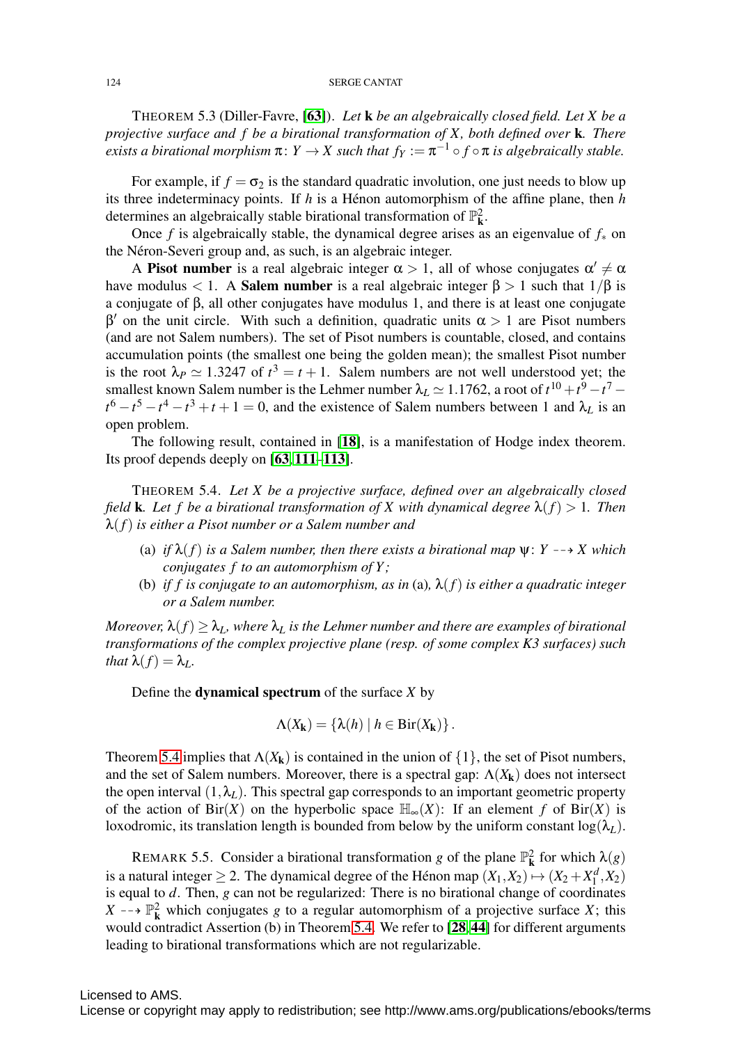THEOREM 5.3 (Diller-Favre, [63]). *Let* $\mathbf{k}$ *be an algebraically closed field. Let* $X$ *be a projective surface and* $f$ *be a birational transformation of* $X$*, both defined over* $\mathbf{k}$*. There exists a birational morphism* $\pi\colon Y \to X$ *such that* $f_Y := \pi^{-1} \circ f \circ \pi$ *is algebraically stable.*

For example, if $f = \sigma_2$ is the standard quadratic involution, one just needs to blow up its three indeterminacy points. If $h$ is a Hénon automorphism of the affine plane, then $h$ determines an algebraically stable birational transformation of $\mathbb{P}^2_{\mathbf{k}}$.

Once $f$ is algebraically stable, the dynamical degree arises as an eigenvalue of $f_*$ on the Néron-Severi group and, as such, is an algebraic integer.

A **Pisot number** is a real algebraic integer $\alpha > 1$, all of whose conjugates $\alpha' \neq \alpha$ have modulus $< 1$. A **Salem number** is a real algebraic integer $\beta > 1$ such that $1/\beta$ is a conjugate of $\beta$, all other conjugates have modulus 1, and there is at least one conjugate $\beta'$ on the unit circle. With such a definition, quadratic units $\alpha > 1$ are Pisot numbers (and are not Salem numbers). The set of Pisot numbers is countable, closed, and contains accumulation points (the smallest one being the golden mean); the smallest Pisot number is the root $\lambda_P \simeq 1.3247$ of $t^3 = t + 1$. Salem numbers are not well understood yet; the smallest known Salem number is the Lehmer number $\lambda_L \simeq 1.1762$, a root of $t^{10} + t^9 - t^7 - t^6 - t^5 - t^4 - t^3 + t + 1 = 0$, and the existence of Salem numbers between 1 and $\lambda_L$ is an open problem.

The following result, contained in [18], is a manifestation of Hodge index theorem. Its proof depends deeply on [63, 111–113].

THEOREM 5.4. *Let* $X$ *be a projective surface, defined over an algebraically closed field* $\mathbf{k}$*. Let* $f$ *be a birational transformation of* $X$ *with dynamical degree* $\lambda(f) > 1$*. Then* $\lambda(f)$ *is either a Pisot number or a Salem number and*

- (a) *if* $\lambda(f)$ *is a Salem number, then there exists a birational map* $\psi\colon Y \dashrightarrow X$ *which conjugates* $f$ *to an automorphism of* $Y$*;*
- (b) *if* $f$ *is conjugate to an automorphism, as in* (a)*,* $\lambda(f)$ *is either a quadratic integer or a Salem number.*

*Moreover,* $\lambda(f) \geq \lambda_L$*, where* $\lambda_L$ *is the Lehmer number and there are examples of birational transformations of the complex projective plane (resp. of some complex K3 surfaces) such that* $\lambda(f) = \lambda_L$*.*

Define the **dynamical spectrum** of the surface $X$ by

$$\Lambda(X_{\mathbf{k}}) = \{\lambda(h) \mid h \in \mathrm{Bir}(X_{\mathbf{k}})\}.$$

Theorem 5.4 implies that $\Lambda(X_{\mathbf{k}})$ is contained in the union of $\{1\}$, the set of Pisot numbers, and the set of Salem numbers. Moreover, there is a spectral gap: $\Lambda(X_{\mathbf{k}})$ does not intersect the open interval $(1, \lambda_L)$. This spectral gap corresponds to an important geometric property of the action of $\mathrm{Bir}(X)$ on the hyperbolic space $\mathbb{H}_\infty(X)$: If an element $f$ of $\mathrm{Bir}(X)$ is loxodromic, its translation length is bounded from below by the uniform constant $\log(\lambda_L)$.

REMARK 5.5. Consider a birational transformation $g$ of the plane $\mathbb{P}^2_{\mathbf{k}}$ for which $\lambda(g)$ is a natural integer $\geq 2$. The dynamical degree of the Hénon map $(X_1, X_2) \mapsto (X_2 + X_1^d, X_2)$ is equal to $d$. Then, $g$ can not be regularized: There is no birational change of coordinates $X \dashrightarrow \mathbb{P}^2_{\mathbf{k}}$ which conjugates $g$ to a regular automorphism of a projective surface $X$; this would contradict Assertion (b) in Theorem 5.4. We refer to [28, 44] for different arguments leading to birational transformations which are not regularizable.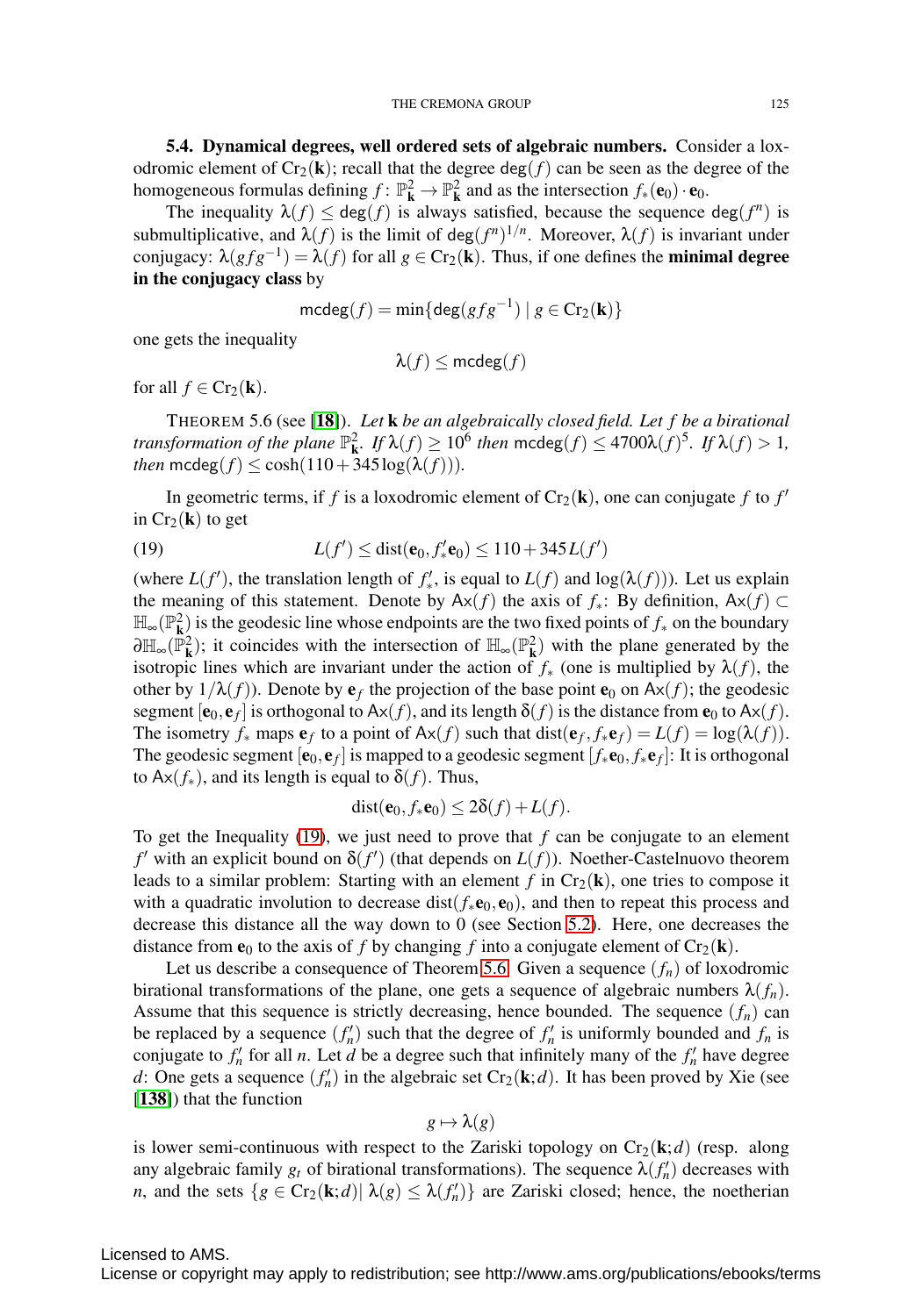**5.4. Dynamical degrees, well ordered sets of algebraic numbers.** Consider a loxodromic element of $\mathrm{Cr}_2(\mathbf{k})$; recall that the degree $\deg(f)$ can be seen as the degree of the homogeneous formulas defining $f\colon \mathbb{P}^2_{\mathbf{k}} \to \mathbb{P}^2_{\mathbf{k}}$ and as the intersection $f_*(\mathbf{e}_0)\cdot \mathbf{e}_0$.

The inequality $\lambda(f) \leq \deg(f)$ is always satisfied, because the sequence $\deg(f^n)$ is submultiplicative, and $\lambda(f)$ is the limit of $\deg(f^n)^{1/n}$. Moreover, $\lambda(f)$ is invariant under conjugacy: $\lambda(gfg^{-1}) = \lambda(f)$ for all $g \in \mathrm{Cr}_2(\mathbf{k})$. Thus, if one defines the **minimal degree in the conjugacy class** by

$$\mathsf{mcdeg}(f) = \min\{\deg(gfg^{-1}) \mid g \in \mathrm{Cr}_2(\mathbf{k})\}$$

one gets the inequality

$$\lambda(f) \leq \mathsf{mcdeg}(f)$$

for all $f \in \mathrm{Cr}_2(\mathbf{k})$.

THEOREM 5.6 (see [**18**]). *Let* $\mathbf{k}$ *be an algebraically closed field. Let* $f$ *be a birational transformation of the plane* $\mathbb{P}^2_{\mathbf{k}}$. *If* $\lambda(f) \geq 10^6$ *then* $\mathsf{mcdeg}(f) \leq 4700\lambda(f)^5$. *If* $\lambda(f) > 1$, *then* $\mathsf{mcdeg}(f) \leq \cosh(110+345\log(\lambda(f)))$.

In geometric terms, if $f$ is a loxodromic element of $\mathrm{Cr}_2(\mathbf{k})$, one can conjugate $f$ to $f'$ in $\mathrm{Cr}_2(\mathbf{k})$ to get

$$L(f') \leq \mathrm{dist}(\mathbf{e}_0, f'_*\mathbf{e}_0) \leq 110 + 345\, L(f') \tag{19}$$

(where $L(f')$, the translation length of $f'_*$, is equal to $L(f)$ and $\log(\lambda(f))$). Let us explain the meaning of this statement. Denote by $\mathsf{Ax}(f)$ the axis of $f_*$: By definition, $\mathsf{Ax}(f) \subset \mathbb{H}_\infty(\mathbb{P}^2_{\mathbf{k}})$ is the geodesic line whose endpoints are the two fixed points of $f_*$ on the boundary $\partial\mathbb{H}_\infty(\mathbb{P}^2_{\mathbf{k}})$; it coincides with the intersection of $\mathbb{H}_\infty(\mathbb{P}^2_{\mathbf{k}})$ with the plane generated by the isotropic lines which are invariant under the action of $f_*$ (one is multiplied by $\lambda(f)$, the other by $1/\lambda(f)$). Denote by $\mathbf{e}_f$ the projection of the base point $\mathbf{e}_0$ on $\mathsf{Ax}(f)$; the geodesic segment $[\mathbf{e}_0, \mathbf{e}_f]$ is orthogonal to $\mathsf{Ax}(f)$, and its length $\delta(f)$ is the distance from $\mathbf{e}_0$ to $\mathsf{Ax}(f)$. The isometry $f_*$ maps $\mathbf{e}_f$ to a point of $\mathsf{Ax}(f)$ such that $\mathrm{dist}(\mathbf{e}_f, f_*\mathbf{e}_f) = L(f) = \log(\lambda(f))$. The geodesic segment $[\mathbf{e}_0, \mathbf{e}_f]$ is mapped to a geodesic segment $[f_*\mathbf{e}_0, f_*\mathbf{e}_f]$: It is orthogonal to $\mathsf{Ax}(f_*)$, and its length is equal to $\delta(f)$. Thus,

$$\mathrm{dist}(\mathbf{e}_0, f_*\mathbf{e}_0) \leq 2\delta(f) + L(f).$$

To get the Inequality (19), we just need to prove that $f$ can be conjugate to an element $f'$ with an explicit bound on $\delta(f')$ (that depends on $L(f)$). Noether-Castelnuovo theorem leads to a similar problem: Starting with an element $f$ in $\mathrm{Cr}_2(\mathbf{k})$, one tries to compose it with a quadratic involution to decrease $\mathrm{dist}(f_*\mathbf{e}_0, \mathbf{e}_0)$, and then to repeat this process and decrease this distance all the way down to 0 (see Section 5.2). Here, one decreases the distance from $\mathbf{e}_0$ to the axis of $f$ by changing $f$ into a conjugate element of $\mathrm{Cr}_2(\mathbf{k})$.

Let us describe a consequence of Theorem 5.6. Given a sequence $(f_n)$ of loxodromic birational transformations of the plane, one gets a sequence of algebraic numbers $\lambda(f_n)$. Assume that this sequence is strictly decreasing, hence bounded. The sequence $(f_n)$ can be replaced by a sequence $(f'_n)$ such that the degree of $f'_n$ is uniformly bounded and $f_n$ is conjugate to $f'_n$ for all $n$. Let $d$ be a degree such that infinitely many of the $f'_n$ have degree $d$: One gets a sequence $(f'_n)$ in the algebraic set $\mathrm{Cr}_2(\mathbf{k};d)$. It has been proved by Xie (see [**138**]) that the function

$$g \mapsto \lambda(g)$$

is lower semi-continuous with respect to the Zariski topology on $\mathrm{Cr}_2(\mathbf{k};d)$ (resp. along any algebraic family $g_t$ of birational transformations). The sequence $\lambda(f'_n)$ decreases with $n$, and the sets $\{g \in \mathrm{Cr}_2(\mathbf{k};d) \mid \lambda(g) \leq \lambda(f'_n)\}$ are Zariski closed; hence, the noetherian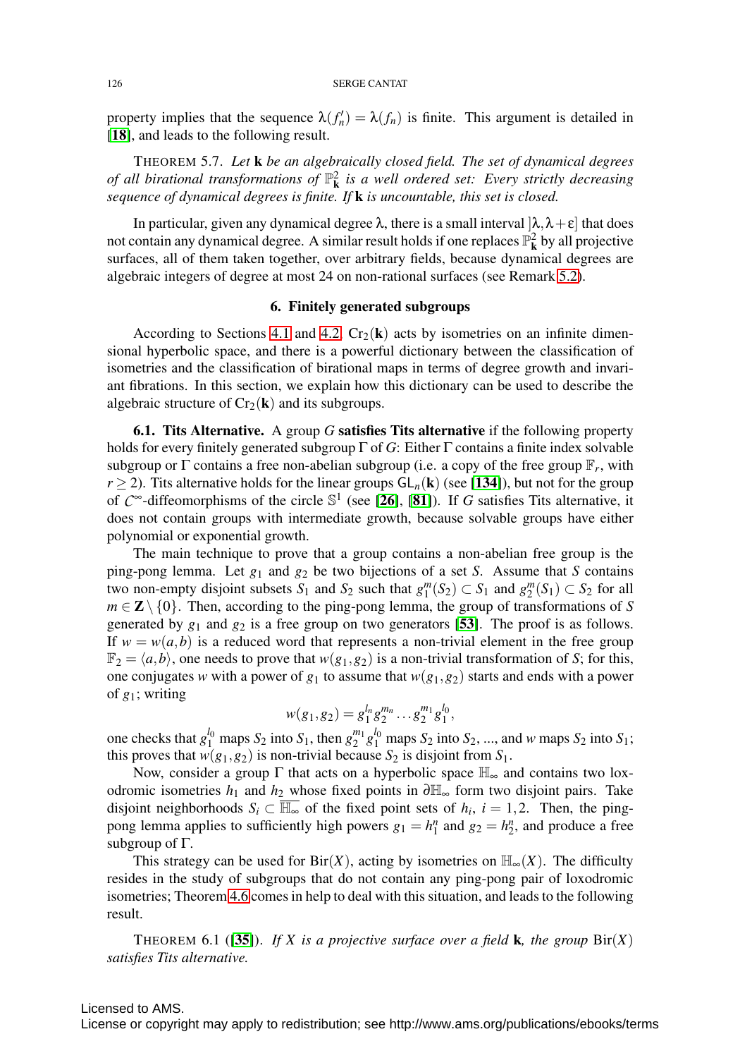property implies that the sequence $\lambda(f_n') = \lambda(f_n)$ is finite. This argument is detailed in [**18**], and leads to the following result.

THEOREM 5.7. *Let* $\mathbf{k}$ *be an algebraically closed field. The set of dynamical degrees of all birational transformations of* $\mathbb{P}^2_{\mathbf{k}}$ *is a well ordered set: Every strictly decreasing sequence of dynamical degrees is finite. If* $\mathbf{k}$ *is uncountable, this set is closed.*

In particular, given any dynamical degree $\lambda$, there is a small interval $]\lambda, \lambda+\varepsilon]$ that does not contain any dynamical degree. A similar result holds if one replaces $\mathbb{P}^2_{\mathbf{k}}$ by all projective surfaces, all of them taken together, over arbitrary fields, because dynamical degrees are algebraic integers of degree at most 24 on non-rational surfaces (see Remark 5.2).

## 6. Finitely generated subgroups

According to Sections 4.1 and 4.2, $\mathrm{Cr}_2(\mathbf{k})$ acts by isometries on an infinite dimensional hyperbolic space, and there is a powerful dictionary between the classification of isometries and the classification of birational maps in terms of degree growth and invariant fibrations. In this section, we explain how this dictionary can be used to describe the algebraic structure of $\mathrm{Cr}_2(\mathbf{k})$ and its subgroups.

**6.1. Tits Alternative.** A group $G$ **satisfies Tits alternative** if the following property holds for every finitely generated subgroup $\Gamma$ of $G$: Either $\Gamma$ contains a finite index solvable subgroup or $\Gamma$ contains a free non-abelian subgroup (i.e. a copy of the free group $\mathbb{F}_r$, with $r \geq 2$). Tits alternative holds for the linear groups $\mathsf{GL}_n(\mathbf{k})$ (see [**134**]), but not for the group of $\mathcal{C}^\infty$-diffeomorphisms of the circle $\mathbb{S}^1$ (see [**26**], [**81**]). If $G$ satisfies Tits alternative, it does not contain groups with intermediate growth, because solvable groups have either polynomial or exponential growth.

The main technique to prove that a group contains a non-abelian free group is the ping-pong lemma. Let $g_1$ and $g_2$ be two bijections of a set $S$. Assume that $S$ contains two non-empty disjoint subsets $S_1$ and $S_2$ such that $g_1^m(S_2) \subset S_1$ and $g_2^m(S_1) \subset S_2$ for all $m \in \mathbf{Z} \setminus \{0\}$. Then, according to the ping-pong lemma, the group of transformations of $S$ generated by $g_1$ and $g_2$ is a free group on two generators [**53**]. The proof is as follows. If $w = w(a,b)$ is a reduced word that represents a non-trivial element in the free group $\mathbb{F}_2 = \langle a, b\rangle$, one needs to prove that $w(g_1,g_2)$ is a non-trivial transformation of $S$; for this, one conjugates $w$ with a power of $g_1$ to assume that $w(g_1,g_2)$ starts and ends with a power of $g_1$; writing

$$w(g_1,g_2) = g_1^{l_n} g_2^{m_n} \ldots g_2^{m_1} g_1^{l_0},$$

one checks that $g_1^{l_0}$ maps $S_2$ into $S_1$, then $g_2^{m_1} g_1^{l_0}$ maps $S_2$ into $S_2$, ..., and $w$ maps $S_2$ into $S_1$; this proves that $w(g_1,g_2)$ is non-trivial because $S_2$ is disjoint from $S_1$.

Now, consider a group $\Gamma$ that acts on a hyperbolic space $\mathbb{H}_\infty$ and contains two loxodromic isometries $h_1$ and $h_2$ whose fixed points in $\partial\mathbb{H}_\infty$ form two disjoint pairs. Take disjoint neighborhoods $S_i \subset \overline{\mathbb{H}_\infty}$ of the fixed point sets of $h_i$, $i = 1, 2$. Then, the ping-pong lemma applies to sufficiently high powers $g_1 = h_1^n$ and $g_2 = h_2^n$, and produce a free subgroup of $\Gamma$.

This strategy can be used for $\mathrm{Bir}(X)$, acting by isometries on $\mathbb{H}_\infty(X)$. The difficulty resides in the study of subgroups that do not contain any ping-pong pair of loxodromic isometries; Theorem 4.6 comes in help to deal with this situation, and leads to the following result.

THEOREM 6.1 ([**35**]). *If* $X$ *is a projective surface over a field* $\mathbf{k}$*, the group* $\mathrm{Bir}(X)$ *satisfies Tits alternative.*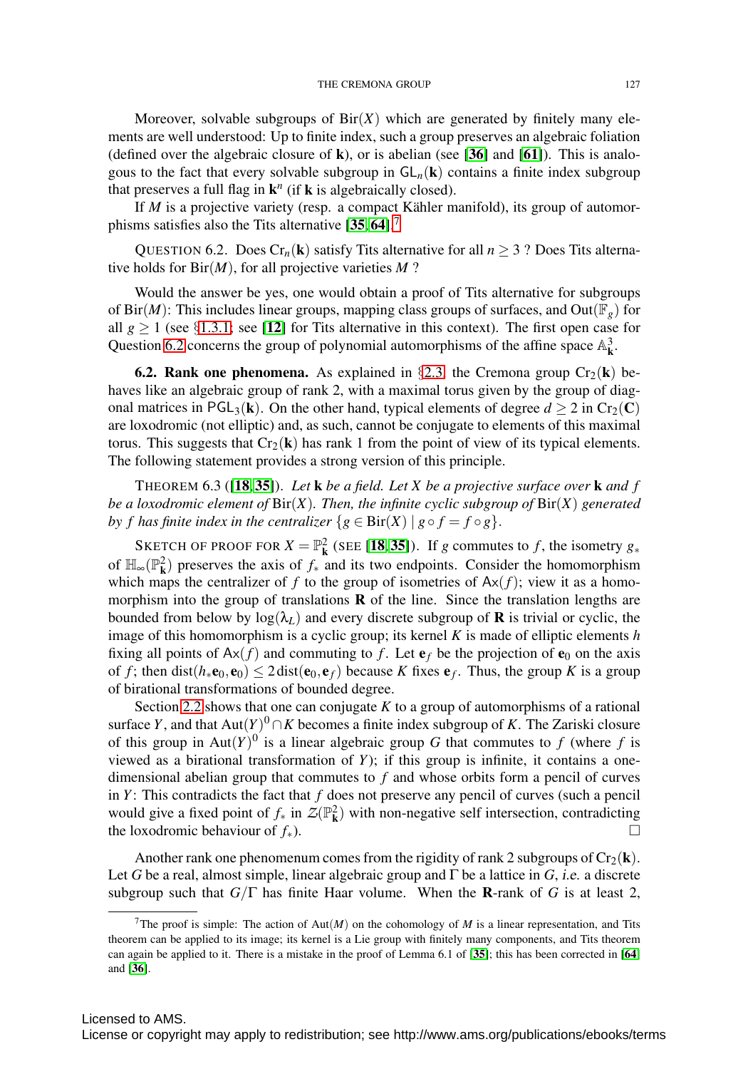Moreover, solvable subgroups of $\mathrm{Bir}(X)$ which are generated by finitely many elements are well understood: Up to finite index, such a group preserves an algebraic foliation (defined over the algebraic closure of $\mathbf{k}$), or is abelian (see [**36**] and [**61**]). This is analogous to the fact that every solvable subgroup in $\mathsf{GL}_n(\mathbf{k})$ contains a finite index subgroup that preserves a full flag in $\mathbf{k}^n$ (if $\mathbf{k}$ is algebraically closed).

If $M$ is a projective variety (resp. a compact Kähler manifold), its group of automorphisms satisfies also the Tits alternative [**35**, **64**].[7]

QUESTION 6.2. Does $\mathrm{Cr}_n(\mathbf{k})$ satisfy Tits alternative for all $n \geq 3$ ? Does Tits alternative holds for $\mathrm{Bir}(M)$, for all projective varieties $M$ ?

Would the answer be yes, one would obtain a proof of Tits alternative for subgroups of $\mathrm{Bir}(M)$: This includes linear groups, mapping class groups of surfaces, and $\mathrm{Out}(\mathbb{F}_g)$ for all $g \geq 1$ (see §1.3.1; see [**12**] for Tits alternative in this context). The first open case for Question 6.2 concerns the group of polynomial automorphisms of the affine space $\mathbb{A}^3_{\mathbf{k}}$.

**6.2. Rank one phenomena.** As explained in §2.3, the Cremona group $\mathrm{Cr}_2(\mathbf{k})$ behaves like an algebraic group of rank 2, with a maximal torus given by the group of diagonal matrices in $\mathsf{PGL}_3(\mathbf{k})$. On the other hand, typical elements of degree $d \geq 2$ in $\mathrm{Cr}_2(\mathbf{C})$ are loxodromic (not elliptic) and, as such, cannot be conjugate to elements of this maximal torus. This suggests that $\mathrm{Cr}_2(\mathbf{k})$ has rank 1 from the point of view of its typical elements. The following statement provides a strong version of this principle.

THEOREM 6.3 ([**18**, **35**]). *Let $\mathbf{k}$ be a field. Let $X$ be a projective surface over $\mathbf{k}$ and $f$ be a loxodromic element of $\mathrm{Bir}(X)$. Then, the infinite cyclic subgroup of $\mathrm{Bir}(X)$ generated by $f$ has finite index in the centralizer $\{g \in \mathrm{Bir}(X) \mid g \circ f = f \circ g\}$.*

SKETCH OF PROOF FOR $X = \mathbb{P}^2_{\mathbf{k}}$ (SEE [**18**, **35**]). If $g$ commutes to $f$, the isometry $g_*$ of $\mathbb{H}_\infty(\mathbb{P}^2_{\mathbf{k}})$ preserves the axis of $f_*$ and its two endpoints. Consider the homomorphism which maps the centralizer of $f$ to the group of isometries of $\mathsf{Ax}(f)$; view it as a homomorphism into the group of translations $\mathbf{R}$ of the line. Since the translation lengths are bounded from below by $\log(\lambda_L)$ and every discrete subgroup of $\mathbf{R}$ is trivial or cyclic, the image of this homomorphism is a cyclic group; its kernel $K$ is made of elliptic elements $h$ fixing all points of $\mathsf{Ax}(f)$ and commuting to $f$. Let $\mathbf{e}_f$ be the projection of $\mathbf{e}_0$ on the axis of $f$; then $\mathrm{dist}(h_*\mathbf{e}_0, \mathbf{e}_0) \leq 2\,\mathrm{dist}(\mathbf{e}_0, \mathbf{e}_f)$ because $K$ fixes $\mathbf{e}_f$. Thus, the group $K$ is a group of birational transformations of bounded degree.

Section 2.2 shows that one can conjugate $K$ to a group of automorphisms of a rational surface $Y$, and that $\mathrm{Aut}(Y)^0 \cap K$ becomes a finite index subgroup of $K$. The Zariski closure of this group in $\mathrm{Aut}(Y)^0$ is a linear algebraic group $G$ that commutes to $f$ (where $f$ is viewed as a birational transformation of $Y$); if this group is infinite, it contains a one-dimensional abelian group that commutes to $f$ and whose orbits form a pencil of curves in $Y$: This contradicts the fact that $f$ does not preserve any pencil of curves (such a pencil would give a fixed point of $f_*$ in $\mathcal{Z}(\mathbb{P}^2_{\mathbf{k}})$ with non-negative self intersection, contradicting the loxodromic behaviour of $f_*$). □

Another rank one phenomenum comes from the rigidity of rank 2 subgroups of $\mathrm{Cr}_2(\mathbf{k})$. Let $G$ be a real, almost simple, linear algebraic group and $\Gamma$ be a lattice in $G$, *i.e.* a discrete subgroup such that $G/\Gamma$ has finite Haar volume. When the $\mathbf{R}$-rank of $G$ is at least 2,

[7] The proof is simple: The action of $\mathrm{Aut}(M)$ on the cohomology of $M$ is a linear representation, and Tits theorem can be applied to its image; its kernel is a Lie group with finitely many components, and Tits theorem can again be applied to it. There is a mistake in the proof of Lemma 6.1 of [**35**]; this has been corrected in [**64**] and [**36**].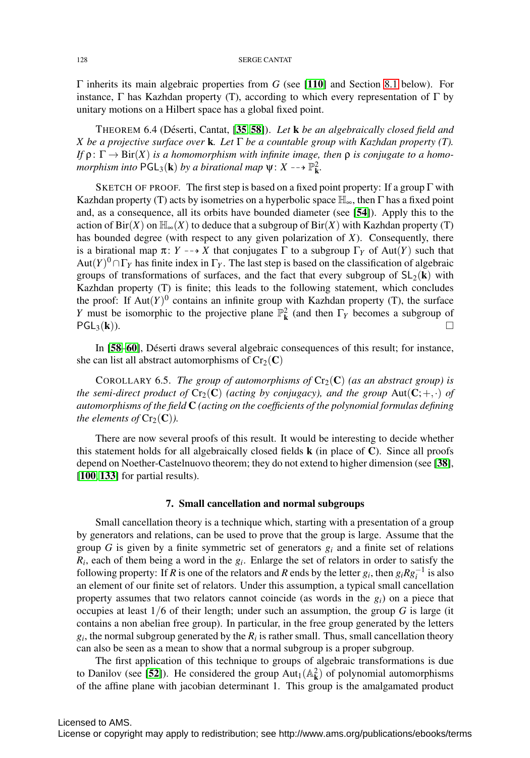$\Gamma$ inherits its main algebraic properties from $G$ (see [110] and Section 8.1 below). For instance, $\Gamma$ has Kazhdan property (T), according to which every representation of $\Gamma$ by unitary motions on a Hilbert space has a global fixed point.

THEOREM 6.4 (Déserti, Cantat, [35, 58]). *Let* $\mathbf{k}$ *be an algebraically closed field and* $X$ *be a projective surface over* $\mathbf{k}$*. Let* $\Gamma$ *be a countable group with Kazhdan property (T). If* $\rho\colon \Gamma \to \mathrm{Bir}(X)$ *is a homomorphism with infinite image, then* $\rho$ *is conjugate to a homomorphism into* $\mathsf{PGL}_3(\mathbf{k})$ *by a birational map* $\psi\colon X \dashrightarrow \mathbb{P}^2_{\mathbf{k}}$.

SKETCH OF PROOF. The first step is based on a fixed point property: If a group $\Gamma$ with Kazhdan property (T) acts by isometries on a hyperbolic space $\mathbb{H}_\infty$, then $\Gamma$ has a fixed point and, as a consequence, all its orbits have bounded diameter (see [54]). Apply this to the action of $\mathrm{Bir}(X)$ on $\mathbb{H}_\infty(X)$ to deduce that a subgroup of $\mathrm{Bir}(X)$ with Kazhdan property (T) has bounded degree (with respect to any given polarization of $X$). Consequently, there is a birational map $\pi\colon Y \dashrightarrow X$ that conjugates $\Gamma$ to a subgroup $\Gamma_Y$ of $\mathrm{Aut}(Y)$ such that $\mathrm{Aut}(Y)^0 \cap \Gamma_Y$ has finite index in $\Gamma_Y$. The last step is based on the classification of algebraic groups of transformations of surfaces, and the fact that every subgroup of $\mathsf{SL}_2(\mathbf{k})$ with Kazhdan property (T) is finite; this leads to the following statement, which concludes the proof: If $\mathrm{Aut}(Y)^0$ contains an infinite group with Kazhdan property (T), the surface $Y$ must be isomorphic to the projective plane $\mathbb{P}^2_{\mathbf{k}}$ (and then $\Gamma_Y$ becomes a subgroup of $\mathsf{PGL}_3(\mathbf{k})$). $\square$

In [58–60], Déserti draws several algebraic consequences of this result; for instance, she can list all abstract automorphisms of $\mathrm{Cr}_2(\mathbf{C})$

COROLLARY 6.5. *The group of automorphisms of* $\mathrm{Cr}_2(\mathbf{C})$ *(as an abstract group) is the semi-direct product of* $\mathrm{Cr}_2(\mathbf{C})$ *(acting by conjugacy), and the group* $\mathrm{Aut}(\mathbf{C};+,\cdot)$ *of automorphisms of the field* $\mathbf{C}$ *(acting on the coefficients of the polynomial formulas defining the elements of* $\mathrm{Cr}_2(\mathbf{C})$*).*

There are now several proofs of this result. It would be interesting to decide whether this statement holds for all algebraically closed fields $\mathbf{k}$ (in place of $\mathbf{C}$). Since all proofs depend on Noether-Castelnuovo theorem; they do not extend to higher dimension (see [38], [100, 133] for partial results).

## 7. Small cancellation and normal subgroups

Small cancellation theory is a technique which, starting with a presentation of a group by generators and relations, can be used to prove that the group is large. Assume that the group $G$ is given by a finite symmetric set of generators $g_i$ and a finite set of relations $R_i$, each of them being a word in the $g_i$. Enlarge the set of relators in order to satisfy the following property: If $R$ is one of the relators and $R$ ends by the letter $g_i$, then $g_i R g_i^{-1}$ is also an element of our finite set of relators. Under this assumption, a typical small cancellation property assumes that two relators cannot coincide (as words in the $g_i$) on a piece that occupies at least $1/6$ of their length; under such an assumption, the group $G$ is large (it contains a non abelian free group). In particular, in the free group generated by the letters $g_i$, the normal subgroup generated by the $R_i$ is rather small. Thus, small cancellation theory can also be seen as a mean to show that a normal subgroup is a proper subgroup.

The first application of this technique to groups of algebraic transformations is due to Danilov (see [52]). He considered the group $\mathrm{Aut}_1(\mathbb{A}^2_{\mathbf{k}})$ of polynomial automorphisms of the affine plane with jacobian determinant 1. This group is the amalgamated product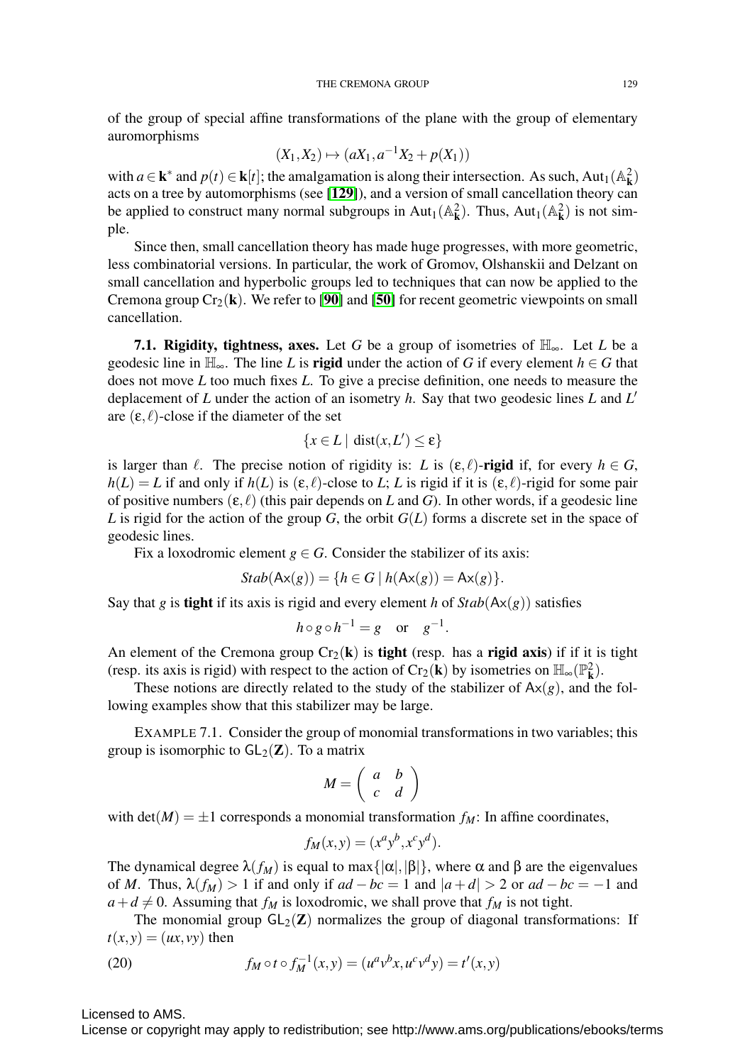of the group of special affine transformations of the plane with the group of elementary auromorphisms

$$(X_1, X_2) \mapsto (aX_1, a^{-1}X_2 + p(X_1))$$

with $a \in \mathbf{k}^*$ and $p(t) \in \mathbf{k}[t]$; the amalgamation is along their intersection. As such, $\mathrm{Aut}_1(\mathbb{A}^2_{\mathbf{k}})$ acts on a tree by automorphisms (see [**129**]), and a version of small cancellation theory can be applied to construct many normal subgroups in $\mathrm{Aut}_1(\mathbb{A}^2_{\mathbf{k}})$. Thus, $\mathrm{Aut}_1(\mathbb{A}^2_{\mathbf{k}})$ is not simple.

Since then, small cancellation theory has made huge progresses, with more geometric, less combinatorial versions. In particular, the work of Gromov, Olshanskii and Delzant on small cancellation and hyperbolic groups led to techniques that can now be applied to the Cremona group $\mathrm{Cr}_2(\mathbf{k})$. We refer to [**90**] and [**50**] for recent geometric viewpoints on small cancellation.

**7.1. Rigidity, tightness, axes.** Let $G$ be a group of isometries of $\mathbb{H}_\infty$. Let $L$ be a geodesic line in $\mathbb{H}_\infty$. The line $L$ is **rigid** under the action of $G$ if every element $h \in G$ that does not move $L$ too much fixes $L$. To give a precise definition, one needs to measure the deplacement of $L$ under the action of an isometry $h$. Say that two geodesic lines $L$ and $L'$ are $(\varepsilon, \ell)$-close if the diameter of the set

$$\{x \in L \mid \mathrm{dist}(x, L') \leq \varepsilon\}$$

is larger than $\ell$. The precise notion of rigidity is: $L$ is $(\varepsilon, \ell)$-**rigid** if, for every $h \in G$, $h(L) = L$ if and only if $h(L)$ is $(\varepsilon, \ell)$-close to $L$; $L$ is rigid if it is $(\varepsilon, \ell)$-rigid for some pair of positive numbers $(\varepsilon, \ell)$ (this pair depends on $L$ and $G$). In other words, if a geodesic line $L$ is rigid for the action of the group $G$, the orbit $G(L)$ forms a discrete set in the space of geodesic lines.

Fix a loxodromic element $g \in G$. Consider the stabilizer of its axis:

$$Stab(\mathsf{Ax}(g)) = \{h \in G \mid h(\mathsf{Ax}(g)) = \mathsf{Ax}(g)\}.$$

Say that $g$ is **tight** if its axis is rigid and every element $h$ of $Stab(\mathsf{Ax}(g))$ satisfies

$$h \circ g \circ h^{-1} = g \quad \text{or} \quad g^{-1}.$$

An element of the Cremona group $\mathrm{Cr}_2(\mathbf{k})$ is **tight** (resp. has a **rigid axis**) if if it is tight (resp. its axis is rigid) with respect to the action of $\mathrm{Cr}_2(\mathbf{k})$ by isometries on $\mathbb{H}_\infty(\mathbb{P}^2_{\mathbf{k}})$.

These notions are directly related to the study of the stabilizer of $\mathsf{Ax}(g)$, and the following examples show that this stabilizer may be large.

EXAMPLE 7.1. Consider the group of monomial transformations in two variables; this group is isomorphic to $\mathsf{GL}_2(\mathbf{Z})$. To a matrix

$$M = \begin{pmatrix} a & b \\ c & d \end{pmatrix}$$

with $\det(M) = \pm 1$ corresponds a monomial transformation $f_M$: In affine coordinates,

$$f_M(x, y) = (x^a y^b, x^c y^d).$$

The dynamical degree $\lambda(f_M)$ is equal to $\max\{|\alpha|, |\beta|\}$, where $\alpha$ and $\beta$ are the eigenvalues of $M$. Thus, $\lambda(f_M) > 1$ if and only if $ad - bc = 1$ and $|a + d| > 2$ or $ad - bc = -1$ and $a + d \neq 0$. Assuming that $f_M$ is loxodromic, we shall prove that $f_M$ is not tight.

The monomial group $\mathsf{GL}_2(\mathbf{Z})$ normalizes the group of diagonal transformations: If $t(x, y) = (ux, vy)$ then

$$f_M \circ t \circ f_M^{-1}(x, y) = (u^a v^b x, u^c v^d y) = t'(x, y) \tag{20}$$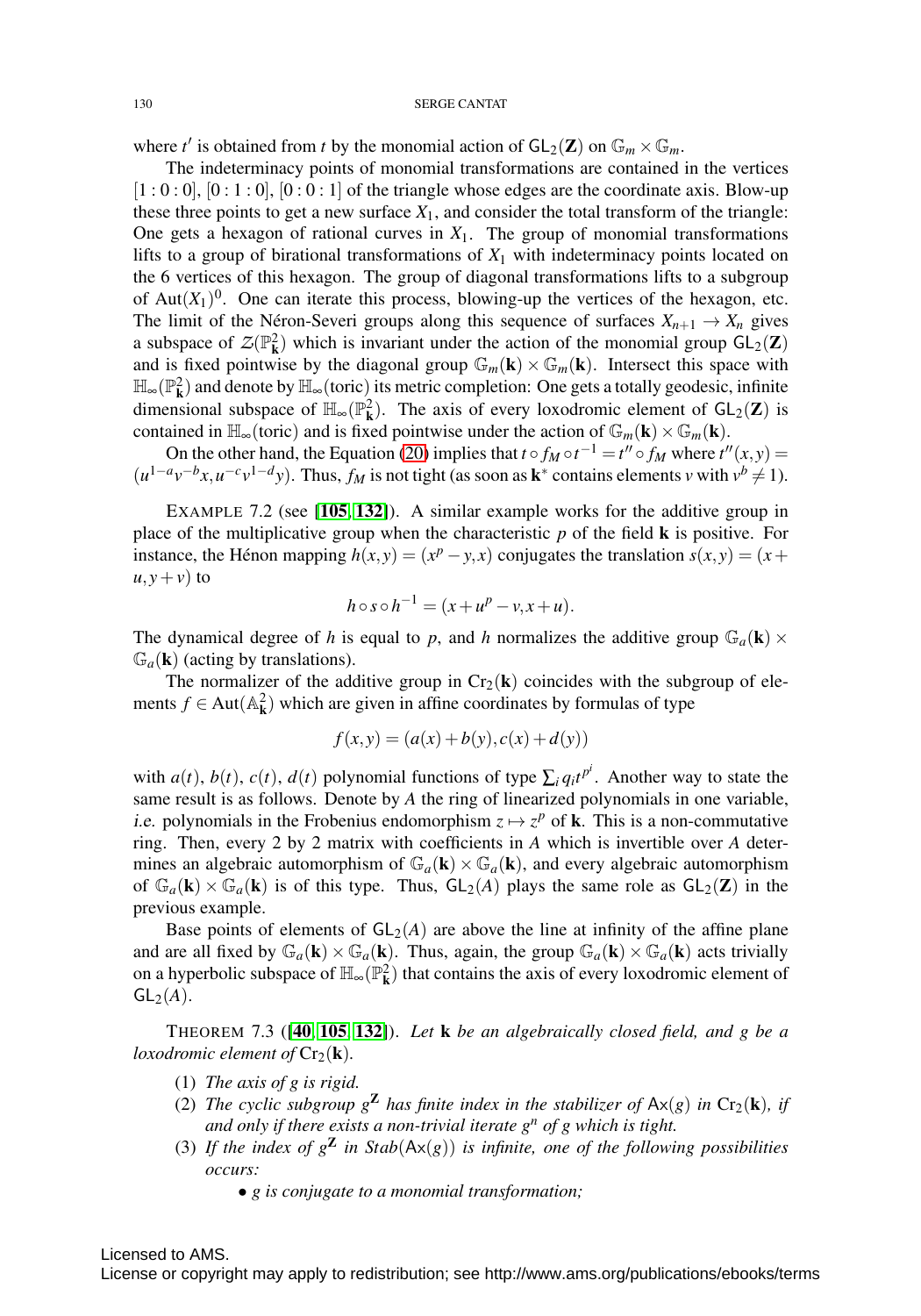where $t'$ is obtained from $t$ by the monomial action of $\mathsf{GL}_2(\mathbf{Z})$ on $\mathbb{G}_m \times \mathbb{G}_m$.

The indeterminacy points of monomial transformations are contained in the vertices $[1:0:0]$, $[0:1:0]$, $[0:0:1]$ of the triangle whose edges are the coordinate axis. Blow-up these three points to get a new surface $X_1$, and consider the total transform of the triangle: One gets a hexagon of rational curves in $X_1$. The group of monomial transformations lifts to a group of birational transformations of $X_1$ with indeterminacy points located on the 6 vertices of this hexagon. The group of diagonal transformations lifts to a subgroup of $\mathrm{Aut}(X_1)^0$. One can iterate this process, blowing-up the vertices of the hexagon, etc. The limit of the Néron-Severi groups along this sequence of surfaces $X_{n+1} \to X_n$ gives a subspace of $\mathcal{Z}(\mathbb{P}^2_{\mathbf{k}})$ which is invariant under the action of the monomial group $\mathsf{GL}_2(\mathbf{Z})$ and is fixed pointwise by the diagonal group $\mathbb{G}_m(\mathbf{k}) \times \mathbb{G}_m(\mathbf{k})$. Intersect this space with $\mathbb{H}_\infty(\mathbb{P}^2_{\mathbf{k}})$ and denote by $\mathbb{H}_\infty(\text{toric})$ its metric completion: One gets a totally geodesic, infinite dimensional subspace of $\mathbb{H}_\infty(\mathbb{P}^2_{\mathbf{k}})$. The axis of every loxodromic element of $\mathsf{GL}_2(\mathbf{Z})$ is contained in $\mathbb{H}_\infty(\text{toric})$ and is fixed pointwise under the action of $\mathbb{G}_m(\mathbf{k}) \times \mathbb{G}_m(\mathbf{k})$.

On the other hand, the Equation (20) implies that $t \circ f_M \circ t^{-1} = t'' \circ f_M$ where $t''(x,y) = (u^{1-a}v^{-b}x, u^{-c}v^{1-d}y)$. Thus, $f_M$ is not tight (as soon as $\mathbf{k}^*$ contains elements $v$ with $v^b \neq 1$).

Example 7.2 (see [105, 132]). A similar example works for the additive group in place of the multiplicative group when the characteristic $p$ of the field $\mathbf{k}$ is positive. For instance, the Hénon mapping $h(x,y) = (x^p - y, x)$ conjugates the translation $s(x,y) = (x + u, y + v)$ to

$$h \circ s \circ h^{-1} = (x + u^p - v, x + u).$$

The dynamical degree of $h$ is equal to $p$, and $h$ normalizes the additive group $\mathbb{G}_a(\mathbf{k}) \times \mathbb{G}_a(\mathbf{k})$ (acting by translations).

The normalizer of the additive group in $\mathrm{Cr}_2(\mathbf{k})$ coincides with the subgroup of elements $f \in \mathrm{Aut}(\mathbb{A}^2_{\mathbf{k}})$ which are given in affine coordinates by formulas of type

$$f(x,y) = (a(x) + b(y), c(x) + d(y))$$

with $a(t)$, $b(t)$, $c(t)$, $d(t)$ polynomial functions of type $\sum_i q_i t^{p^i}$. Another way to state the same result is as follows. Denote by $A$ the ring of linearized polynomials in one variable, *i.e.* polynomials in the Frobenius endomorphism $z \mapsto z^p$ of $\mathbf{k}$. This is a non-commutative ring. Then, every 2 by 2 matrix with coefficients in $A$ which is invertible over $A$ determines an algebraic automorphism of $\mathbb{G}_a(\mathbf{k}) \times \mathbb{G}_a(\mathbf{k})$, and every algebraic automorphism of $\mathbb{G}_a(\mathbf{k}) \times \mathbb{G}_a(\mathbf{k})$ is of this type. Thus, $\mathsf{GL}_2(A)$ plays the same role as $\mathsf{GL}_2(\mathbf{Z})$ in the previous example.

Base points of elements of $\mathsf{GL}_2(A)$ are above the line at infinity of the affine plane and are all fixed by $\mathbb{G}_a(\mathbf{k}) \times \mathbb{G}_a(\mathbf{k})$. Thus, again, the group $\mathbb{G}_a(\mathbf{k}) \times \mathbb{G}_a(\mathbf{k})$ acts trivially on a hyperbolic subspace of $\mathbb{H}_\infty(\mathbb{P}^2_{\mathbf{k}})$ that contains the axis of every loxodromic element of $\mathsf{GL}_2(A)$.

Theorem 7.3 ([40, 105, 132]). *Let $\mathbf{k}$ be an algebraically closed field, and $g$ be a loxodromic element of $\mathrm{Cr}_2(\mathbf{k})$.*

1. *The axis of $g$ is rigid.*
2. *The cyclic subgroup $g^{\mathbf{Z}}$ has finite index in the stabilizer of $\mathsf{Ax}(g)$ in $\mathrm{Cr}_2(\mathbf{k})$, if and only if there exists a non-trivial iterate $g^n$ of $g$ which is tight.*
3. *If the index of $g^{\mathbf{Z}}$ in $Stab(\mathsf{Ax}(g))$ is infinite, one of the following possibilities occurs:*
   - *$g$ is conjugate to a monomial transformation;*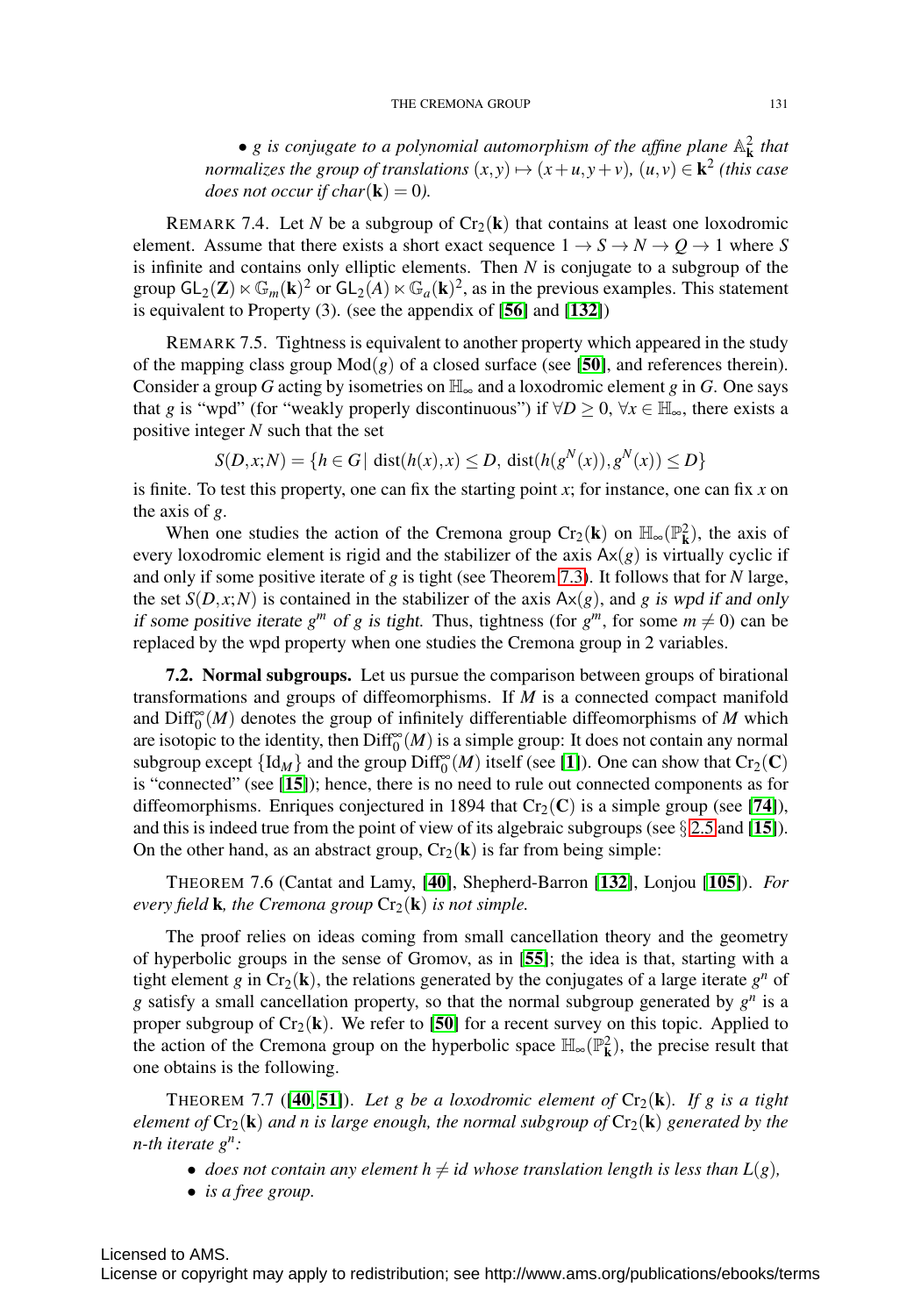• *g is conjugate to a polynomial automorphism of the affine plane $\mathbb{A}^2_{\mathbf{k}}$ that normalizes the group of translations $(x,y) \mapsto (x+u, y+v)$, $(u,v) \in \mathbf{k}^2$ (this case does not occur if $char(\mathbf{k}) = 0$).*

REMARK 7.4. Let $N$ be a subgroup of $\mathrm{Cr}_2(\mathbf{k})$ that contains at least one loxodromic element. Assume that there exists a short exact sequence $1 \to S \to N \to Q \to 1$ where $S$ is infinite and contains only elliptic elements. Then $N$ is conjugate to a subgroup of the group $\mathsf{GL}_2(\mathbf{Z}) \ltimes \mathbb{G}_m(\mathbf{k})^2$ or $\mathsf{GL}_2(A) \ltimes \mathbb{G}_a(\mathbf{k})^2$, as in the previous examples. This statement is equivalent to Property (3). (see the appendix of [**56**] and [**132**])

REMARK 7.5. Tightness is equivalent to another property which appeared in the study of the mapping class group $\mathrm{Mod}(g)$ of a closed surface (see [**50**], and references therein). Consider a group $G$ acting by isometries on $\mathbb{H}_\infty$ and a loxodromic element $g$ in $G$. One says that $g$ is "wpd" (for "weakly properly discontinuous") if $\forall D \geq 0$, $\forall x \in \mathbb{H}_\infty$, there exists a positive integer $N$ such that the set

$$S(D,x;N) = \{h \in G \mid \mathrm{dist}(h(x), x) \leq D,\ \mathrm{dist}(h(g^N(x)), g^N(x)) \leq D\}$$

is finite. To test this property, one can fix the starting point $x$; for instance, one can fix $x$ on the axis of $g$.

When one studies the action of the Cremona group $\mathrm{Cr}_2(\mathbf{k})$ on $\mathbb{H}_\infty(\mathbb{P}^2_{\mathbf{k}})$, the axis of every loxodromic element is rigid and the stabilizer of the axis $\mathsf{Ax}(g)$ is virtually cyclic if and only if some positive iterate of $g$ is tight (see Theorem 7.3). It follows that for $N$ large, the set $S(D,x;N)$ is contained in the stabilizer of the axis $\mathsf{Ax}(g)$, and *$g$ is wpd if and only if some positive iterate $g^m$ of $g$ is tight.* Thus, tightness (for $g^m$, for some $m \neq 0$) can be replaced by the wpd property when one studies the Cremona group in 2 variables.

**7.2. Normal subgroups.** Let us pursue the comparison between groups of birational transformations and groups of diffeomorphisms. If $M$ is a connected compact manifold and $\mathrm{Diff}^\infty_0(M)$ denotes the group of infinitely differentiable diffeomorphisms of $M$ which are isotopic to the identity, then $\mathrm{Diff}^\infty_0(M)$ is a simple group: It does not contain any normal subgroup except $\{\mathrm{Id}_M\}$ and the group $\mathrm{Diff}^\infty_0(M)$ itself (see [**1**]). One can show that $\mathrm{Cr}_2(\mathbf{C})$ is "connected" (see [**15**]); hence, there is no need to rule out connected components as for diffeomorphisms. Enriques conjectured in 1894 that $\mathrm{Cr}_2(\mathbf{C})$ is a simple group (see [**74**]), and this is indeed true from the point of view of its algebraic subgroups (see § 2.5 and [**15**]). On the other hand, as an abstract group, $\mathrm{Cr}_2(\mathbf{k})$ is far from being simple:

THEOREM 7.6 (Cantat and Lamy, [**40**], Shepherd-Barron [**132**], Lonjou [**105**]). *For every field $\mathbf{k}$, the Cremona group $\mathrm{Cr}_2(\mathbf{k})$ is not simple.*

The proof relies on ideas coming from small cancellation theory and the geometry of hyperbolic groups in the sense of Gromov, as in [**55**]; the idea is that, starting with a tight element $g$ in $\mathrm{Cr}_2(\mathbf{k})$, the relations generated by the conjugates of a large iterate $g^n$ of $g$ satisfy a small cancellation property, so that the normal subgroup generated by $g^n$ is a proper subgroup of $\mathrm{Cr}_2(\mathbf{k})$. We refer to [**50**] for a recent survey on this topic. Applied to the action of the Cremona group on the hyperbolic space $\mathbb{H}_\infty(\mathbb{P}^2_{\mathbf{k}})$, the precise result that one obtains is the following.

THEOREM 7.7 ([**40**, **51**]). *Let $g$ be a loxodromic element of $\mathrm{Cr}_2(\mathbf{k})$. If $g$ is a tight element of $\mathrm{Cr}_2(\mathbf{k})$ and $n$ is large enough, the normal subgroup of $\mathrm{Cr}_2(\mathbf{k})$ generated by the $n$-th iterate $g^n$:*

- *does not contain any element $h \neq id$ whose translation length is less than $L(g)$,*
- *is a free group.*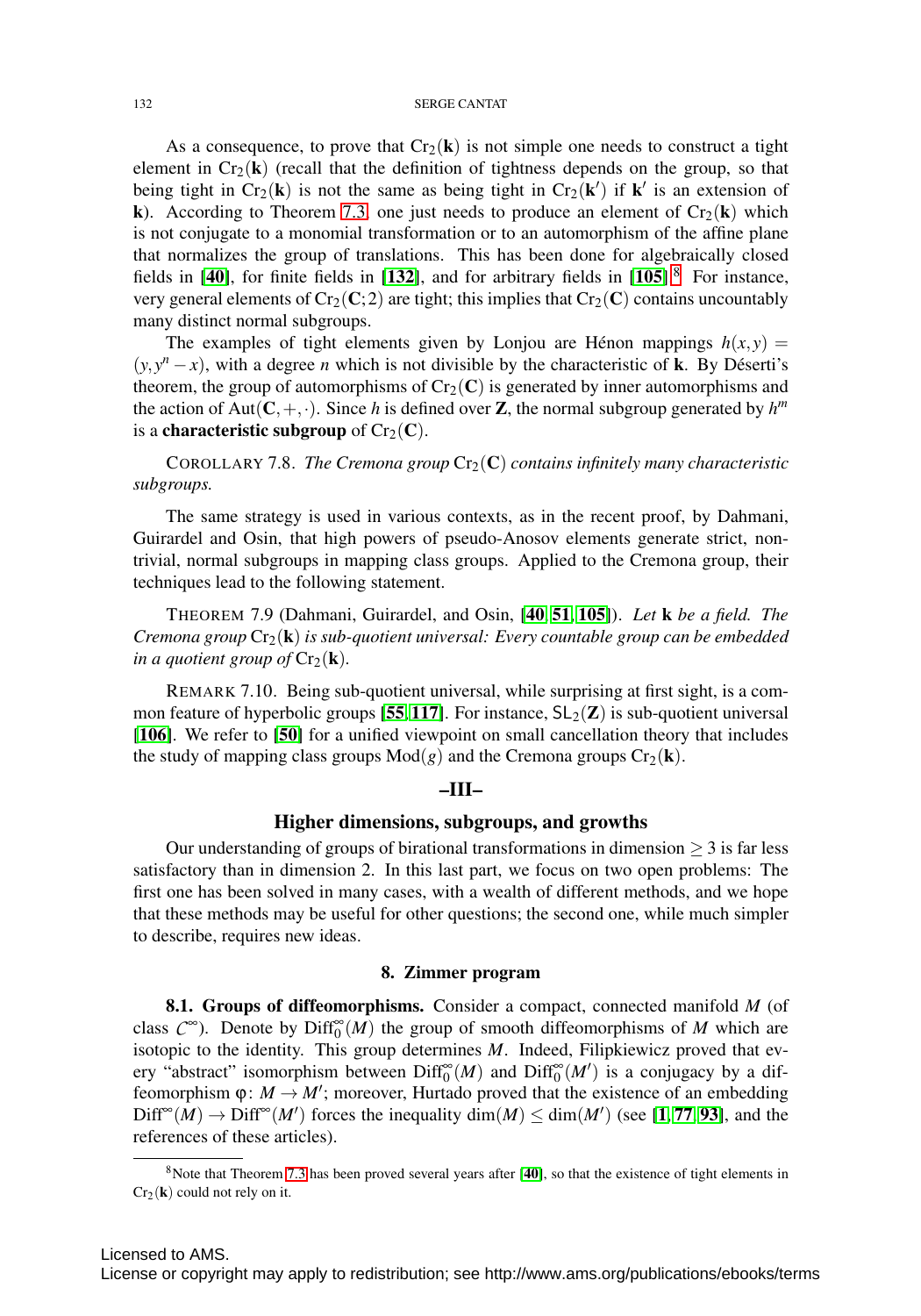As a consequence, to prove that $\mathrm{Cr}_2(\mathbf{k})$ is not simple one needs to construct a tight element in $\mathrm{Cr}_2(\mathbf{k})$ (recall that the definition of tightness depends on the group, so that being tight in $\mathrm{Cr}_2(\mathbf{k})$ is not the same as being tight in $\mathrm{Cr}_2(\mathbf{k}')$ if $\mathbf{k}'$ is an extension of $\mathbf{k}$). According to Theorem 7.3, one just needs to produce an element of $\mathrm{Cr}_2(\mathbf{k})$ which is not conjugate to a monomial transformation or to an automorphism of the affine plane that normalizes the group of translations. This has been done for algebraically closed fields in [**40**], for finite fields in [**132**], and for arbitrary fields in [**105**].[8] For instance, very general elements of $\mathrm{Cr}_2(\mathbf{C};2)$ are tight; this implies that $\mathrm{Cr}_2(\mathbf{C})$ contains uncountably many distinct normal subgroups.

The examples of tight elements given by Lonjou are Hénon mappings $h(x,y) = (y, y^n - x)$, with a degree $n$ which is not divisible by the characteristic of $\mathbf{k}$. By Déserti's theorem, the group of automorphisms of $\mathrm{Cr}_2(\mathbf{C})$ is generated by inner automorphisms and the action of $\mathrm{Aut}(\mathbf{C},+,\cdot)$. Since $h$ is defined over $\mathbf{Z}$, the normal subgroup generated by $h^m$ is a **characteristic subgroup** of $\mathrm{Cr}_2(\mathbf{C})$.

COROLLARY 7.8. *The Cremona group* $\mathrm{Cr}_2(\mathbf{C})$ *contains infinitely many characteristic subgroups.*

The same strategy is used in various contexts, as in the recent proof, by Dahmani, Guirardel and Osin, that high powers of pseudo-Anosov elements generate strict, non-trivial, normal subgroups in mapping class groups. Applied to the Cremona group, their techniques lead to the following statement.

THEOREM 7.9 (Dahmani, Guirardel, and Osin, [**40**, **51**, **105**]). *Let* $\mathbf{k}$ *be a field. The Cremona group* $\mathrm{Cr}_2(\mathbf{k})$ *is sub-quotient universal: Every countable group can be embedded in a quotient group of* $\mathrm{Cr}_2(\mathbf{k})$.

REMARK 7.10. Being sub-quotient universal, while surprising at first sight, is a common feature of hyperbolic groups [**55**, **117**]. For instance, $\mathsf{SL}_2(\mathbf{Z})$ is sub-quotient universal [**106**]. We refer to [**50**] for a unified viewpoint on small cancellation theory that includes the study of mapping class groups $\mathrm{Mod}(g)$ and the Cremona groups $\mathrm{Cr}_2(\mathbf{k})$.

# –III–

# Higher dimensions, subgroups, and growths

Our understanding of groups of birational transformations in dimension $\geq 3$ is far less satisfactory than in dimension 2. In this last part, we focus on two open problems: The first one has been solved in many cases, with a wealth of different methods, and we hope that these methods may be useful for other questions; the second one, while much simpler to describe, requires new ideas.

## 8. Zimmer program

**8.1. Groups of diffeomorphisms.** Consider a compact, connected manifold $M$ (of class $\mathcal{C}^\infty$). Denote by $\mathrm{Diff}_0^\infty(M)$ the group of smooth diffeomorphisms of $M$ which are isotopic to the identity. This group determines $M$. Indeed, Filipkiewicz proved that every "abstract" isomorphism between $\mathrm{Diff}_0^\infty(M)$ and $\mathrm{Diff}_0^\infty(M')$ is a conjugacy by a diffeomorphism $\varphi\colon M \to M'$; moreover, Hurtado proved that the existence of an embedding $\mathrm{Diff}^\infty(M) \to \mathrm{Diff}^\infty(M')$ forces the inequality $\dim(M) \leq \dim(M')$ (see [**1**, **77**, **93**], and the references of these articles).

[8] Note that Theorem 7.3 has been proved several years after [**40**], so that the existence of tight elements in $\mathrm{Cr}_2(\mathbf{k})$ could not rely on it.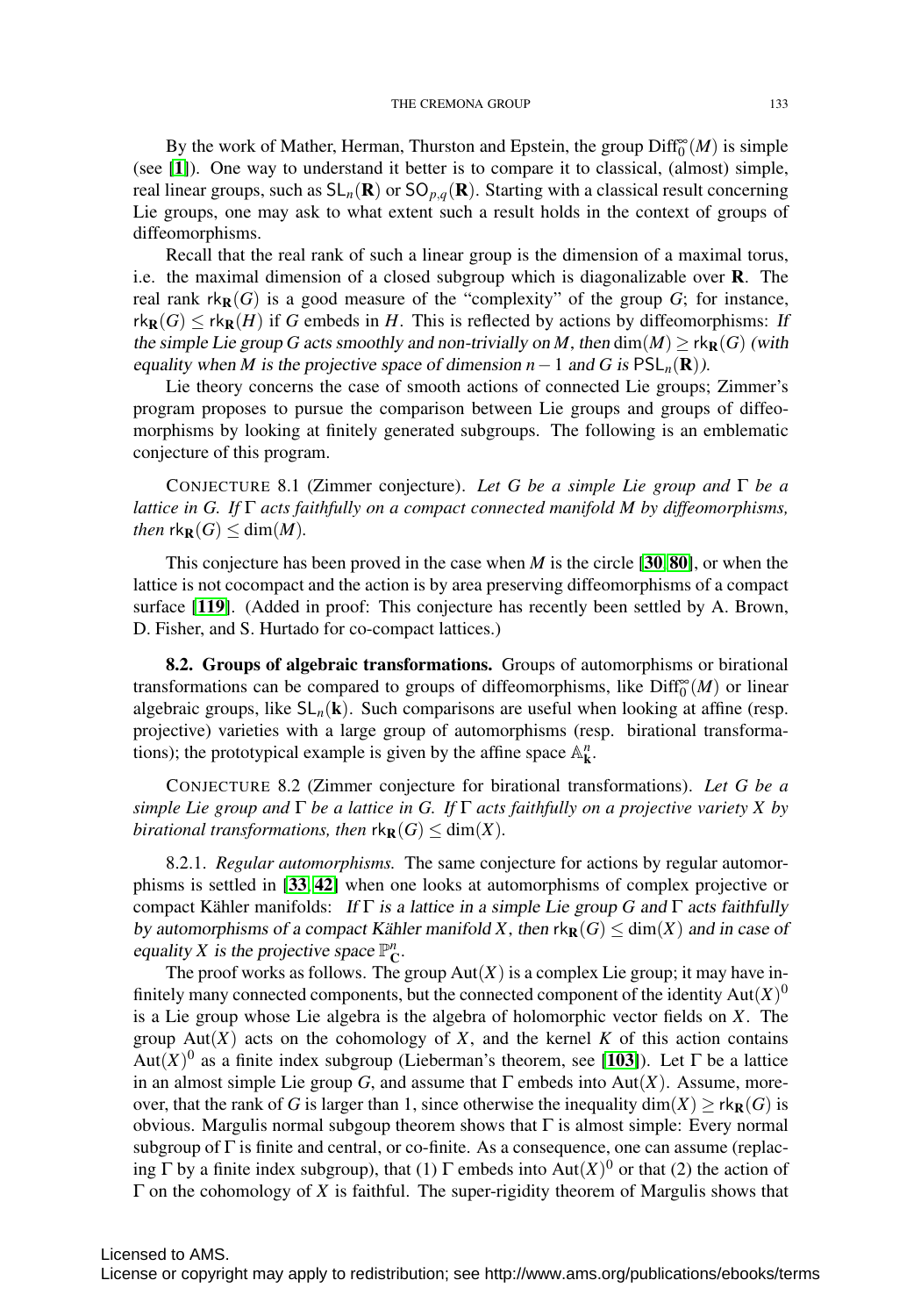By the work of Mather, Herman, Thurston and Epstein, the group $\mathrm{Diff}_0^\infty(M)$ is simple (see [1]). One way to understand it better is to compare it to classical, (almost) simple, real linear groups, such as $\mathsf{SL}_n(\mathbf{R})$ or $\mathsf{SO}_{p,q}(\mathbf{R})$. Starting with a classical result concerning Lie groups, one may ask to what extent such a result holds in the context of groups of diffeomorphisms.

Recall that the real rank of such a linear group is the dimension of a maximal torus, i.e. the maximal dimension of a closed subgroup which is diagonalizable over $\mathbf{R}$. The real rank $\mathsf{rk}_{\mathbf{R}}(G)$ is a good measure of the "complexity" of the group $G$; for instance, $\mathsf{rk}_{\mathbf{R}}(G) \leq \mathsf{rk}_{\mathbf{R}}(H)$ if $G$ embeds in $H$. This is reflected by actions by diffeomorphisms: *If the simple Lie group $G$ acts smoothly and non-trivially on $M$, then $\dim(M) \geq \mathsf{rk}_{\mathbf{R}}(G)$ (with equality when $M$ is the projective space of dimension $n-1$ and $G$ is $\mathsf{PSL}_n(\mathbf{R})$).*

Lie theory concerns the case of smooth actions of connected Lie groups; Zimmer's program proposes to pursue the comparison between Lie groups and groups of diffeomorphisms by looking at finitely generated subgroups. The following is an emblematic conjecture of this program.

CONJECTURE 8.1 (Zimmer conjecture). *Let $G$ be a simple Lie group and $\Gamma$ be a lattice in $G$. If $\Gamma$ acts faithfully on a compact connected manifold $M$ by diffeomorphisms, then $\mathsf{rk}_{\mathbf{R}}(G) \leq \dim(M)$.*

This conjecture has been proved in the case when $M$ is the circle [30, 80], or when the lattice is not cocompact and the action is by area preserving diffeomorphisms of a compact surface [119]. (Added in proof: This conjecture has recently been settled by A. Brown, D. Fisher, and S. Hurtado for co-compact lattices.)

**8.2. Groups of algebraic transformations.** Groups of automorphisms or birational transformations can be compared to groups of diffeomorphisms, like $\mathrm{Diff}_0^\infty(M)$ or linear algebraic groups, like $\mathsf{SL}_n(\mathbf{k})$. Such comparisons are useful when looking at affine (resp. projective) varieties with a large group of automorphisms (resp. birational transformations); the prototypical example is given by the affine space $\mathbb{A}^n_{\mathbf{k}}$.

CONJECTURE 8.2 (Zimmer conjecture for birational transformations). *Let $G$ be a simple Lie group and $\Gamma$ be a lattice in $G$. If $\Gamma$ acts faithfully on a projective variety $X$ by birational transformations, then $\mathsf{rk}_{\mathbf{R}}(G) \leq \dim(X)$.*

8.2.1. *Regular automorphisms.* The same conjecture for actions by regular automorphisms is settled in [33, 42] when one looks at automorphisms of complex projective or compact Kähler manifolds: *If $\Gamma$ is a lattice in a simple Lie group $G$ and $\Gamma$ acts faithfully by automorphisms of a compact Kähler manifold $X$, then $\mathsf{rk}_{\mathbf{R}}(G) \leq \dim(X)$ and in case of equality $X$ is the projective space $\mathbb{P}^n_{\mathbf{C}}$.*

The proof works as follows. The group $\mathrm{Aut}(X)$ is a complex Lie group; it may have infinitely many connected components, but the connected component of the identity $\mathrm{Aut}(X)^0$ is a Lie group whose Lie algebra is the algebra of holomorphic vector fields on $X$. The group $\mathrm{Aut}(X)$ acts on the cohomology of $X$, and the kernel $K$ of this action contains $\mathrm{Aut}(X)^0$ as a finite index subgroup (Lieberman's theorem, see [103]). Let $\Gamma$ be a lattice in an almost simple Lie group $G$, and assume that $\Gamma$ embeds into $\mathrm{Aut}(X)$. Assume, moreover, that the rank of $G$ is larger than 1, since otherwise the inequality $\dim(X) \geq \mathsf{rk}_{\mathbf{R}}(G)$ is obvious. Margulis normal subgoup theorem shows that $\Gamma$ is almost simple: Every normal subgroup of $\Gamma$ is finite and central, or co-finite. As a consequence, one can assume (replacing $\Gamma$ by a finite index subgroup), that (1) $\Gamma$ embeds into $\mathrm{Aut}(X)^0$ or that (2) the action of $\Gamma$ on the cohomology of $X$ is faithful. The super-rigidity theorem of Margulis shows that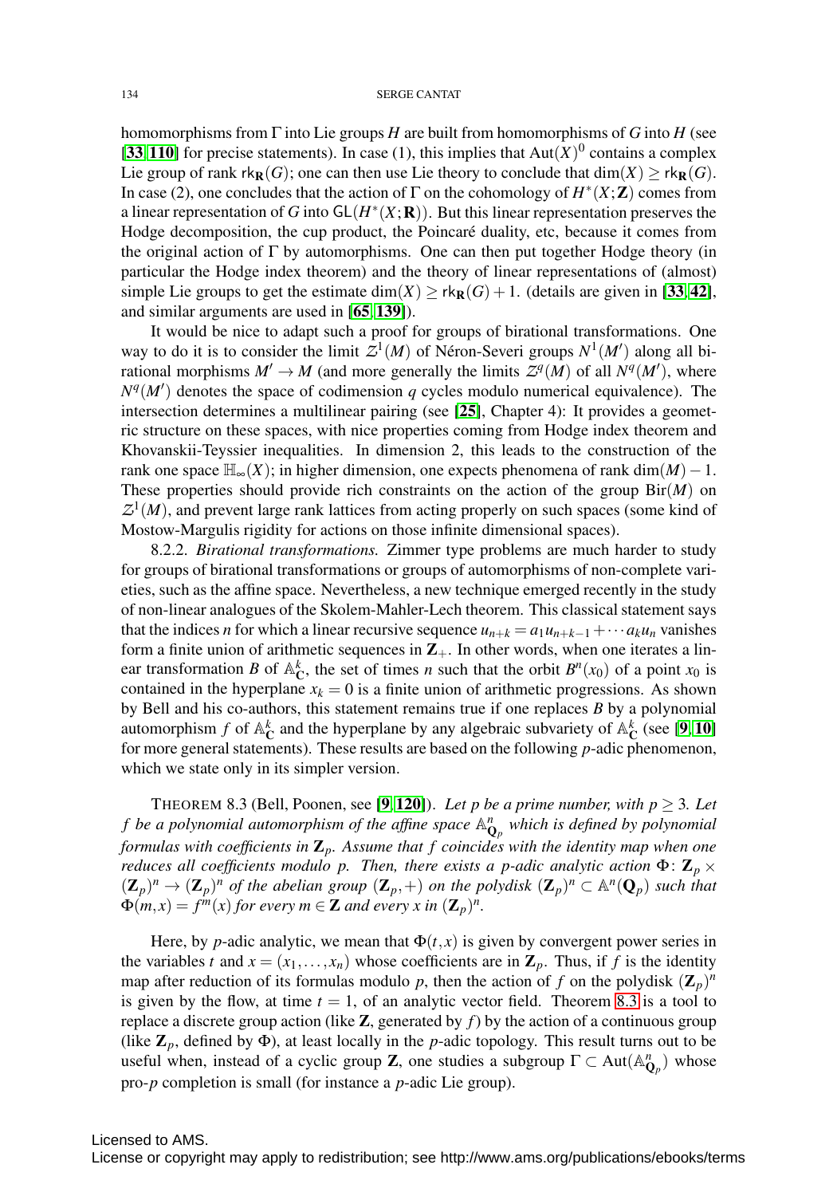homomorphisms from $\Gamma$ into Lie groups $H$ are built from homomorphisms of $G$ into $H$ (see [33, 110] for precise statements). In case (1), this implies that $\mathrm{Aut}(X)^0$ contains a complex Lie group of rank $\mathsf{rk}_{\mathbf{R}}(G)$; one can then use Lie theory to conclude that $\dim(X) \geq \mathsf{rk}_{\mathbf{R}}(G)$. In case (2), one concludes that the action of $\Gamma$ on the cohomology of $H^*(X;\mathbf{Z})$ comes from a linear representation of $G$ into $\mathsf{GL}(H^*(X;\mathbf{R}))$. But this linear representation preserves the Hodge decomposition, the cup product, the Poincaré duality, etc, because it comes from the original action of $\Gamma$ by automorphisms. One can then put together Hodge theory (in particular the Hodge index theorem) and the theory of linear representations of (almost) simple Lie groups to get the estimate $\dim(X) \geq \mathsf{rk}_{\mathbf{R}}(G)+1$. (details are given in [33, 42], and similar arguments are used in [65, 139]).

It would be nice to adapt such a proof for groups of birational transformations. One way to do it is to consider the limit $\mathcal{Z}^1(M)$ of Néron-Severi groups $N^1(M')$ along all birational morphisms $M' \to M$ (and more generally the limits $\mathcal{Z}^q(M)$ of all $N^q(M')$, where $N^q(M')$ denotes the space of codimension $q$ cycles modulo numerical equivalence). The intersection determines a multilinear pairing (see [25], Chapter 4): It provides a geometric structure on these spaces, with nice properties coming from Hodge index theorem and Khovanskii-Teyssier inequalities. In dimension 2, this leads to the construction of the rank one space $\mathbb{H}_\infty(X)$; in higher dimension, one expects phenomena of rank $\dim(M)-1$. These properties should provide rich constraints on the action of the group $\mathrm{Bir}(M)$ on $\mathcal{Z}^1(M)$, and prevent large rank lattices from acting properly on such spaces (some kind of Mostow-Margulis rigidity for actions on those infinite dimensional spaces).

8.2.2. *Birational transformations.* Zimmer type problems are much harder to study for groups of birational transformations or groups of automorphisms of non-complete varieties, such as the affine space. Nevertheless, a new technique emerged recently in the study of non-linear analogues of the Skolem-Mahler-Lech theorem. This classical statement says that the indices $n$ for which a linear recursive sequence $u_{n+k} = a_1 u_{n+k-1} + \cdots a_k u_n$ vanishes form a finite union of arithmetic sequences in $\mathbf{Z}_+$. In other words, when one iterates a linear transformation $B$ of $\mathbb{A}^k_{\mathbf{C}}$, the set of times $n$ such that the orbit $B^n(x_0)$ of a point $x_0$ is contained in the hyperplane $x_k = 0$ is a finite union of arithmetic progressions. As shown by Bell and his co-authors, this statement remains true if one replaces $B$ by a polynomial automorphism $f$ of $\mathbb{A}^k_{\mathbf{C}}$ and the hyperplane by any algebraic subvariety of $\mathbb{A}^k_{\mathbf{C}}$ (see [9, 10] for more general statements). These results are based on the following $p$-adic phenomenon, which we state only in its simpler version.

THEOREM 8.3 (Bell, Poonen, see [9, 120]). *Let $p$ be a prime number, with $p \geq 3$. Let $f$ be a polynomial automorphism of the affine space $\mathbb{A}^n_{\mathbf{Q}_p}$ which is defined by polynomial formulas with coefficients in $\mathbf{Z}_p$. Assume that $f$ coincides with the identity map when one reduces all coefficients modulo $p$. Then, there exists a $p$-adic analytic action $\Phi\colon \mathbf{Z}_p \times (\mathbf{Z}_p)^n \to (\mathbf{Z}_p)^n$ of the abelian group $(\mathbf{Z}_p,+)$ on the polydisk $(\mathbf{Z}_p)^n \subset \mathbb{A}^n(\mathbf{Q}_p)$ such that $\Phi(m,x) = f^m(x)$ for every $m \in \mathbf{Z}$ and every $x$ in $(\mathbf{Z}_p)^n$.*

Here, by $p$-adic analytic, we mean that $\Phi(t,x)$ is given by convergent power series in the variables $t$ and $x = (x_1,\ldots,x_n)$ whose coefficients are in $\mathbf{Z}_p$. Thus, if $f$ is the identity map after reduction of its formulas modulo $p$, then the action of $f$ on the polydisk $(\mathbf{Z}_p)^n$ is given by the flow, at time $t=1$, of an analytic vector field. Theorem 8.3 is a tool to replace a discrete group action (like $\mathbf{Z}$, generated by $f$) by the action of a continuous group (like $\mathbf{Z}_p$, defined by $\Phi$), at least locally in the $p$-adic topology. This result turns out to be useful when, instead of a cyclic group $\mathbf{Z}$, one studies a subgroup $\Gamma \subset \mathrm{Aut}(\mathbb{A}^n_{\mathbf{Q}_p})$ whose pro-$p$ completion is small (for instance a $p$-adic Lie group).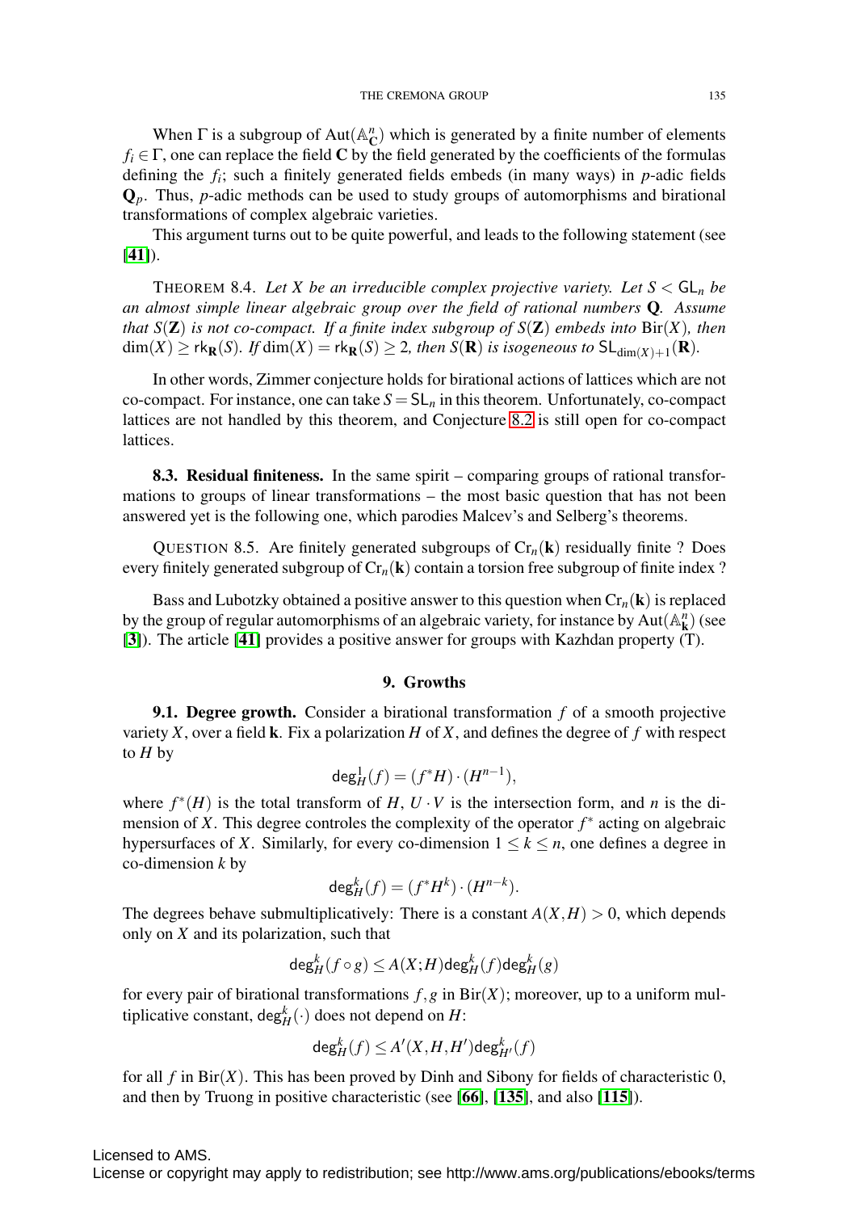When $\Gamma$ is a subgroup of $\mathrm{Aut}(\mathbb{A}^n_{\mathbf{C}})$ which is generated by a finite number of elements $f_i \in \Gamma$, one can replace the field $\mathbf{C}$ by the field generated by the coefficients of the formulas defining the $f_i$; such a finitely generated fields embeds (in many ways) in $p$-adic fields $\mathbf{Q}_p$. Thus, $p$-adic methods can be used to study groups of automorphisms and birational transformations of complex algebraic varieties.

This argument turns out to be quite powerful, and leads to the following statement (see [**41**]).

THEOREM 8.4. *Let $X$ be an irreducible complex projective variety. Let $S < \mathsf{GL}_n$ be an almost simple linear algebraic group over the field of rational numbers $\mathbf{Q}$. Assume that $S(\mathbf{Z})$ is not co-compact. If a finite index subgroup of $S(\mathbf{Z})$ embeds into $\mathrm{Bir}(X)$, then $\dim(X) \geq \mathsf{rk}_{\mathbf{R}}(S)$. If $\dim(X) = \mathsf{rk}_{\mathbf{R}}(S) \geq 2$, then $S(\mathbf{R})$ is isogeneous to $\mathsf{SL}_{\dim(X)+1}(\mathbf{R})$.*

In other words, Zimmer conjecture holds for birational actions of lattices which are not co-compact. For instance, one can take $S = \mathsf{SL}_n$ in this theorem. Unfortunately, co-compact lattices are not handled by this theorem, and Conjecture 8.2 is still open for co-compact lattices.

**8.3. Residual finiteness.** In the same spirit – comparing groups of rational transformations to groups of linear transformations – the most basic question that has not been answered yet is the following one, which parodies Malcev's and Selberg's theorems.

QUESTION 8.5. Are finitely generated subgroups of $\mathrm{Cr}_n(\mathbf{k})$ residually finite ? Does every finitely generated subgroup of $\mathrm{Cr}_n(\mathbf{k})$ contain a torsion free subgroup of finite index ?

Bass and Lubotzky obtained a positive answer to this question when $\mathrm{Cr}_n(\mathbf{k})$ is replaced by the group of regular automorphisms of an algebraic variety, for instance by $\mathrm{Aut}(\mathbb{A}^n_{\mathbf{k}})$ (see [**3**]). The article [**41**] provides a positive answer for groups with Kazhdan property (T).

## 9. Growths

**9.1. Degree growth.** Consider a birational transformation $f$ of a smooth projective variety $X$, over a field $\mathbf{k}$. Fix a polarization $H$ of $X$, and defines the degree of $f$ with respect to $H$ by

$$\mathsf{deg}^1_H(f) = (f^*H)\cdot(H^{n-1}),$$

where $f^*(H)$ is the total transform of $H$, $U \cdot V$ is the intersection form, and $n$ is the dimension of $X$. This degree controles the complexity of the operator $f^*$ acting on algebraic hypersurfaces of $X$. Similarly, for every co-dimension $1 \leq k \leq n$, one defines a degree in co-dimension $k$ by

$$\mathsf{deg}^k_H(f) = (f^*H^k)\cdot(H^{n-k}).$$

The degrees behave submultiplicatively: There is a constant $A(X,H) > 0$, which depends only on $X$ and its polarization, such that

$$\mathsf{deg}^k_H(f\circ g) \leq A(X;H)\mathsf{deg}^k_H(f)\mathsf{deg}^k_H(g)$$

for every pair of birational transformations $f, g$ in $\mathrm{Bir}(X)$; moreover, up to a uniform multiplicative constant, $\mathsf{deg}^k_H(\cdot)$ does not depend on $H$:

$$\mathsf{deg}^k_H(f) \leq A'(X,H,H')\mathsf{deg}^k_{H'}(f)$$

for all $f$ in $\mathrm{Bir}(X)$. This has been proved by Dinh and Sibony for fields of characteristic 0, and then by Truong in positive characteristic (see [**66**], [**135**], and also [**115**]).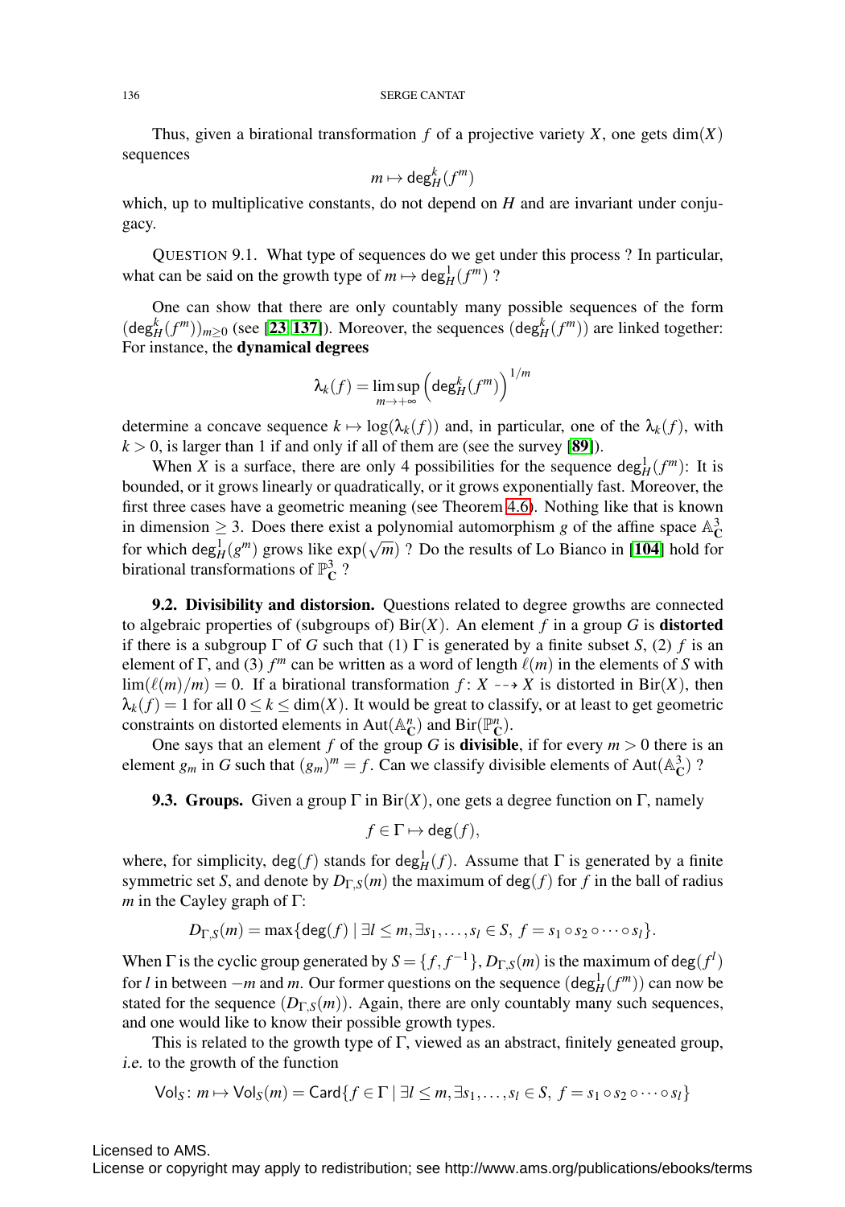Thus, given a birational transformation $f$ of a projective variety $X$, one gets $\dim(X)$ sequences

$$m \mapsto \mathsf{deg}_H^k(f^m)$$

which, up to multiplicative constants, do not depend on $H$ and are invariant under conjugacy.

QUESTION 9.1. What type of sequences do we get under this process ? In particular, what can be said on the growth type of $m \mapsto \mathsf{deg}_H^1(f^m)$ ?

One can show that there are only countably many possible sequences of the form $(\mathsf{deg}_H^k(f^m))_{m\geq 0}$ (see [**23**, **137**]). Moreover, the sequences $(\mathsf{deg}_H^k(f^m))$ are linked together: For instance, the **dynamical degrees**

$$\lambda_k(f) = \limsup_{m\to+\infty} \left(\mathsf{deg}_H^k(f^m)\right)^{1/m}$$

determine a concave sequence $k \mapsto \log(\lambda_k(f))$ and, in particular, one of the $\lambda_k(f)$, with $k > 0$, is larger than 1 if and only if all of them are (see the survey [**89**]).

When $X$ is a surface, there are only 4 possibilities for the sequence $\mathsf{deg}_H^1(f^m)$: It is bounded, or it grows linearly or quadratically, or it grows exponentially fast. Moreover, the first three cases have a geometric meaning (see Theorem 4.6). Nothing like that is known in dimension $\geq 3$. Does there exist a polynomial automorphism $g$ of the affine space $\mathbb{A}^3_{\mathbf{C}}$ for which $\mathsf{deg}_H^1(g^m)$ grows like $\exp(\sqrt{m})$ ? Do the results of Lo Bianco in [**104**] hold for birational transformations of $\mathbb{P}^3_{\mathbf{C}}$ ?

**9.2. Divisibility and distorsion.** Questions related to degree growths are connected to algebraic properties of (subgroups of) $\mathrm{Bir}(X)$. An element $f$ in a group $G$ is **distorted** if there is a subgroup $\Gamma$ of $G$ such that (1) $\Gamma$ is generated by a finite subset $S$, (2) $f$ is an element of $\Gamma$, and (3) $f^m$ can be written as a word of length $\ell(m)$ in the elements of $S$ with $\lim(\ell(m)/m) = 0$. If a birational transformation $f\colon X \dashrightarrow X$ is distorted in $\mathrm{Bir}(X)$, then $\lambda_k(f) = 1$ for all $0 \leq k \leq \dim(X)$. It would be great to classify, or at least to get geometric constraints on distorted elements in $\mathrm{Aut}(\mathbb{A}^n_{\mathbf{C}})$ and $\mathrm{Bir}(\mathbb{P}^n_{\mathbf{C}})$.

One says that an element $f$ of the group $G$ is **divisible**, if for every $m > 0$ there is an element $g_m$ in $G$ such that $(g_m)^m = f$. Can we classify divisible elements of $\mathrm{Aut}(\mathbb{A}^3_{\mathbf{C}})$ ?

**9.3. Groups.** Given a group $\Gamma$ in $\mathrm{Bir}(X)$, one gets a degree function on $\Gamma$, namely

$$f \in \Gamma \mapsto \mathsf{deg}(f),$$

where, for simplicity, $\mathsf{deg}(f)$ stands for $\mathsf{deg}_H^1(f)$. Assume that $\Gamma$ is generated by a finite symmetric set $S$, and denote by $D_{\Gamma,S}(m)$ the maximum of $\mathsf{deg}(f)$ for $f$ in the ball of radius $m$ in the Cayley graph of $\Gamma$:

$$D_{\Gamma,S}(m) = \max\{\mathsf{deg}(f) \mid \exists l \leq m, \exists s_1, \ldots, s_l \in S,\ f = s_1 \circ s_2 \circ \cdots \circ s_l\}.$$

When $\Gamma$ is the cyclic group generated by $S = \{f, f^{-1}\}$, $D_{\Gamma,S}(m)$ is the maximum of $\mathsf{deg}(f^l)$ for $l$ in between $-m$ and $m$. Our former questions on the sequence $(\mathsf{deg}_H^1(f^m))$ can now be stated for the sequence $(D_{\Gamma,S}(m))$. Again, there are only countably many such sequences, and one would like to know their possible growth types.

This is related to the growth type of $\Gamma$, viewed as an abstract, finitely geneated group, *i.e.* to the growth of the function

$$\mathsf{Vol}_S\colon m \mapsto \mathsf{Vol}_S(m) = \mathsf{Card}\{f \in \Gamma \mid \exists l \leq m, \exists s_1, \ldots, s_l \in S,\ f = s_1 \circ s_2 \circ \cdots \circ s_l\}$$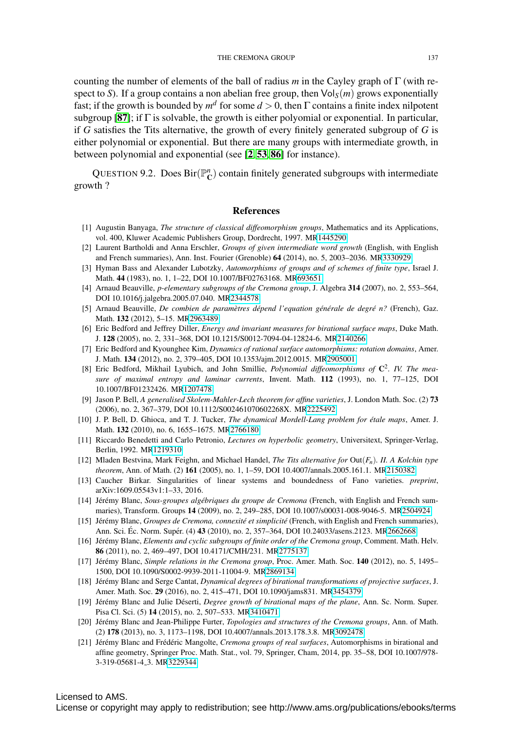counting the number of elements of the ball of radius $m$ in the Cayley graph of $\Gamma$ (with respect to $S$). If a group contains a non abelian free group, then $\mathsf{Vol}_S(m)$ grows exponentially fast; if the growth is bounded by $m^d$ for some $d > 0$, then $\Gamma$ contains a finite index nilpotent subgroup [**87**]; if $\Gamma$ is solvable, the growth is either polyomial or exponential. In particular, if $G$ satisfies the Tits alternative, the growth of every finitely generated subgroup of $G$ is either polynomial or exponential. But there are many groups with intermediate growth, in between polynomial and exponential (see [**2**, **53**, **86**] for instance).

QUESTION 9.2. Does $\mathrm{Bir}(\mathbb{P}^n_{\mathbf{C}})$ contain finitely generated subgroups with intermediate growth ?

## References

[1] Augustin Banyaga, *The structure of classical diffeomorphism groups*, Mathematics and its Applications, vol. 400, Kluwer Academic Publishers Group, Dordrecht, 1997. MR1445290

[2] Laurent Bartholdi and Anna Erschler, *Groups of given intermediate word growth* (English, with English and French summaries), Ann. Inst. Fourier (Grenoble) **64** (2014), no. 5, 2003–2036. MR3330929

[3] Hyman Bass and Alexander Lubotzky, *Automorphisms of groups and of schemes of finite type*, Israel J. Math. **44** (1983), no. 1, 1–22, DOI 10.1007/BF02763168. MR693651

[4] Arnaud Beauville, *p-elementary subgroups of the Cremona group*, J. Algebra **314** (2007), no. 2, 553–564, DOI 10.1016/j.jalgebra.2005.07.040. MR2344578

[5] Arnaud Beauville, *De combien de paramètres dépend l'equation générale de degré n?* (French), Gaz. Math. **132** (2012), 5–15. MR2963489

[6] Eric Bedford and Jeffrey Diller, *Energy and invariant measures for birational surface maps*, Duke Math. J. **128** (2005), no. 2, 331–368, DOI 10.1215/S0012-7094-04-12824-6. MR2140266

[7] Eric Bedford and Kyounghee Kim, *Dynamics of rational surface automorphisms: rotation domains*, Amer. J. Math. **134** (2012), no. 2, 379–405, DOI 10.1353/ajm.2012.0015. MR2905001

[8] Eric Bedford, Mikhail Lyubich, and John Smillie, *Polynomial diffeomorphisms of* $\mathbf{C}^2$. *IV. The measure of maximal entropy and laminar currents*, Invent. Math. **112** (1993), no. 1, 77–125, DOI 10.1007/BF01232426. MR1207478

[9] Jason P. Bell, *A generalised Skolem-Mahler-Lech theorem for affine varieties*, J. London Math. Soc. (2) **73** (2006), no. 2, 367–379, DOI 10.1112/S002461070602268X. MR2225492

[10] J. P. Bell, D. Ghioca, and T. J. Tucker, *The dynamical Mordell-Lang problem for étale maps*, Amer. J. Math. **132** (2010), no. 6, 1655–1675. MR2766180

[11] Riccardo Benedetti and Carlo Petronio, *Lectures on hyperbolic geometry*, Universitext, Springer-Verlag, Berlin, 1992. MR1219310

[12] Mladen Bestvina, Mark Feighn, and Michael Handel, *The Tits alternative for* $\mathrm{Out}(F_n)$. *II. A Kolchin type theorem*, Ann. of Math. (2) **161** (2005), no. 1, 1–59, DOI 10.4007/annals.2005.161.1. MR2150382

[13] Caucher Birkar. Singularities of linear systems and boundedness of Fano varieties. *preprint*, arXiv:1609.05543v1:1–33, 2016.

[14] Jérémy Blanc, *Sous-groupes algébriques du groupe de Cremona* (French, with English and French summaries), Transform. Groups **14** (2009), no. 2, 249–285, DOI 10.1007/s00031-008-9046-5. MR2504924

[15] Jérémy Blanc, *Groupes de Cremona, connexité et simplicité* (French, with English and French summaries), Ann. Sci. Éc. Norm. Supér. (4) **43** (2010), no. 2, 357–364, DOI 10.24033/asens.2123. MR2662668

[16] Jérémy Blanc, *Elements and cyclic subgroups of finite order of the Cremona group*, Comment. Math. Helv. **86** (2011), no. 2, 469–497, DOI 10.4171/CMH/231. MR2775137

[17] Jérémy Blanc, *Simple relations in the Cremona group*, Proc. Amer. Math. Soc. **140** (2012), no. 5, 1495–1500, DOI 10.1090/S0002-9939-2011-11004-9. MR2869134

[18] Jérémy Blanc and Serge Cantat, *Dynamical degrees of birational transformations of projective surfaces*, J. Amer. Math. Soc. **29** (2016), no. 2, 415–471, DOI 10.1090/jams831. MR3454379

[19] Jérémy Blanc and Julie Déserti, *Degree growth of birational maps of the plane*, Ann. Sc. Norm. Super. Pisa Cl. Sci. (5) **14** (2015), no. 2, 507–533. MR3410471

[20] Jérémy Blanc and Jean-Philippe Furter, *Topologies and structures of the Cremona groups*, Ann. of Math. (2) **178** (2013), no. 3, 1173–1198, DOI 10.4007/annals.2013.178.3.8. MR3092478

[21] Jérémy Blanc and Frédéric Mangolte, *Cremona groups of real surfaces*, Automorphisms in birational and affine geometry, Springer Proc. Math. Stat., vol. 79, Springer, Cham, 2014, pp. 35–58, DOI 10.1007/978-3-319-05681-4_3. MR3229344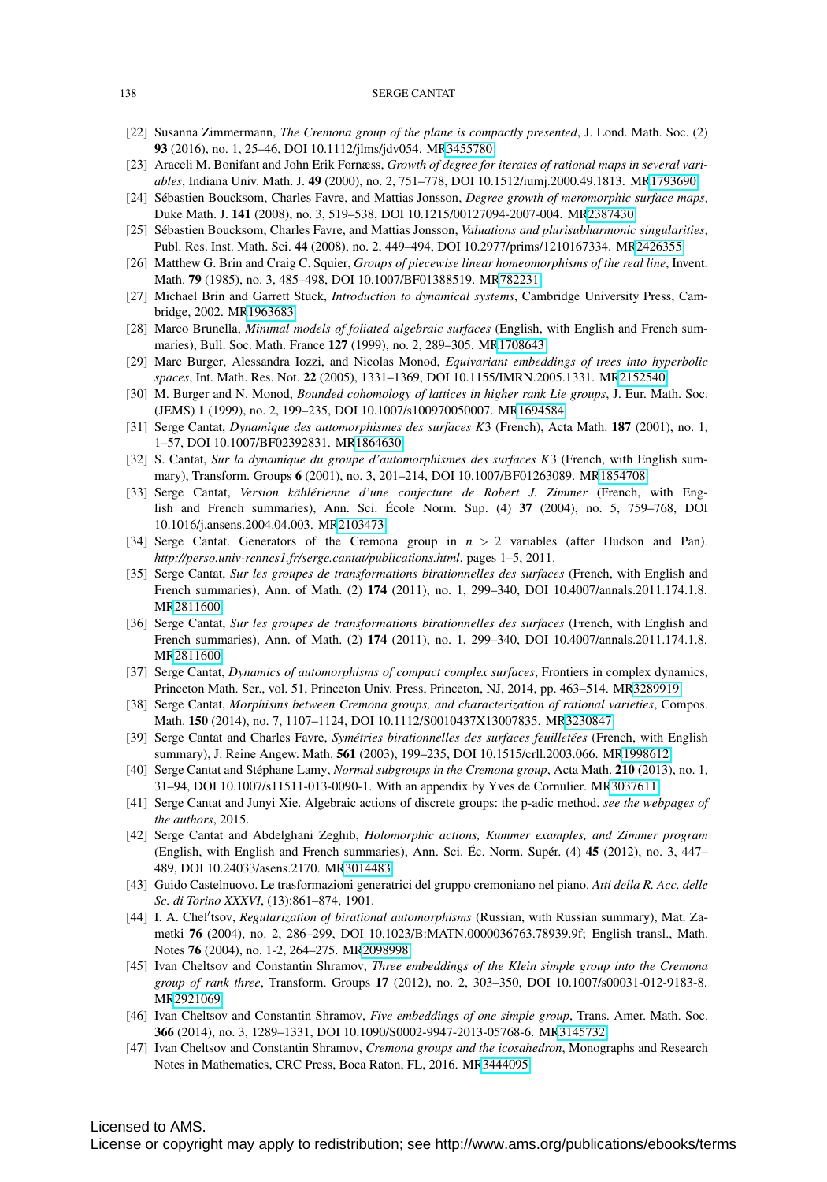[22] Susanna Zimmermann, *The Cremona group of the plane is compactly presented*, J. Lond. Math. Soc. (2) **93** (2016), no. 1, 25–46, DOI 10.1112/jlms/jdv054. MR3455780

[23] Araceli M. Bonifant and John Erik Fornæss, *Growth of degree for iterates of rational maps in several variables*, Indiana Univ. Math. J. **49** (2000), no. 2, 751–778, DOI 10.1512/iumj.2000.49.1813. MR1793690

[24] Sébastien Boucksom, Charles Favre, and Mattias Jonsson, *Degree growth of meromorphic surface maps*, Duke Math. J. **141** (2008), no. 3, 519–538, DOI 10.1215/00127094-2007-004. MR2387430

[25] Sébastien Boucksom, Charles Favre, and Mattias Jonsson, *Valuations and plurisubharmonic singularities*, Publ. Res. Inst. Math. Sci. **44** (2008), no. 2, 449–494, DOI 10.2977/prims/1210167334. MR2426355

[26] Matthew G. Brin and Craig C. Squier, *Groups of piecewise linear homeomorphisms of the real line*, Invent. Math. **79** (1985), no. 3, 485–498, DOI 10.1007/BF01388519. MR782231

[27] Michael Brin and Garrett Stuck, *Introduction to dynamical systems*, Cambridge University Press, Cambridge, 2002. MR1963683

[28] Marco Brunella, *Minimal models of foliated algebraic surfaces* (English, with English and French summaries), Bull. Soc. Math. France **127** (1999), no. 2, 289–305. MR1708643

[29] Marc Burger, Alessandra Iozzi, and Nicolas Monod, *Equivariant embeddings of trees into hyperbolic spaces*, Int. Math. Res. Not. **22** (2005), 1331–1369, DOI 10.1155/IMRN.2005.1331. MR2152540

[30] M. Burger and N. Monod, *Bounded cohomology of lattices in higher rank Lie groups*, J. Eur. Math. Soc. (JEMS) **1** (1999), no. 2, 199–235, DOI 10.1007/s100970050007. MR1694584

[31] Serge Cantat, *Dynamique des automorphismes des surfaces $K3$* (French), Acta Math. **187** (2001), no. 1, 1–57, DOI 10.1007/BF02392831. MR1864630

[32] S. Cantat, *Sur la dynamique du groupe d'automorphismes des surfaces $K3$* (French, with English summary), Transform. Groups **6** (2001), no. 3, 201–214, DOI 10.1007/BF01263089. MR1854708

[33] Serge Cantat, *Version kählérienne d'une conjecture de Robert J. Zimmer* (French, with English and French summaries), Ann. Sci. École Norm. Sup. (4) **37** (2004), no. 5, 759–768, DOI 10.1016/j.ansens.2004.04.003. MR2103473

[34] Serge Cantat. Generators of the Cremona group in $n > 2$ variables (after Hudson and Pan). *http://perso.univ-rennes1.fr/serge.cantat/publications.html*, pages 1–5, 2011.

[35] Serge Cantat, *Sur les groupes de transformations birationnelles des surfaces* (French, with English and French summaries), Ann. of Math. (2) **174** (2011), no. 1, 299–340, DOI 10.4007/annals.2011.174.1.8. MR2811600

[36] Serge Cantat, *Sur les groupes de transformations birationnelles des surfaces* (French, with English and French summaries), Ann. of Math. (2) **174** (2011), no. 1, 299–340, DOI 10.4007/annals.2011.174.1.8. MR2811600

[37] Serge Cantat, *Dynamics of automorphisms of compact complex surfaces*, Frontiers in complex dynamics, Princeton Math. Ser., vol. 51, Princeton Univ. Press, Princeton, NJ, 2014, pp. 463–514. MR3289919

[38] Serge Cantat, *Morphisms between Cremona groups, and characterization of rational varieties*, Compos. Math. **150** (2014), no. 7, 1107–1124, DOI 10.1112/S0010437X13007835. MR3230847

[39] Serge Cantat and Charles Favre, *Symétries birationnelles des surfaces feuilletées* (French, with English summary), J. Reine Angew. Math. **561** (2003), 199–235, DOI 10.1515/crll.2003.066. MR1998612

[40] Serge Cantat and Stéphane Lamy, *Normal subgroups in the Cremona group*, Acta Math. **210** (2013), no. 1, 31–94, DOI 10.1007/s11511-013-0090-1. With an appendix by Yves de Cornulier. MR3037611

[41] Serge Cantat and Junyi Xie. Algebraic actions of discrete groups: the p-adic method. *see the webpages of the authors*, 2015.

[42] Serge Cantat and Abdelghani Zeghib, *Holomorphic actions, Kummer examples, and Zimmer program* (English, with English and French summaries), Ann. Sci. Éc. Norm. Supér. (4) **45** (2012), no. 3, 447–489, DOI 10.24033/asens.2170. MR3014483

[43] Guido Castelnuovo. Le trasformazioni generatrici del gruppo cremoniano nel piano. *Atti della R. Acc. delle Sc. di Torino XXXVI*, (13):861–874, 1901.

[44] I. A. Chel′tsov, *Regularization of birational automorphisms* (Russian, with Russian summary), Mat. Zametki **76** (2004), no. 2, 286–299, DOI 10.1023/B:MATN.0000036763.78939.9f; English transl., Math. Notes **76** (2004), no. 1-2, 264–275. MR2098998

[45] Ivan Cheltsov and Constantin Shramov, *Three embeddings of the Klein simple group into the Cremona group of rank three*, Transform. Groups **17** (2012), no. 2, 303–350, DOI 10.1007/s00031-012-9183-8. MR2921069

[46] Ivan Cheltsov and Constantin Shramov, *Five embeddings of one simple group*, Trans. Amer. Math. Soc. **366** (2014), no. 3, 1289–1331, DOI 10.1090/S0002-9947-2013-05768-6. MR3145732

[47] Ivan Cheltsov and Constantin Shramov, *Cremona groups and the icosahedron*, Monographs and Research Notes in Mathematics, CRC Press, Boca Raton, FL, 2016. MR3444095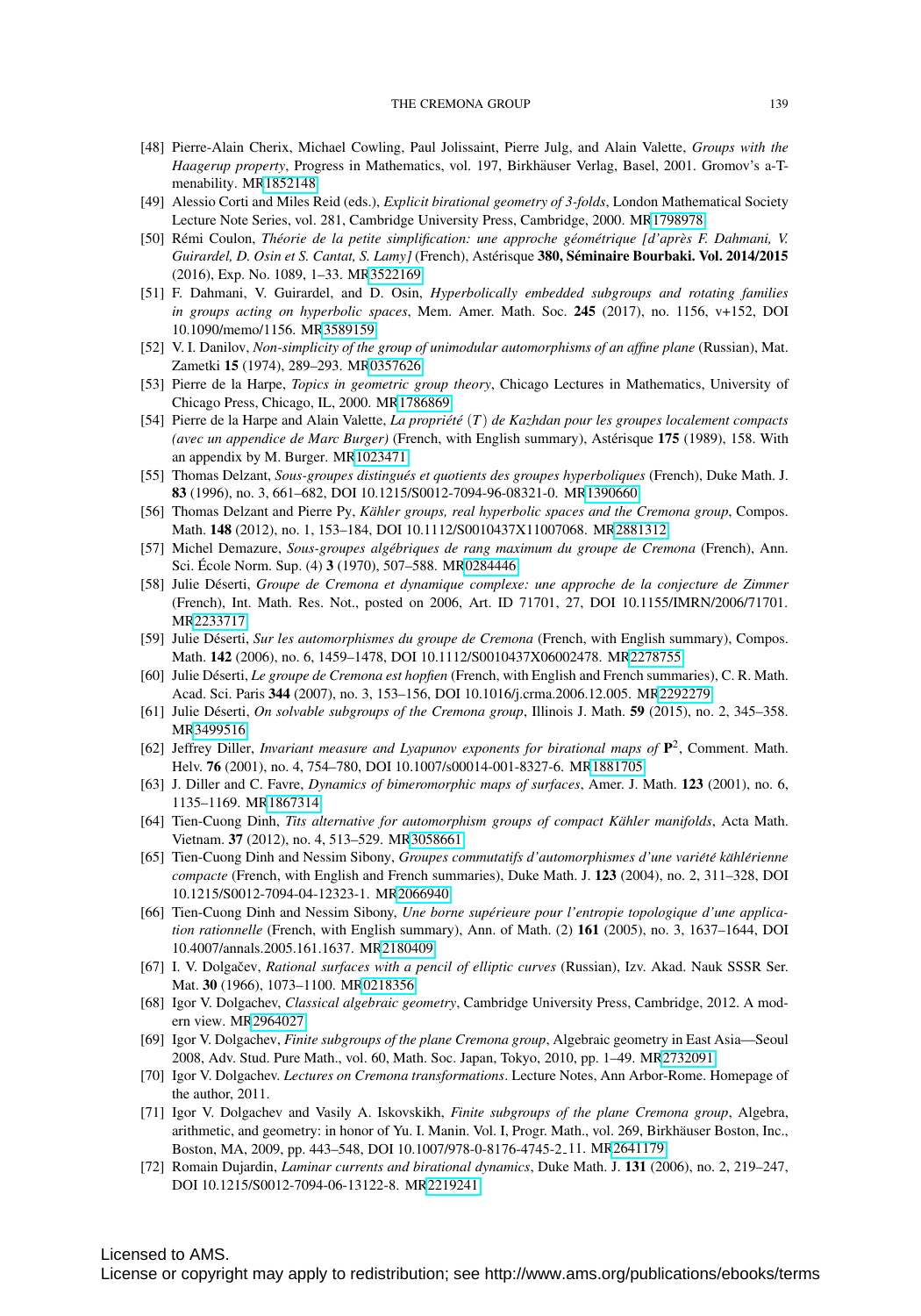[48] Pierre-Alain Cherix, Michael Cowling, Paul Jolissaint, Pierre Julg, and Alain Valette, *Groups with the Haagerup property*, Progress in Mathematics, vol. 197, Birkhäuser Verlag, Basel, 2001. Gromov's a-T-menability. MR1852148

[49] Alessio Corti and Miles Reid (eds.), *Explicit birational geometry of 3-folds*, London Mathematical Society Lecture Note Series, vol. 281, Cambridge University Press, Cambridge, 2000. MR1798978

[50] Rémi Coulon, *Théorie de la petite simplification: une approche géométrique [d'après F. Dahmani, V. Guirardel, D. Osin et S. Cantat, S. Lamy]* (French), Astérisque **380, Séminaire Bourbaki. Vol. 2014/2015** (2016), Exp. No. 1089, 1–33. MR3522169

[51] F. Dahmani, V. Guirardel, and D. Osin, *Hyperbolically embedded subgroups and rotating families in groups acting on hyperbolic spaces*, Mem. Amer. Math. Soc. **245** (2017), no. 1156, v+152, DOI 10.1090/memo/1156. MR3589159

[52] V. I. Danilov, *Non-simplicity of the group of unimodular automorphisms of an affine plane* (Russian), Mat. Zametki **15** (1974), 289–293. MR0357626

[53] Pierre de la Harpe, *Topics in geometric group theory*, Chicago Lectures in Mathematics, University of Chicago Press, Chicago, IL, 2000. MR1786869

[54] Pierre de la Harpe and Alain Valette, *La propriété $(T)$ de Kazhdan pour les groupes localement compacts (avec un appendice de Marc Burger)* (French, with English summary), Astérisque **175** (1989), 158. With an appendix by M. Burger. MR1023471

[55] Thomas Delzant, *Sous-groupes distingués et quotients des groupes hyperboliques* (French), Duke Math. J. **83** (1996), no. 3, 661–682, DOI 10.1215/S0012-7094-96-08321-0. MR1390660

[56] Thomas Delzant and Pierre Py, *Kähler groups, real hyperbolic spaces and the Cremona group*, Compos. Math. **148** (2012), no. 1, 153–184, DOI 10.1112/S0010437X11007068. MR2881312

[57] Michel Demazure, *Sous-groupes algébriques de rang maximum du groupe de Cremona* (French), Ann. Sci. École Norm. Sup. (4) **3** (1970), 507–588. MR0284446

[58] Julie Déserti, *Groupe de Cremona et dynamique complexe: une approche de la conjecture de Zimmer* (French), Int. Math. Res. Not., posted on 2006, Art. ID 71701, 27, DOI 10.1155/IMRN/2006/71701. MR2233717

[59] Julie Déserti, *Sur les automorphismes du groupe de Cremona* (French, with English summary), Compos. Math. **142** (2006), no. 6, 1459–1478, DOI 10.1112/S0010437X06002478. MR2278755

[60] Julie Déserti, *Le groupe de Cremona est hopfien* (French, with English and French summaries), C. R. Math. Acad. Sci. Paris **344** (2007), no. 3, 153–156, DOI 10.1016/j.crma.2006.12.005. MR2292279

[61] Julie Déserti, *On solvable subgroups of the Cremona group*, Illinois J. Math. **59** (2015), no. 2, 345–358. MR3499516

[62] Jeffrey Diller, *Invariant measure and Lyapunov exponents for birational maps of* $\mathbf{P}^2$, Comment. Math. Helv. **76** (2001), no. 4, 754–780, DOI 10.1007/s00014-001-8327-6. MR1881705

[63] J. Diller and C. Favre, *Dynamics of bimeromorphic maps of surfaces*, Amer. J. Math. **123** (2001), no. 6, 1135–1169. MR1867314

[64] Tien-Cuong Dinh, *Tits alternative for automorphism groups of compact Kähler manifolds*, Acta Math. Vietnam. **37** (2012), no. 4, 513–529. MR3058661

[65] Tien-Cuong Dinh and Nessim Sibony, *Groupes commutatifs d'automorphismes d'une variété kählérienne compacte* (French, with English and French summaries), Duke Math. J. **123** (2004), no. 2, 311–328, DOI 10.1215/S0012-7094-04-12323-1. MR2066940

[66] Tien-Cuong Dinh and Nessim Sibony, *Une borne supérieure pour l'entropie topologique d'une application rationnelle* (French, with English summary), Ann. of Math. (2) **161** (2005), no. 3, 1637–1644, DOI 10.4007/annals.2005.161.1637. MR2180409

[67] I. V. Dolgačev, *Rational surfaces with a pencil of elliptic curves* (Russian), Izv. Akad. Nauk SSSR Ser. Mat. **30** (1966), 1073–1100. MR0218356

[68] Igor V. Dolgachev, *Classical algebraic geometry*, Cambridge University Press, Cambridge, 2012. A modern view. MR2964027

[69] Igor V. Dolgachev, *Finite subgroups of the plane Cremona group*, Algebraic geometry in East Asia—Seoul 2008, Adv. Stud. Pure Math., vol. 60, Math. Soc. Japan, Tokyo, 2010, pp. 1–49. MR2732091

[70] Igor V. Dolgachev. *Lectures on Cremona transformations*. Lecture Notes, Ann Arbor-Rome. Homepage of the author, 2011.

[71] Igor V. Dolgachev and Vasily A. Iskovskikh, *Finite subgroups of the plane Cremona group*, Algebra, arithmetic, and geometry: in honor of Yu. I. Manin. Vol. I, Progr. Math., vol. 269, Birkhäuser Boston, Inc., Boston, MA, 2009, pp. 443–548, DOI 10.1007/978-0-8176-4745-2_11. MR2641179

[72] Romain Dujardin, *Laminar currents and birational dynamics*, Duke Math. J. **131** (2006), no. 2, 219–247, DOI 10.1215/S0012-7094-06-13122-8. MR2219241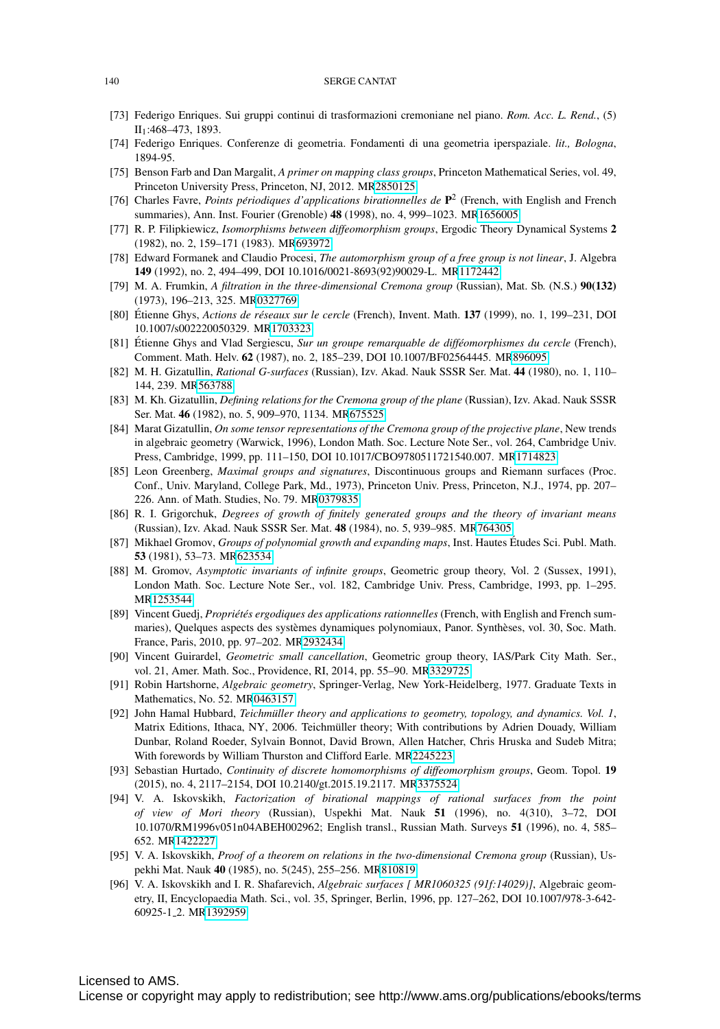[73] Federigo Enriques. Sui gruppi continui di trasformazioni cremoniane nel piano. *Rom. Acc. L. Rend.*, (5) $II_1$:468–473, 1893.

[74] Federigo Enriques. Conferenze di geometria. Fondamenti di una geometria iperspaziale. *lit., Bologna*, 1894-95.

[75] Benson Farb and Dan Margalit, *A primer on mapping class groups*, Princeton Mathematical Series, vol. 49, Princeton University Press, Princeton, NJ, 2012. MR2850125

[76] Charles Favre, *Points périodiques d'applications birationnelles de* $\mathbf{P}^2$ (French, with English and French summaries), Ann. Inst. Fourier (Grenoble) **48** (1998), no. 4, 999–1023. MR1656005

[77] R. P. Filipkiewicz, *Isomorphisms between diffeomorphism groups*, Ergodic Theory Dynamical Systems **2** (1982), no. 2, 159–171 (1983). MR693972

[78] Edward Formanek and Claudio Procesi, *The automorphism group of a free group is not linear*, J. Algebra **149** (1992), no. 2, 494–499, DOI 10.1016/0021-8693(92)90029-L. MR1172442

[79] M. A. Frumkin, *A filtration in the three-dimensional Cremona group* (Russian), Mat. Sb. (N.S.) **90(132)** (1973), 196–213, 325. MR0327769

[80] Étienne Ghys, *Actions de réseaux sur le cercle* (French), Invent. Math. **137** (1999), no. 1, 199–231, DOI 10.1007/s002220050329. MR1703323

[81] Étienne Ghys and Vlad Sergiescu, *Sur un groupe remarquable de difféomorphismes du cercle* (French), Comment. Math. Helv. **62** (1987), no. 2, 185–239, DOI 10.1007/BF02564445. MR896095

[82] M. H. Gizatullin, *Rational G-surfaces* (Russian), Izv. Akad. Nauk SSSR Ser. Mat. **44** (1980), no. 1, 110–144, 239. MR563788

[83] M. Kh. Gizatullin, *Defining relations for the Cremona group of the plane* (Russian), Izv. Akad. Nauk SSSR Ser. Mat. **46** (1982), no. 5, 909–970, 1134. MR675525

[84] Marat Gizatullin, *On some tensor representations of the Cremona group of the projective plane*, New trends in algebraic geometry (Warwick, 1996), London Math. Soc. Lecture Note Ser., vol. 264, Cambridge Univ. Press, Cambridge, 1999, pp. 111–150, DOI 10.1017/CBO9780511721540.007. MR1714823

[85] Leon Greenberg, *Maximal groups and signatures*, Discontinuous groups and Riemann surfaces (Proc. Conf., Univ. Maryland, College Park, Md., 1973), Princeton Univ. Press, Princeton, N.J., 1974, pp. 207–226. Ann. of Math. Studies, No. 79. MR0379835

[86] R. I. Grigorchuk, *Degrees of growth of finitely generated groups and the theory of invariant means* (Russian), Izv. Akad. Nauk SSSR Ser. Mat. **48** (1984), no. 5, 939–985. MR764305

[87] Mikhael Gromov, *Groups of polynomial growth and expanding maps*, Inst. Hautes Études Sci. Publ. Math. **53** (1981), 53–73. MR623534

[88] M. Gromov, *Asymptotic invariants of infinite groups*, Geometric group theory, Vol. 2 (Sussex, 1991), London Math. Soc. Lecture Note Ser., vol. 182, Cambridge Univ. Press, Cambridge, 1993, pp. 1–295. MR1253544

[89] Vincent Guedj, *Propriétés ergodiques des applications rationnelles* (French, with English and French summaries), Quelques aspects des systèmes dynamiques polynomiaux, Panor. Synthèses, vol. 30, Soc. Math. France, Paris, 2010, pp. 97–202. MR2932434

[90] Vincent Guirardel, *Geometric small cancellation*, Geometric group theory, IAS/Park City Math. Ser., vol. 21, Amer. Math. Soc., Providence, RI, 2014, pp. 55–90. MR3329725

[91] Robin Hartshorne, *Algebraic geometry*, Springer-Verlag, New York-Heidelberg, 1977. Graduate Texts in Mathematics, No. 52. MR0463157

[92] John Hamal Hubbard, *Teichmüller theory and applications to geometry, topology, and dynamics. Vol. 1*, Matrix Editions, Ithaca, NY, 2006. Teichmüller theory; With contributions by Adrien Douady, William Dunbar, Roland Roeder, Sylvain Bonnot, David Brown, Allen Hatcher, Chris Hruska and Sudeb Mitra; With forewords by William Thurston and Clifford Earle. MR2245223

[93] Sebastian Hurtado, *Continuity of discrete homomorphisms of diffeomorphism groups*, Geom. Topol. **19** (2015), no. 4, 2117–2154, DOI 10.2140/gt.2015.19.2117. MR3375524

[94] V. A. Iskovskikh, *Factorization of birational mappings of rational surfaces from the point of view of Mori theory* (Russian), Uspekhi Mat. Nauk **51** (1996), no. 4(310), 3–72, DOI 10.1070/RM1996v051n04ABEH002962; English transl., Russian Math. Surveys **51** (1996), no. 4, 585–652. MR1422227

[95] V. A. Iskovskikh, *Proof of a theorem on relations in the two-dimensional Cremona group* (Russian), Uspekhi Mat. Nauk **40** (1985), no. 5(245), 255–256. MR810819

[96] V. A. Iskovskikh and I. R. Shafarevich, *Algebraic surfaces [ MR1060325 (91f:14029)]*, Algebraic geometry, II, Encyclopaedia Math. Sci., vol. 35, Springer, Berlin, 1996, pp. 127–262, DOI 10.1007/978-3-642-60925-1_2. MR1392959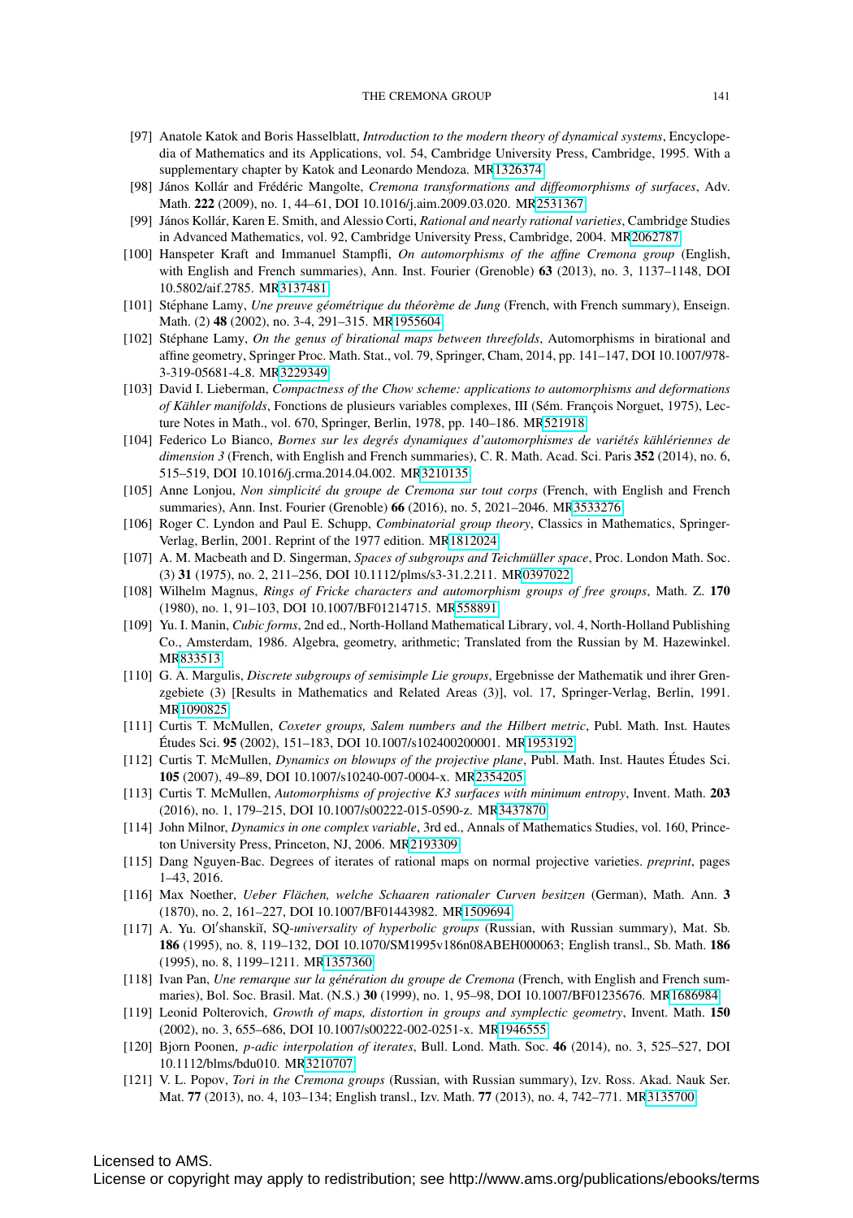[97] Anatole Katok and Boris Hasselblatt, *Introduction to the modern theory of dynamical systems*, Encyclopedia of Mathematics and its Applications, vol. 54, Cambridge University Press, Cambridge, 1995. With a supplementary chapter by Katok and Leonardo Mendoza. MR1326374

[98] János Kollár and Frédéric Mangolte, *Cremona transformations and diffeomorphisms of surfaces*, Adv. Math. **222** (2009), no. 1, 44–61, DOI 10.1016/j.aim.2009.03.020. MR2531367

[99] János Kollár, Karen E. Smith, and Alessio Corti, *Rational and nearly rational varieties*, Cambridge Studies in Advanced Mathematics, vol. 92, Cambridge University Press, Cambridge, 2004. MR2062787

[100] Hanspeter Kraft and Immanuel Stampfli, *On automorphisms of the affine Cremona group* (English, with English and French summaries), Ann. Inst. Fourier (Grenoble) **63** (2013), no. 3, 1137–1148, DOI 10.5802/aif.2785. MR3137481

[101] Stéphane Lamy, *Une preuve géométrique du théorème de Jung* (French, with French summary), Enseign. Math. (2) **48** (2002), no. 3-4, 291–315. MR1955604

[102] Stéphane Lamy, *On the genus of birational maps between threefolds*, Automorphisms in birational and affine geometry, Springer Proc. Math. Stat., vol. 79, Springer, Cham, 2014, pp. 141–147, DOI 10.1007/978-3-319-05681-4_8. MR3229349

[103] David I. Lieberman, *Compactness of the Chow scheme: applications to automorphisms and deformations of Kähler manifolds*, Fonctions de plusieurs variables complexes, III (Sém. François Norguet, 1975), Lecture Notes in Math., vol. 670, Springer, Berlin, 1978, pp. 140–186. MR521918

[104] Federico Lo Bianco, *Bornes sur les degrés dynamiques d'automorphismes de variétés kählériennes de dimension 3* (French, with English and French summaries), C. R. Math. Acad. Sci. Paris **352** (2014), no. 6, 515–519, DOI 10.1016/j.crma.2014.04.002. MR3210135

[105] Anne Lonjou, *Non simplicité du groupe de Cremona sur tout corps* (French, with English and French summaries), Ann. Inst. Fourier (Grenoble) **66** (2016), no. 5, 2021–2046. MR3533276

[106] Roger C. Lyndon and Paul E. Schupp, *Combinatorial group theory*, Classics in Mathematics, Springer-Verlag, Berlin, 2001. Reprint of the 1977 edition. MR1812024

[107] A. M. Macbeath and D. Singerman, *Spaces of subgroups and Teichmüller space*, Proc. London Math. Soc. (3) **31** (1975), no. 2, 211–256, DOI 10.1112/plms/s3-31.2.211. MR0397022

[108] Wilhelm Magnus, *Rings of Fricke characters and automorphism groups of free groups*, Math. Z. **170** (1980), no. 1, 91–103, DOI 10.1007/BF01214715. MR558891

[109] Yu. I. Manin, *Cubic forms*, 2nd ed., North-Holland Mathematical Library, vol. 4, North-Holland Publishing Co., Amsterdam, 1986. Algebra, geometry, arithmetic; Translated from the Russian by M. Hazewinkel. MR833513

[110] G. A. Margulis, *Discrete subgroups of semisimple Lie groups*, Ergebnisse der Mathematik und ihrer Grenzgebiete (3) [Results in Mathematics and Related Areas (3)], vol. 17, Springer-Verlag, Berlin, 1991. MR1090825

[111] Curtis T. McMullen, *Coxeter groups, Salem numbers and the Hilbert metric*, Publ. Math. Inst. Hautes Études Sci. **95** (2002), 151–183, DOI 10.1007/s102400200001. MR1953192

[112] Curtis T. McMullen, *Dynamics on blowups of the projective plane*, Publ. Math. Inst. Hautes Études Sci. **105** (2007), 49–89, DOI 10.1007/s10240-007-0004-x. MR2354205

[113] Curtis T. McMullen, *Automorphisms of projective K3 surfaces with minimum entropy*, Invent. Math. **203** (2016), no. 1, 179–215, DOI 10.1007/s00222-015-0590-z. MR3437870

[114] John Milnor, *Dynamics in one complex variable*, 3rd ed., Annals of Mathematics Studies, vol. 160, Princeton University Press, Princeton, NJ, 2006. MR2193309

[115] Dang Nguyen-Bac. Degrees of iterates of rational maps on normal projective varieties. *preprint*, pages 1–43, 2016.

[116] Max Noether, *Ueber Flächen, welche Schaaren rationaler Curven besitzen* (German), Math. Ann. **3** (1870), no. 2, 161–227, DOI 10.1007/BF01443982. MR1509694

[117] A. Yu. Olʹshanskiĭ, SQ-*universality of hyperbolic groups* (Russian, with Russian summary), Mat. Sb. **186** (1995), no. 8, 119–132, DOI 10.1070/SM1995v186n08ABEH000063; English transl., Sb. Math. **186** (1995), no. 8, 1199–1211. MR1357360

[118] Ivan Pan, *Une remarque sur la génération du groupe de Cremona* (French, with English and French summaries), Bol. Soc. Brasil. Mat. (N.S.) **30** (1999), no. 1, 95–98, DOI 10.1007/BF01235676. MR1686984

[119] Leonid Polterovich, *Growth of maps, distortion in groups and symplectic geometry*, Invent. Math. **150** (2002), no. 3, 655–686, DOI 10.1007/s00222-002-0251-x. MR1946555

[120] Bjorn Poonen, *p-adic interpolation of iterates*, Bull. Lond. Math. Soc. **46** (2014), no. 3, 525–527, DOI 10.1112/blms/bdu010. MR3210707

[121] V. L. Popov, *Tori in the Cremona groups* (Russian, with Russian summary), Izv. Ross. Akad. Nauk Ser. Mat. **77** (2013), no. 4, 103–134; English transl., Izv. Math. **77** (2013), no. 4, 742–771. MR3135700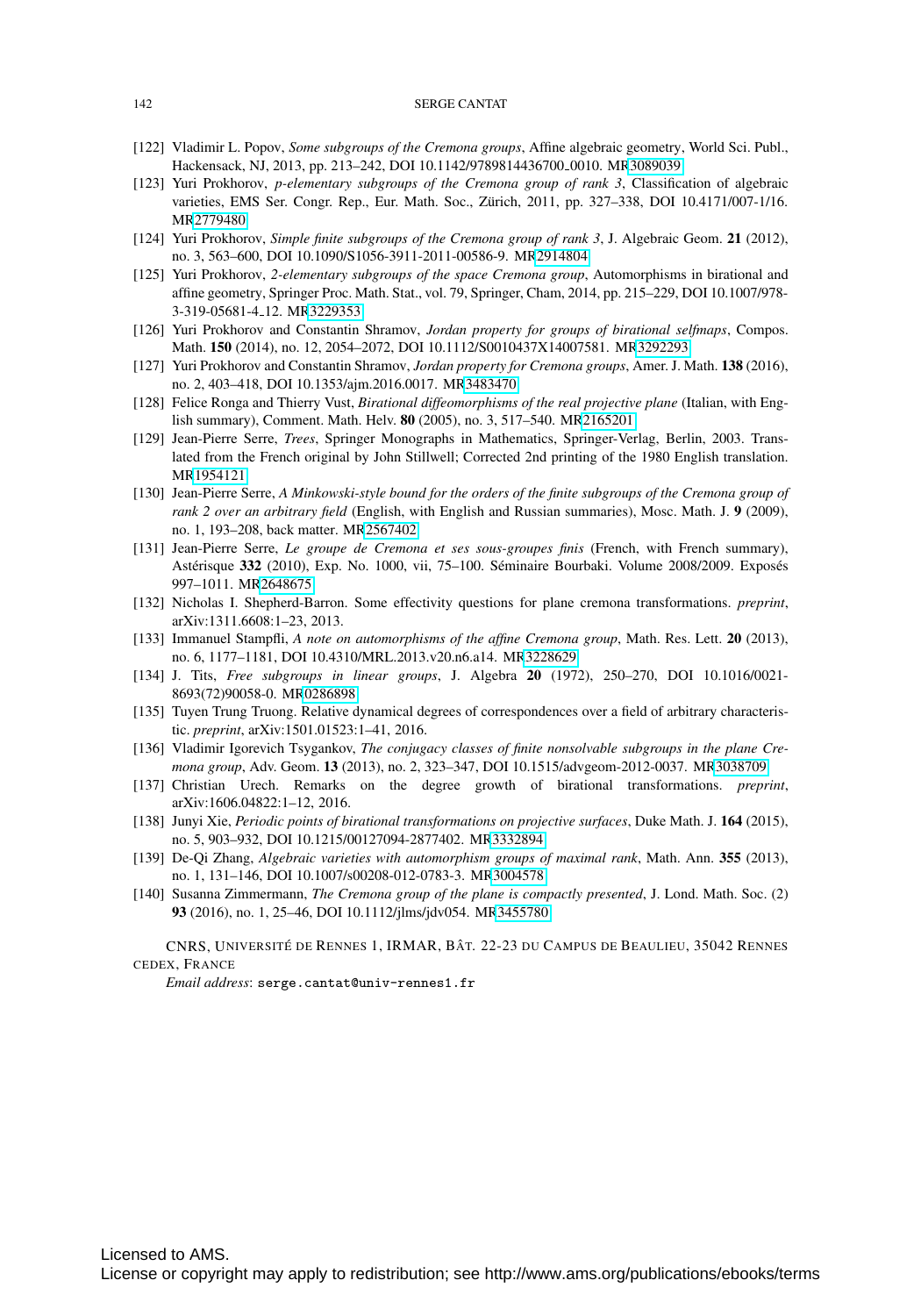[122] Vladimir L. Popov, *Some subgroups of the Cremona groups*, Affine algebraic geometry, World Sci. Publ., Hackensack, NJ, 2013, pp. 213–242, DOI 10.1142/9789814436700_0010. MR3089039

[123] Yuri Prokhorov, *p-elementary subgroups of the Cremona group of rank 3*, Classification of algebraic varieties, EMS Ser. Congr. Rep., Eur. Math. Soc., Zürich, 2011, pp. 327–338, DOI 10.4171/007-1/16. MR2779480

[124] Yuri Prokhorov, *Simple finite subgroups of the Cremona group of rank 3*, J. Algebraic Geom. **21** (2012), no. 3, 563–600, DOI 10.1090/S1056-3911-2011-00586-9. MR2914804

[125] Yuri Prokhorov, *2-elementary subgroups of the space Cremona group*, Automorphisms in birational and affine geometry, Springer Proc. Math. Stat., vol. 79, Springer, Cham, 2014, pp. 215–229, DOI 10.1007/978-3-319-05681-4_12. MR3229353

[126] Yuri Prokhorov and Constantin Shramov, *Jordan property for groups of birational selfmaps*, Compos. Math. **150** (2014), no. 12, 2054–2072, DOI 10.1112/S0010437X14007581. MR3292293

[127] Yuri Prokhorov and Constantin Shramov, *Jordan property for Cremona groups*, Amer. J. Math. **138** (2016), no. 2, 403–418, DOI 10.1353/ajm.2016.0017. MR3483470

[128] Felice Ronga and Thierry Vust, *Birational diffeomorphisms of the real projective plane* (Italian, with English summary), Comment. Math. Helv. **80** (2005), no. 3, 517–540. MR2165201

[129] Jean-Pierre Serre, *Trees*, Springer Monographs in Mathematics, Springer-Verlag, Berlin, 2003. Translated from the French original by John Stillwell; Corrected 2nd printing of the 1980 English translation. MR1954121

[130] Jean-Pierre Serre, *A Minkowski-style bound for the orders of the finite subgroups of the Cremona group of rank 2 over an arbitrary field* (English, with English and Russian summaries), Mosc. Math. J. **9** (2009), no. 1, 193–208, back matter. MR2567402

[131] Jean-Pierre Serre, *Le groupe de Cremona et ses sous-groupes finis* (French, with French summary), Astérisque **332** (2010), Exp. No. 1000, vii, 75–100. Séminaire Bourbaki. Volume 2008/2009. Exposés 997–1011. MR2648675

[132] Nicholas I. Shepherd-Barron. Some effectivity questions for plane cremona transformations. *preprint*, arXiv:1311.6608:1–23, 2013.

[133] Immanuel Stampfli, *A note on automorphisms of the affine Cremona group*, Math. Res. Lett. **20** (2013), no. 6, 1177–1181, DOI 10.4310/MRL.2013.v20.n6.a14. MR3228629

[134] J. Tits, *Free subgroups in linear groups*, J. Algebra **20** (1972), 250–270, DOI 10.1016/0021-8693(72)90058-0. MR0286898

[135] Tuyen Trung Truong. Relative dynamical degrees of correspondences over a field of arbitrary characteristic. *preprint*, arXiv:1501.01523:1–41, 2016.

[136] Vladimir Igorevich Tsygankov, *The conjugacy classes of finite nonsolvable subgroups in the plane Cremona group*, Adv. Geom. **13** (2013), no. 2, 323–347, DOI 10.1515/advgeom-2012-0037. MR3038709

[137] Christian Urech. Remarks on the degree growth of birational transformations. *preprint*, arXiv:1606.04822:1–12, 2016.

[138] Junyi Xie, *Periodic points of birational transformations on projective surfaces*, Duke Math. J. **164** (2015), no. 5, 903–932, DOI 10.1215/00127094-2877402. MR3332894

[139] De-Qi Zhang, *Algebraic varieties with automorphism groups of maximal rank*, Math. Ann. **355** (2013), no. 1, 131–146, DOI 10.1007/s00208-012-0783-3. MR3004578

[140] Susanna Zimmermann, *The Cremona group of the plane is compactly presented*, J. Lond. Math. Soc. (2) **93** (2016), no. 1, 25–46, DOI 10.1112/jlms/jdv054. MR3455780

CNRS, Université de Rennes 1, IRMAR, Bât. 22-23 du Campus de Beaulieu, 35042 Rennes cedex, France

*Email address*: serge.cantat@univ-rennes1.fr

Licensed to AMS.
License or copyright may apply to redistribution; see http://www.ams.org/publications/ebooks/terms